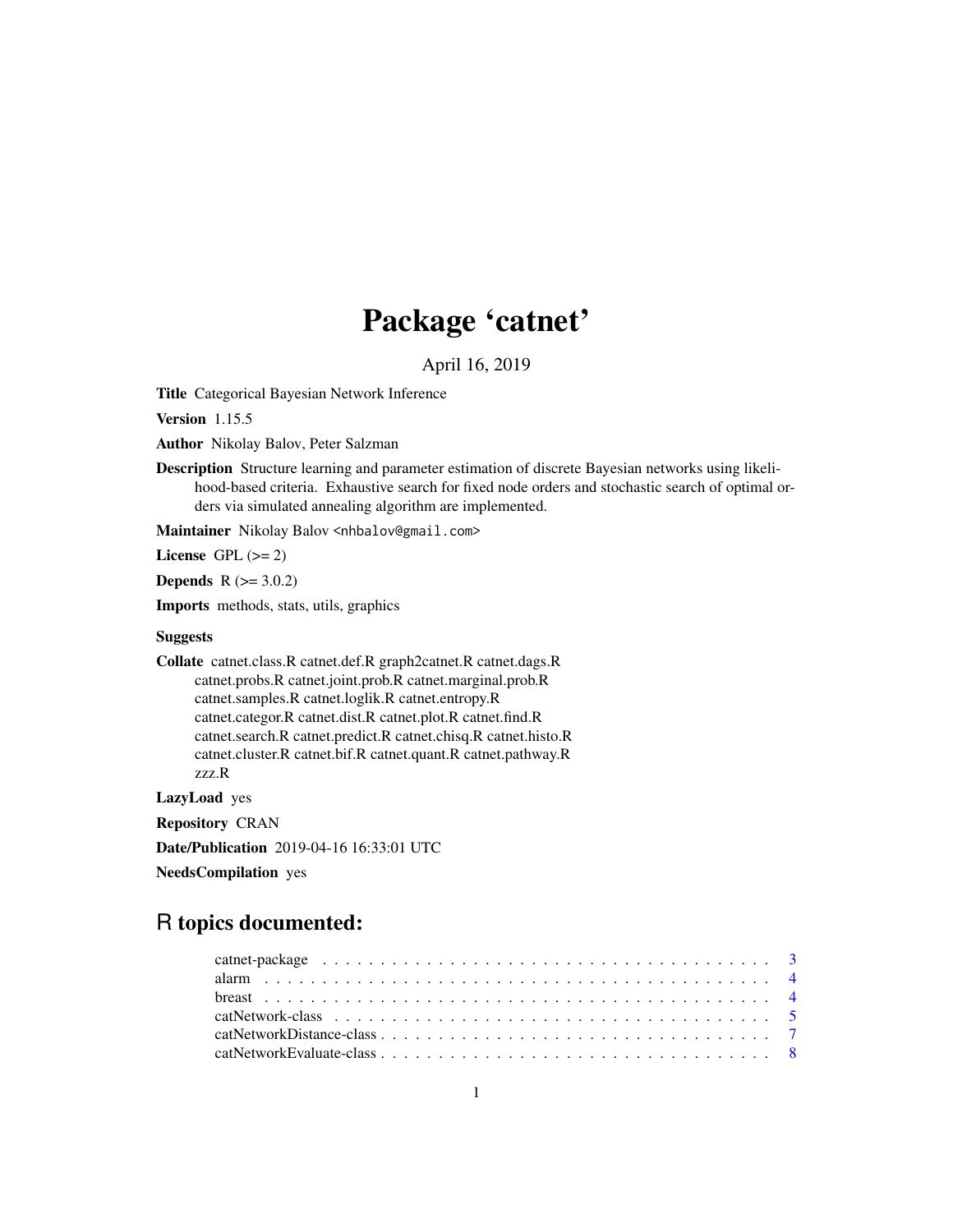# Package 'catnet'

April 16, 2019

**Title** Categorical Bayesian Network Inference

**Version** 1.15.5

**Author** Nikolay Balov, Peter Salzman

**Description** Structure learning and parameter estimation of discrete Bayesian networks using likelihood-based criteria. Exhaustive search for fixed node orders and stochastic search of optimal orders via simulated annealing algorithm are implemented.

**Maintainer** Nikolay Balov <nhbalov@gmail.com>

**License** GPL (>= 2)

**Depends** R (>= 3.0.2)

**Imports** methods, stats, utils, graphics

**Suggests**

**Collate** catnet.class.R catnet.def.R graph2catnet.R catnet.dags.R catnet.probs.R catnet.joint.prob.R catnet.marginal.prob.R catnet.samples.R catnet.loglik.R catnet.entropy.R catnet.categor.R catnet.dist.R catnet.plot.R catnet.find.R catnet.search.R catnet.predict.R catnet.chisq.R catnet.histo.R catnet.cluster.R catnet.bif.R catnet.quant.R catnet.pathway.R zzz.R

**LazyLoad** yes

**Repository** CRAN

**Date/Publication** 2019-04-16 16:33:01 UTC

**NeedsCompilation** yes

## R topics documented:

- catnet-package . . . . . . . . . . . . . . . . . . . . . . . . . . . . . . . . . . . . . . . 3
- alarm . . . . . . . . . . . . . . . . . . . . . . . . . . . . . . . . . . . . . . . . . . . . 4
- breast . . . . . . . . . . . . . . . . . . . . . . . . . . . . . . . . . . . . . . . . . . . 4
- catNetwork-class . . . . . . . . . . . . . . . . . . . . . . . . . . . . . . . . . . . . . 5
- catNetworkDistance-class . . . . . . . . . . . . . . . . . . . . . . . . . . . . . . . . 7
- catNetworkEvaluate-class . . . . . . . . . . . . . . . . . . . . . . . . . . . . . . . . 8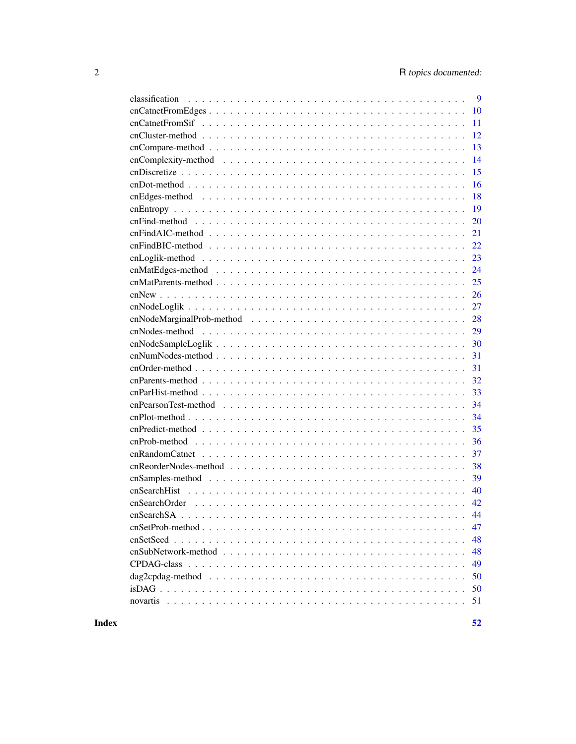| | |
|---|---|
| classification | 9 |
| cnCatnetFromEdges | 10 |
| cnCatnetFromSif | 11 |
| cnCluster-method | 12 |
| cnCompare-method | 13 |
| cnComplexity-method | 14 |
| cnDiscretize | 15 |
| cnDot-method | 16 |
| cnEdges-method | 18 |
| cnEntropy | 19 |
| cnFind-method | 20 |
| cnFindAIC-method | 21 |
| cnFindBIC-method | 22 |
| cnLoglik-method | 23 |
| cnMatEdges-method | 24 |
| cnMatParents-method | 25 |
| cnNew | 26 |
| cnNodeLoglik | 27 |
| cnNodeMarginalProb-method | 28 |
| cnNodes-method | 29 |
| cnNodeSampleLoglik | 30 |
| cnNumNodes-method | 31 |
| cnOrder-method | 31 |
| cnParents-method | 32 |
| cnParHist-method | 33 |
| cnPearsonTest-method | 34 |
| cnPlot-method | 34 |
| cnPredict-method | 35 |
| cnProb-method | 36 |
| cnRandomCatnet | 37 |
| cnReorderNodes-method | 38 |
| cnSamples-method | 39 |
| cnSearchHist | 40 |
| cnSearchOrder | 42 |
| cnSearchSA | 44 |
| cnSetProb-method | 47 |
| cnSetSeed | 48 |
| cnSubNetwork-method | 48 |
| CPDAG-class | 49 |
| dag2cpdag-method | 50 |
| isDAG | 50 |
| novartis | 51 |

**Index** **52**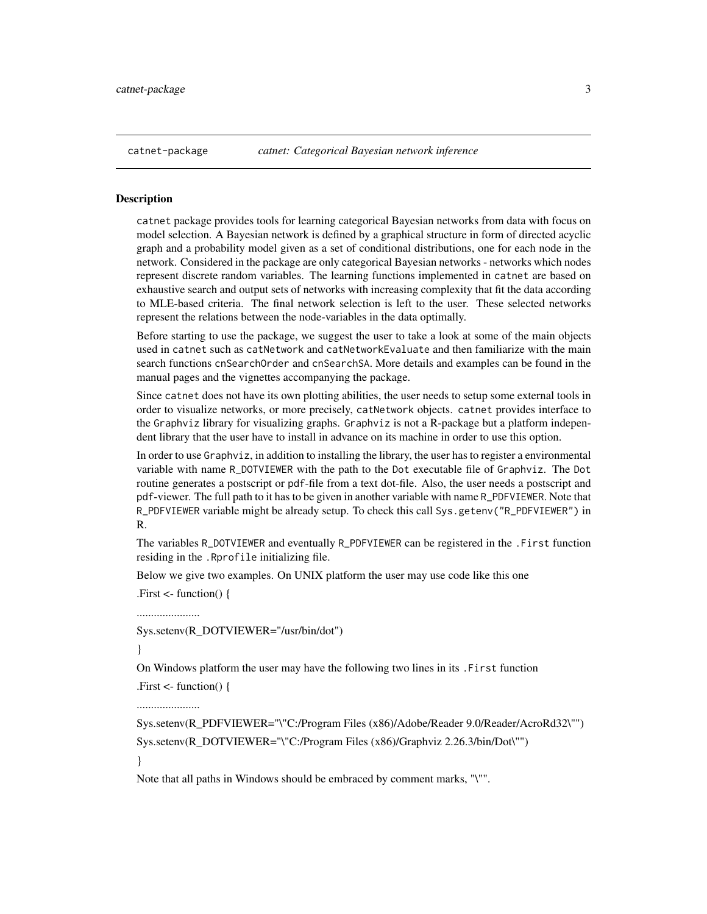catnet-package    *catnet: Categorical Bayesian network inference*

## Description

catnet package provides tools for learning categorical Bayesian networks from data with focus on model selection. A Bayesian network is defined by a graphical structure in form of directed acyclic graph and a probability model given as a set of conditional distributions, one for each node in the network. Considered in the package are only categorical Bayesian networks - networks which nodes represent discrete random variables. The learning functions implemented in catnet are based on exhaustive search and output sets of networks with increasing complexity that fit the data according to MLE-based criteria. The final network selection is left to the user. These selected networks represent the relations between the node-variables in the data optimally.

Before starting to use the package, we suggest the user to take a look at some of the main objects used in catnet such as catNetwork and catNetworkEvaluate and then familiarize with the main search functions cnSearchOrder and cnSearchSA. More details and examples can be found in the manual pages and the vignettes accompanying the package.

Since catnet does not have its own plotting abilities, the user needs to setup some external tools in order to visualize networks, or more precisely, catNetwork objects. catnet provides interface to the Graphviz library for visualizing graphs. Graphviz is not a R-package but a platform independent library that the user have to install in advance on its machine in order to use this option.

In order to use Graphviz, in addition to installing the library, the user has to register a environmental variable with name R_DOTVIEWER with the path to the Dot executable file of Graphviz. The Dot routine generates a postscript or pdf-file from a text dot-file. Also, the user needs a postscript and pdf-viewer. The full path to it has to be given in another variable with name R_PDFVIEWER. Note that R_PDFVIEWER variable might be already setup. To check this call Sys.getenv("R_PDFVIEWER") in R.

The variables R_DOTVIEWER and eventually R_PDFVIEWER can be registered in the .First function residing in the .Rprofile initializing file.

Below we give two examples. On UNIX platform the user may use code like this one

.First <- function() {

......................

Sys.setenv(R_DOTVIEWER="/usr/bin/dot")

}

On Windows platform the user may have the following two lines in its .First function

.First <- function() {

......................

Sys.setenv(R_PDFVIEWER="\"C:/Program Files (x86)/Adobe/Reader 9.0/Reader/AcroRd32\"")

Sys.setenv(R_DOTVIEWER="\"C:/Program Files (x86)/Graphviz 2.26.3/bin/Dot\"")

}

Note that all paths in Windows should be embraced by comment marks, "\"".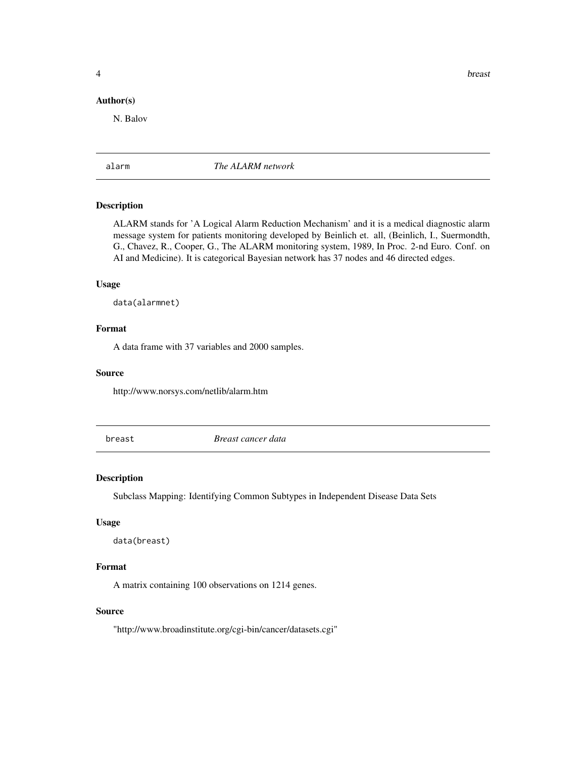### Author(s)

N. Balov

---

`alarm` *The ALARM network*

---

### Description

ALARM stands for 'A Logical Alarm Reduction Mechanism' and it is a medical diagnostic alarm message system for patients monitoring developed by Beinlich et. all, (Beinlich, I., Suermondth, G., Chavez, R., Cooper, G., The ALARM monitoring system, 1989, In Proc. 2-nd Euro. Conf. on AI and Medicine). It is categorical Bayesian network has 37 nodes and 46 directed edges.

### Usage

```
data(alarmnet)
```

### Format

A data frame with 37 variables and 2000 samples.

### Source

http://www.norsys.com/netlib/alarm.htm

---

`breast` *Breast cancer data*

---

### Description

Subclass Mapping: Identifying Common Subtypes in Independent Disease Data Sets

### Usage

```
data(breast)
```

### Format

A matrix containing 100 observations on 1214 genes.

### Source

"http://www.broadinstitute.org/cgi-bin/cancer/datasets.cgi"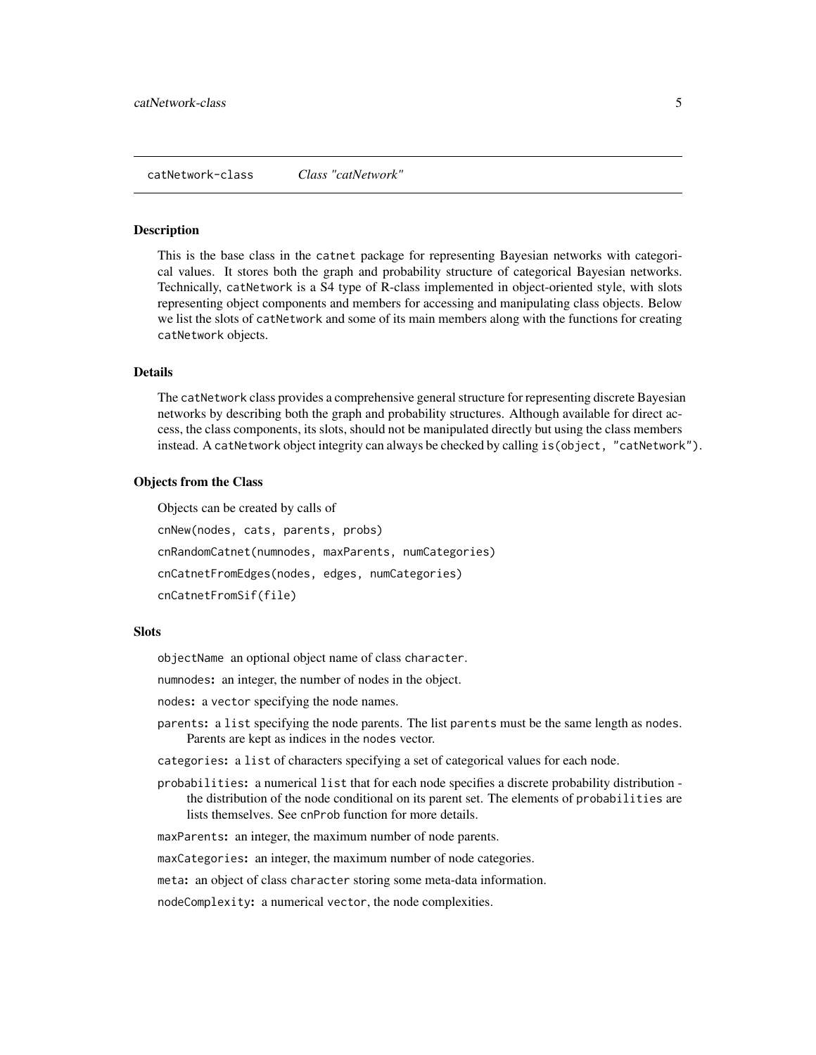## catNetwork-class    *Class "catNetwork"*

### Description

This is the base class in the catnet package for representing Bayesian networks with categorical values. It stores both the graph and probability structure of categorical Bayesian networks. Technically, catNetwork is a S4 type of R-class implemented in object-oriented style, with slots representing object components and members for accessing and manipulating class objects. Below we list the slots of catNetwork and some of its main members along with the functions for creating catNetwork objects.

### Details

The catNetwork class provides a comprehensive general structure for representing discrete Bayesian networks by describing both the graph and probability structures. Although available for direct access, the class components, its slots, should not be manipulated directly but using the class members instead. A catNetwork object integrity can always be checked by calling `is(object, "catNetwork")`.

### Objects from the Class

Objects can be created by calls of

`cnNew(nodes, cats, parents, probs)`

`cnRandomCatnet(numnodes, maxParents, numCategories)`

`cnCatnetFromEdges(nodes, edges, numCategories)`

`cnCatnetFromSif(file)`

### Slots

`objectName` an optional object name of class `character`.

**`numnodes`:** an integer, the number of nodes in the object.

**`nodes`:** a `vector` specifying the node names.

**`parents`:** a `list` specifying the node parents. The list `parents` must be the same length as `nodes`. Parents are kept as indices in the `nodes` vector.

**`categories`:** a `list` of characters specifying a set of categorical values for each node.

**`probabilities`:** a numerical `list` that for each node specifies a discrete probability distribution - the distribution of the node conditional on its parent set. The elements of `probabilities` are lists themselves. See `cnProb` function for more details.

**`maxParents`:** an integer, the maximum number of node parents.

**`maxCategories`:** an integer, the maximum number of node categories.

**`meta`:** an object of class `character` storing some meta-data information.

**`nodeComplexity`:** a numerical `vector`, the node complexities.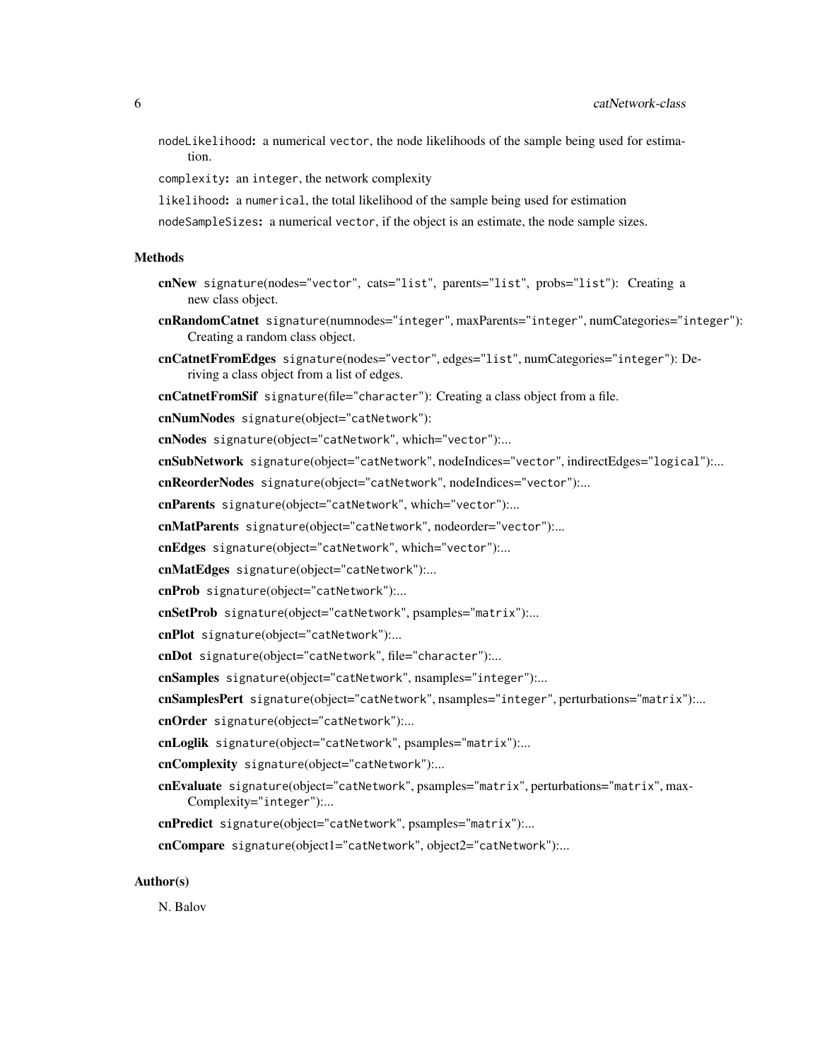nodeLikelihood: a numerical vector, the node likelihoods of the sample being used for estimation.

complexity: an integer, the network complexity

likelihood: a numerical, the total likelihood of the sample being used for estimation

nodeSampleSizes: a numerical vector, if the object is an estimate, the node sample sizes.

### Methods

**cnNew** signature(nodes="vector", cats="list", parents="list", probs="list"): Creating a new class object.

**cnRandomCatnet** signature(numnodes="integer", maxParents="integer", numCategories="integer"): Creating a random class object.

**cnCatnetFromEdges** signature(nodes="vector", edges="list", numCategories="integer"): Deriving a class object from a list of edges.

**cnCatnetFromSif** signature(file="character"): Creating a class object from a file.

**cnNumNodes** signature(object="catNetwork"):

**cnNodes** signature(object="catNetwork", which="vector"):...

**cnSubNetwork** signature(object="catNetwork", nodeIndices="vector", indirectEdges="logical"):...

**cnReorderNodes** signature(object="catNetwork", nodeIndices="vector"):...

**cnParents** signature(object="catNetwork", which="vector"):...

**cnMatParents** signature(object="catNetwork", nodeorder="vector"):...

**cnEdges** signature(object="catNetwork", which="vector"):...

**cnMatEdges** signature(object="catNetwork"):...

**cnProb** signature(object="catNetwork"):...

**cnSetProb** signature(object="catNetwork", psamples="matrix"):...

**cnPlot** signature(object="catNetwork"):...

**cnDot** signature(object="catNetwork", file="character"):...

**cnSamples** signature(object="catNetwork", nsamples="integer"):...

**cnSamplesPert** signature(object="catNetwork", nsamples="integer", perturbations="matrix"):...

**cnOrder** signature(object="catNetwork"):...

**cnLoglik** signature(object="catNetwork", psamples="matrix"):...

**cnComplexity** signature(object="catNetwork"):...

**cnEvaluate** signature(object="catNetwork", psamples="matrix", perturbations="matrix", maxComplexity="integer"):...

**cnPredict** signature(object="catNetwork", psamples="matrix"):...

**cnCompare** signature(object1="catNetwork", object2="catNetwork"):...

### Author(s)

N. Balov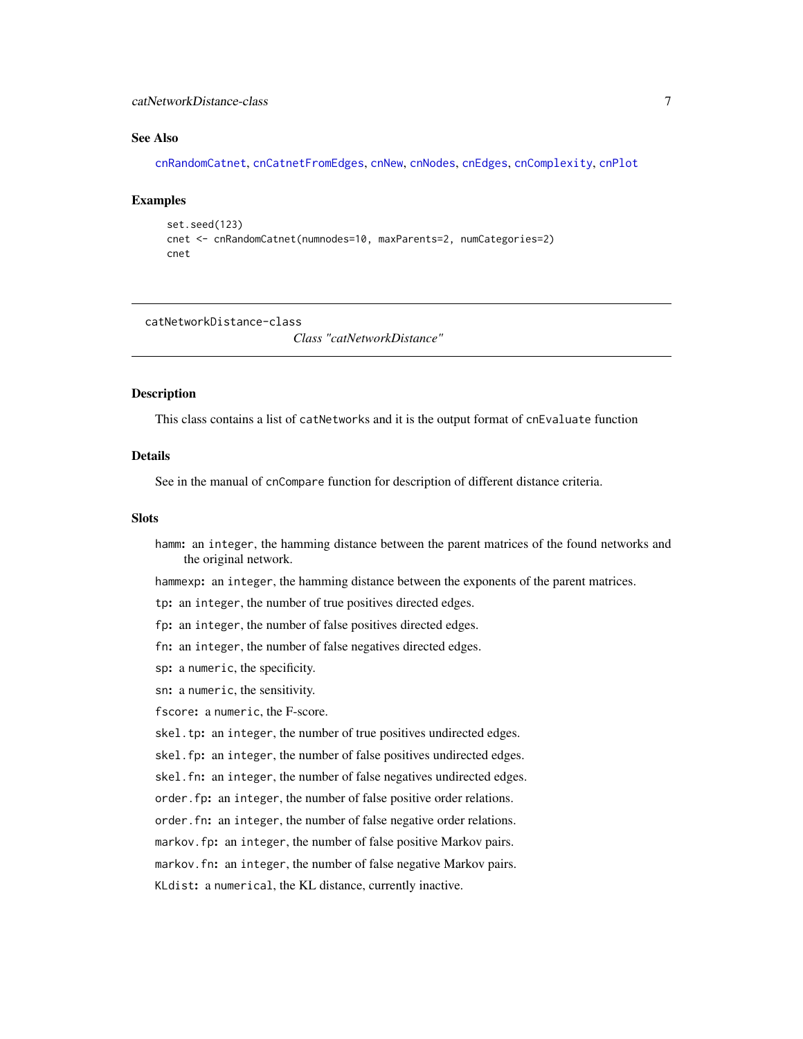## See Also

cnRandomCatnet, cnCatnetFromEdges, cnNew, cnNodes, cnEdges, cnComplexity, cnPlot

## Examples

```
set.seed(123)
cnet <- cnRandomCatnet(numnodes=10, maxParents=2, numCategories=2)
cnet
```

---

catNetworkDistance-class

*Class "catNetworkDistance"*

---

## Description

This class contains a list of `catNetworks` and it is the output format of `cnEvaluate` function

## Details

See in the manual of `cnCompare` function for description of different distance criteria.

## Slots

- `hamm`: an `integer`, the hamming distance between the parent matrices of the found networks and the original network.
- `hammexp`: an `integer`, the hamming distance between the exponents of the parent matrices.
- `tp`: an `integer`, the number of true positives directed edges.
- `fp`: an `integer`, the number of false positives directed edges.
- `fn`: an `integer`, the number of false negatives directed edges.
- `sp`: a `numeric`, the specificity.
- `sn`: a `numeric`, the sensitivity.
- `fscore`: a `numeric`, the F-score.
- `skel.tp`: an `integer`, the number of true positives undirected edges.
- `skel.fp`: an `integer`, the number of false positives undirected edges.
- `skel.fn`: an `integer`, the number of false negatives undirected edges.
- `order.fp`: an `integer`, the number of false positive order relations.
- `order.fn`: an `integer`, the number of false negative order relations.
- `markov.fp`: an `integer`, the number of false positive Markov pairs.
- `markov.fn`: an `integer`, the number of false negative Markov pairs.
- `KLdist`: a `numerical`, the KL distance, currently inactive.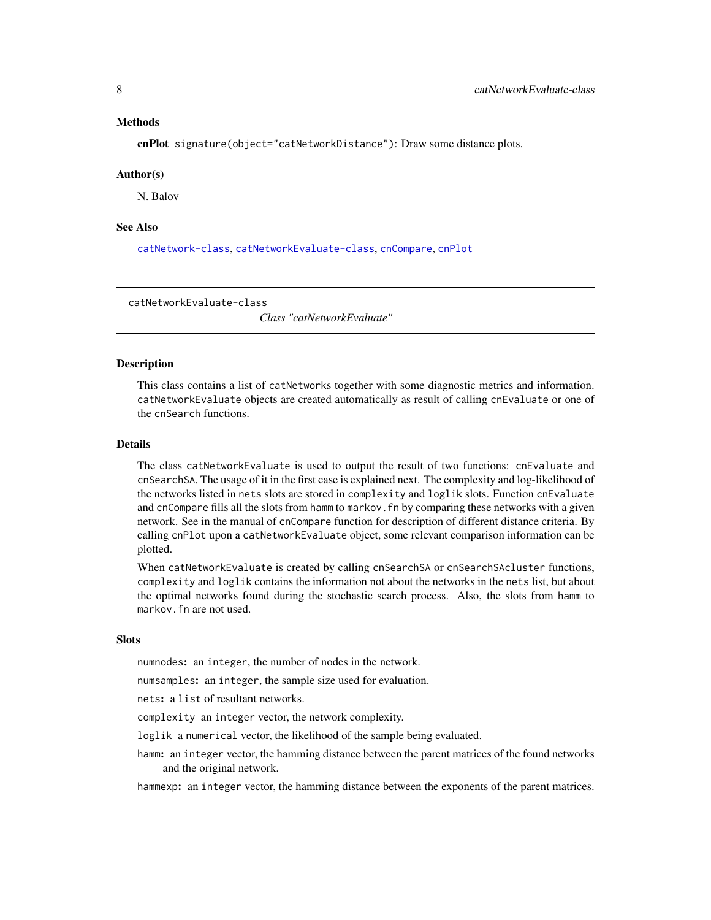### Methods

**cnPlot** `signature(object="catNetworkDistance")`: Draw some distance plots.

### Author(s)

N. Balov

### See Also

`catNetwork-class`, `catNetworkEvaluate-class`, `cnCompare`, `cnPlot`

---

## catNetworkEvaluate-class    *Class "catNetworkEvaluate"*

---

### Description

This class contains a list of `catNetwork`s together with some diagnostic metrics and information. `catNetworkEvaluate` objects are created automatically as result of calling `cnEvaluate` or one of the `cnSearch` functions.

### Details

The class `catNetworkEvaluate` is used to output the result of two functions: `cnEvaluate` and `cnSearchSA`. The usage of it in the first case is explained next. The complexity and log-likelihood of the networks listed in `nets` slots are stored in `complexity` and `loglik` slots. Function `cnEvaluate` and `cnCompare` fills all the slots from `hamm` to `markov.fn` by comparing these networks with a given network. See in the manual of `cnCompare` function for description of different distance criteria. By calling `cnPlot` upon a `catNetworkEvaluate` object, some relevant comparison information can be plotted.

When `catNetworkEvaluate` is created by calling `cnSearchSA` or `cnSearchSAcluster` functions, `complexity` and `loglik` contains the information not about the networks in the `nets` list, but about the optimal networks found during the stochastic search process. Also, the slots from `hamm` to `markov.fn` are not used.

### Slots

`numnodes`**:** an `integer`, the number of nodes in the network.

`numsamples`**:** an `integer`, the sample size used for evaluation.

`nets`**:** a `list` of resultant networks.

`complexity` an `integer` vector, the network complexity.

`loglik` a `numerical` vector, the likelihood of the sample being evaluated.

`hamm`**:** an `integer` vector, the hamming distance between the parent matrices of the found networks and the original network.

`hammexp`**:** an `integer` vector, the hamming distance between the exponents of the parent matrices.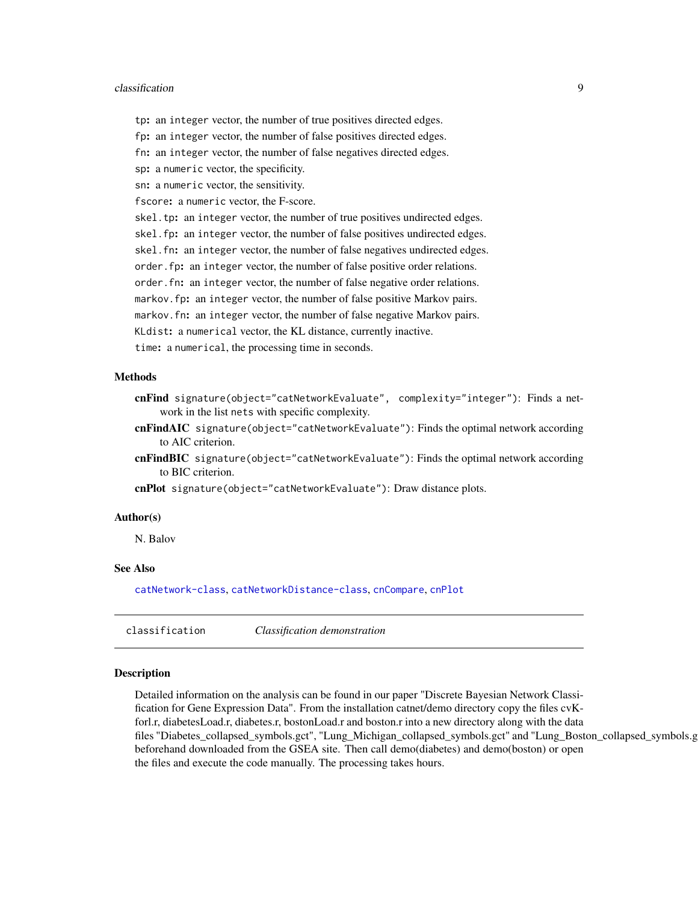tp**:** an integer vector, the number of true positives directed edges.

fp**:** an integer vector, the number of false positives directed edges.

fn**:** an integer vector, the number of false negatives directed edges.

sp**:** a numeric vector, the specificity.

sn**:** a numeric vector, the sensitivity.

fscore**:** a numeric vector, the F-score.

skel.tp**:** an integer vector, the number of true positives undirected edges.

skel.fp**:** an integer vector, the number of false positives undirected edges.

skel.fn**:** an integer vector, the number of false negatives undirected edges.

order.fp**:** an integer vector, the number of false positive order relations.

order.fn**:** an integer vector, the number of false negative order relations.

markov.fp**:** an integer vector, the number of false positive Markov pairs.

markov.fn**:** an integer vector, the number of false negative Markov pairs.

KLdist**:** a numerical vector, the KL distance, currently inactive.

time**:** a numerical, the processing time in seconds.

### Methods

**cnFind** `signature(object="catNetworkEvaluate", complexity="integer")`: Finds a network in the list nets with specific complexity.

**cnFindAIC** `signature(object="catNetworkEvaluate")`: Finds the optimal network according to AIC criterion.

**cnFindBIC** `signature(object="catNetworkEvaluate")`: Finds the optimal network according to BIC criterion.

**cnPlot** `signature(object="catNetworkEvaluate")`: Draw distance plots.

### Author(s)

N. Balov

### See Also

catNetwork-class, catNetworkDistance-class, cnCompare, cnPlot

---

## classification *Classification demonstration*

### Description

Detailed information on the analysis can be found in our paper "Discrete Bayesian Network Classification for Gene Expression Data". From the installation catnet/demo directory copy the files cvKforl.r, diabetesLoad.r, diabetes.r, bostonLoad.r and boston.r into a new directory along with the data files "Diabetes_collapsed_symbols.gct", "Lung_Michigan_collapsed_symbols.gct" and "Lung_Boston_collapsed_symbols.g beforehand downloaded from the GSEA site. Then call demo(diabetes) and demo(boston) or open the files and execute the code manually. The processing takes hours.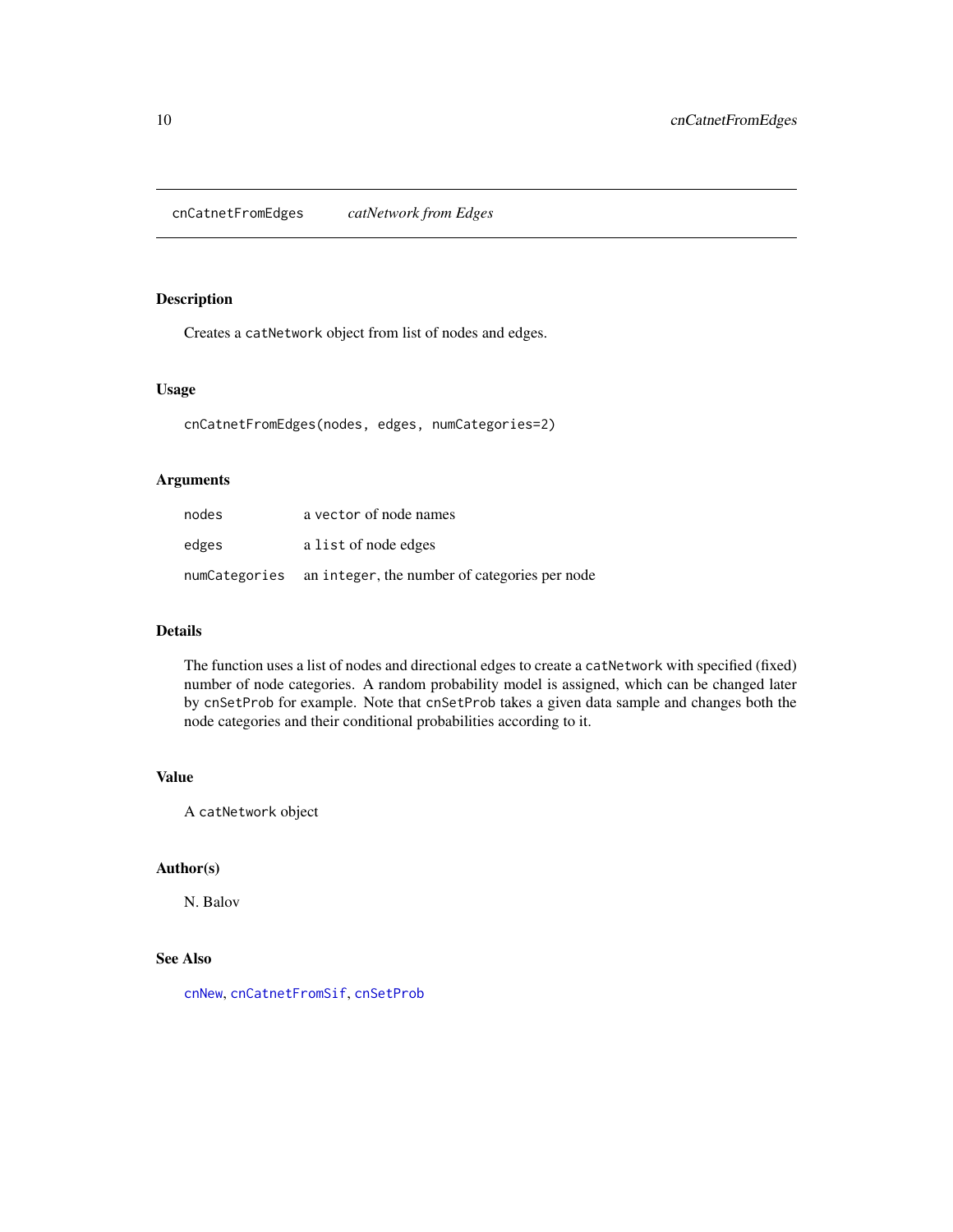# cnCatnetFromEdges    *catNetwork from Edges*

## Description

Creates a `catNetwork` object from list of nodes and edges.

## Usage

```
cnCatnetFromEdges(nodes, edges, numCategories=2)
```

## Arguments

| | |
|---|---|
| `nodes` | a `vector` of node names |
| `edges` | a `list` of node edges |
| `numCategories` | an `integer`, the number of categories per node |

## Details

The function uses a list of nodes and directional edges to create a `catNetwork` with specified (fixed) number of node categories. A random probability model is assigned, which can be changed later by `cnSetProb` for example. Note that `cnSetProb` takes a given data sample and changes both the node categories and their conditional probabilities according to it.

## Value

A `catNetwork` object

## Author(s)

N. Balov

## See Also

`cnNew`, `cnCatnetFromSif`, `cnSetProb`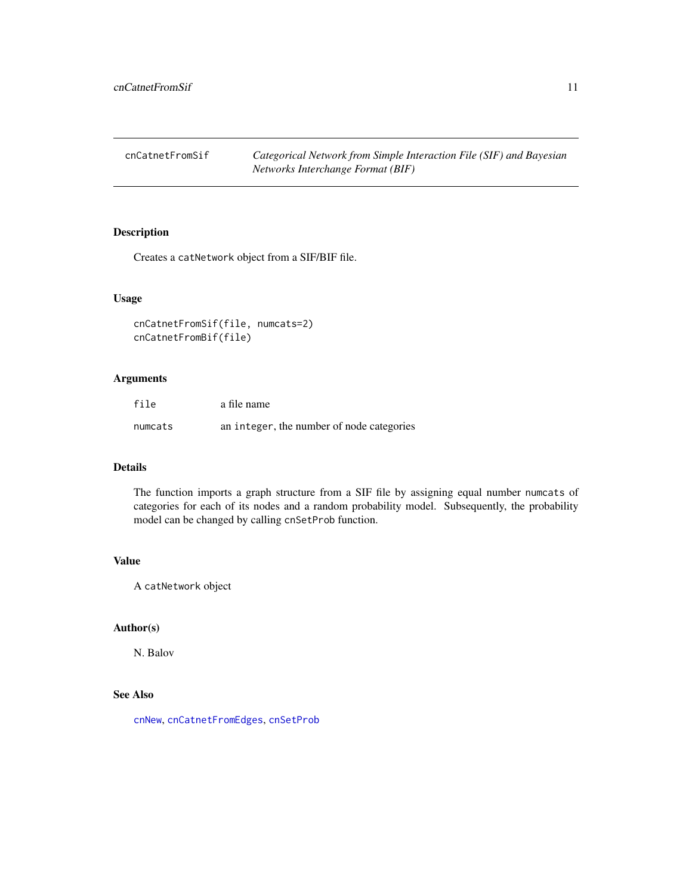# cnCatnetFromSif — *Categorical Network from Simple Interaction File (SIF) and Bayesian Networks Interchange Format (BIF)*

## Description

Creates a `catNetwork` object from a SIF/BIF file.

## Usage

```
cnCatnetFromSif(file, numcats=2)
cnCatnetFromBif(file)
```

## Arguments

| | |
|---|---|
| `file` | a file name |
| `numcats` | an `integer`, the number of node categories |

## Details

The function imports a graph structure from a SIF file by assigning equal number `numcats` of categories for each of its nodes and a random probability model. Subsequently, the probability model can be changed by calling `cnSetProb` function.

## Value

A `catNetwork` object

## Author(s)

N. Balov

## See Also

`cnNew`, `cnCatnetFromEdges`, `cnSetProb`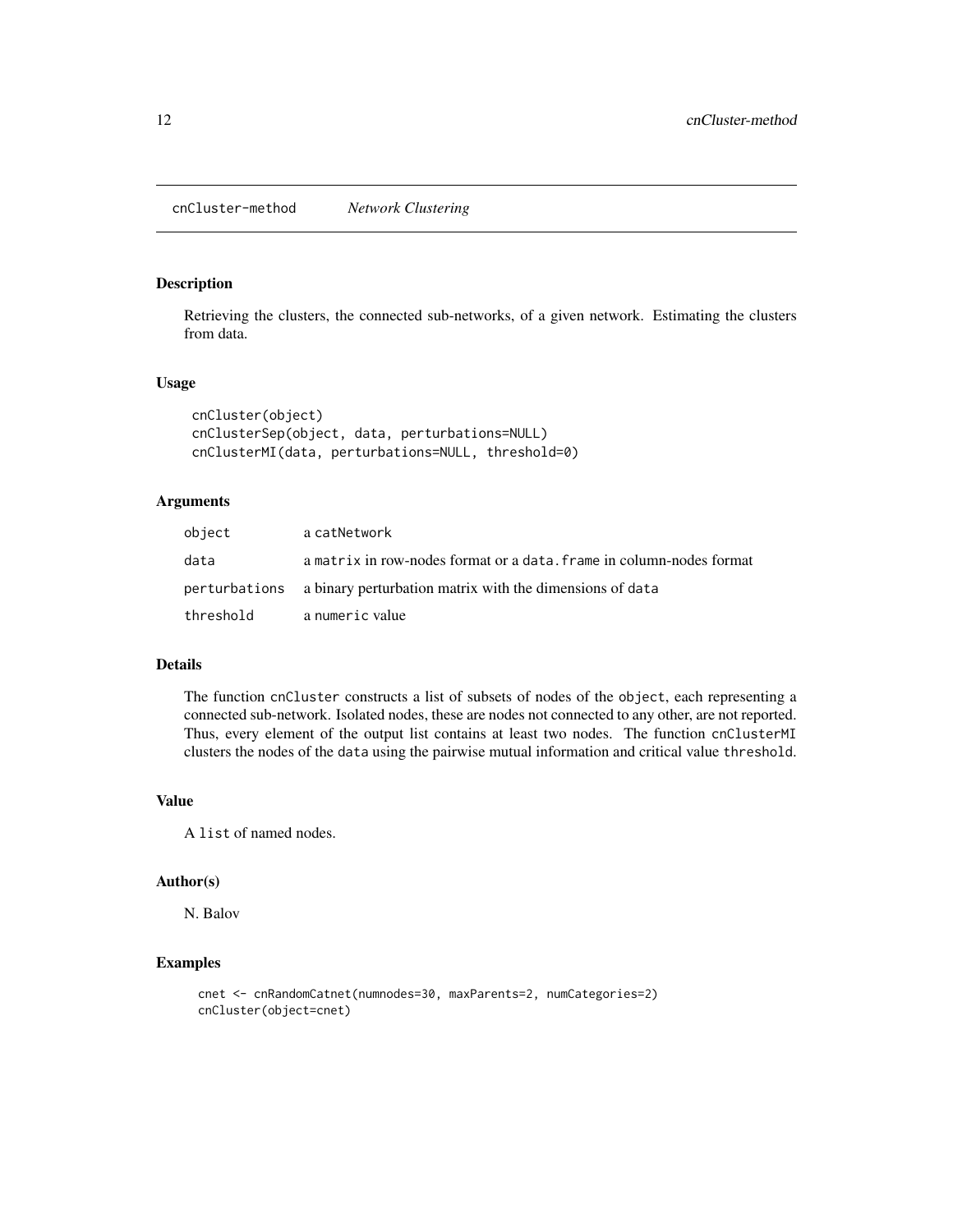## cnCluster-method — *Network Clustering*

### Description

Retrieving the clusters, the connected sub-networks, of a given network. Estimating the clusters from data.

### Usage

```
cnCluster(object)
cnClusterSep(object, data, perturbations=NULL)
cnClusterMI(data, perturbations=NULL, threshold=0)
```

### Arguments

| | |
|---|---|
| object | a catNetwork |
| data | a matrix in row-nodes format or a data.frame in column-nodes format |
| perturbations | a binary perturbation matrix with the dimensions of data |
| threshold | a numeric value |

### Details

The function cnCluster constructs a list of subsets of nodes of the object, each representing a connected sub-network. Isolated nodes, these are nodes not connected to any other, are not reported. Thus, every element of the output list contains at least two nodes. The function cnClusterMI clusters the nodes of the data using the pairwise mutual information and critical value threshold.

### Value

A list of named nodes.

### Author(s)

N. Balov

### Examples

```
cnet <- cnRandomCatnet(numnodes=30, maxParents=2, numCategories=2)
cnCluster(object=cnet)
```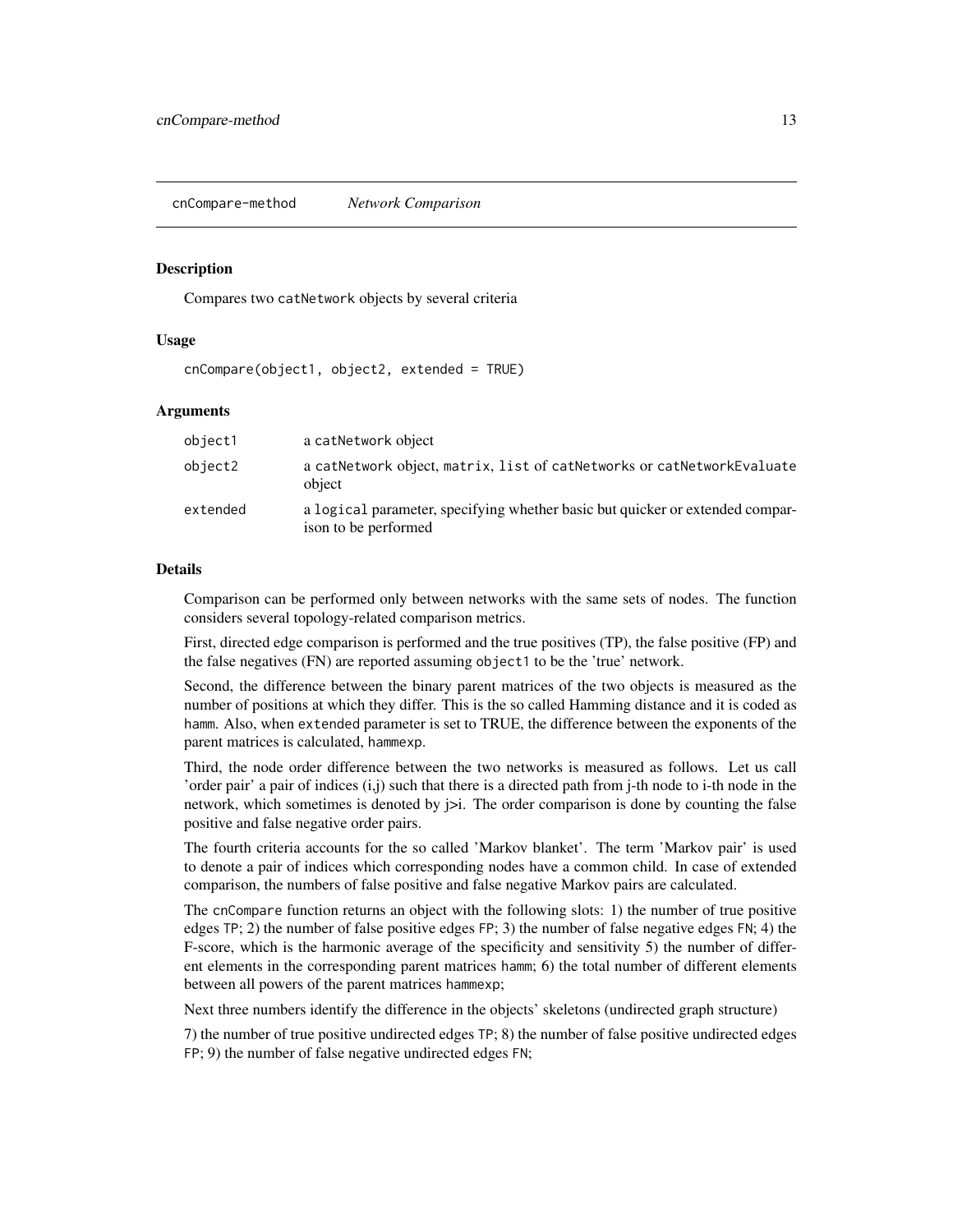## cnCompare-method *Network Comparison*

### Description

Compares two `catNetwork` objects by several criteria

### Usage

```
cnCompare(object1, object2, extended = TRUE)
```

### Arguments

| | |
|---|---|
| `object1` | a `catNetwork` object |
| `object2` | a `catNetwork` object, `matrix`, `list` of `catNetworks` or `catNetworkEvaluate` object |
| `extended` | a `logical` parameter, specifying whether basic but quicker or extended comparison to be performed |

### Details

Comparison can be performed only between networks with the same sets of nodes. The function considers several topology-related comparison metrics.

First, directed edge comparison is performed and the true positives (TP), the false positive (FP) and the false negatives (FN) are reported assuming `object1` to be the 'true' network.

Second, the difference between the binary parent matrices of the two objects is measured as the number of positions at which they differ. This is the so called Hamming distance and it is coded as `hamm`. Also, when `extended` parameter is set to TRUE, the difference between the exponents of the parent matrices is calculated, `hammexp`.

Third, the node order difference between the two networks is measured as follows. Let us call 'order pair' a pair of indices (i,j) such that there is a directed path from j-th node to i-th node in the network, which sometimes is denoted by j>i. The order comparison is done by counting the false positive and false negative order pairs.

The fourth criteria accounts for the so called 'Markov blanket'. The term 'Markov pair' is used to denote a pair of indices which corresponding nodes have a common child. In case of extended comparison, the numbers of false positive and false negative Markov pairs are calculated.

The `cnCompare` function returns an object with the following slots: 1) the number of true positive edges `TP`; 2) the number of false positive edges `FP`; 3) the number of false negative edges `FN`; 4) the F-score, which is the harmonic average of the specificity and sensitivity 5) the number of different elements in the corresponding parent matrices `hamm`; 6) the total number of different elements between all powers of the parent matrices `hammexp`;

Next three numbers identify the difference in the objects' skeletons (undirected graph structure)

7) the number of true positive undirected edges `TP`; 8) the number of false positive undirected edges `FP`; 9) the number of false negative undirected edges `FN`;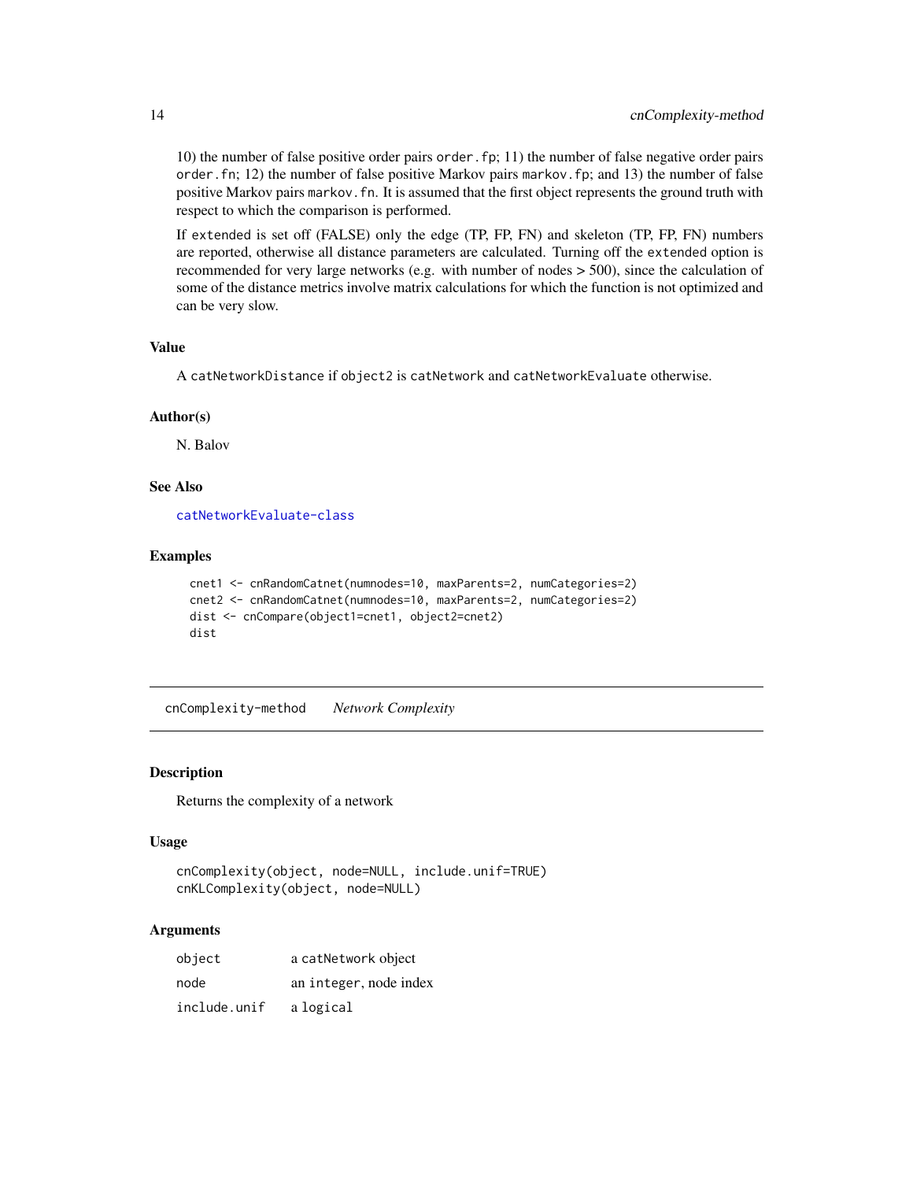10) the number of false positive order pairs `order.fp`; 11) the number of false negative order pairs `order.fn`; 12) the number of false positive Markov pairs `markov.fp`; and 13) the number of false positive Markov pairs `markov.fn`. It is assumed that the first object represents the ground truth with respect to which the comparison is performed.

If `extended` is set off (FALSE) only the edge (TP, FP, FN) and skeleton (TP, FP, FN) numbers are reported, otherwise all distance parameters are calculated. Turning off the `extended` option is recommended for very large networks (e.g. with number of nodes > 500), since the calculation of some of the distance metrics involve matrix calculations for which the function is not optimized and can be very slow.

### Value

A `catNetworkDistance` if `object2` is `catNetwork` and `catNetworkEvaluate` otherwise.

### Author(s)

N. Balov

### See Also

`catNetworkEvaluate-class`

### Examples

```
cnet1 <- cnRandomCatnet(numnodes=10, maxParents=2, numCategories=2)
cnet2 <- cnRandomCatnet(numnodes=10, maxParents=2, numCategories=2)
dist <- cnCompare(object1=cnet1, object2=cnet2)
dist
```

---

## cnComplexity-method *Network Complexity*

---

### Description

Returns the complexity of a network

### Usage

```
cnComplexity(object, node=NULL, include.unif=TRUE)
cnKLComplexity(object, node=NULL)
```

### Arguments

| | |
|---|---|
| `object` | a `catNetwork` object |
| `node` | an `integer`, node index |
| `include.unif` | a `logical` |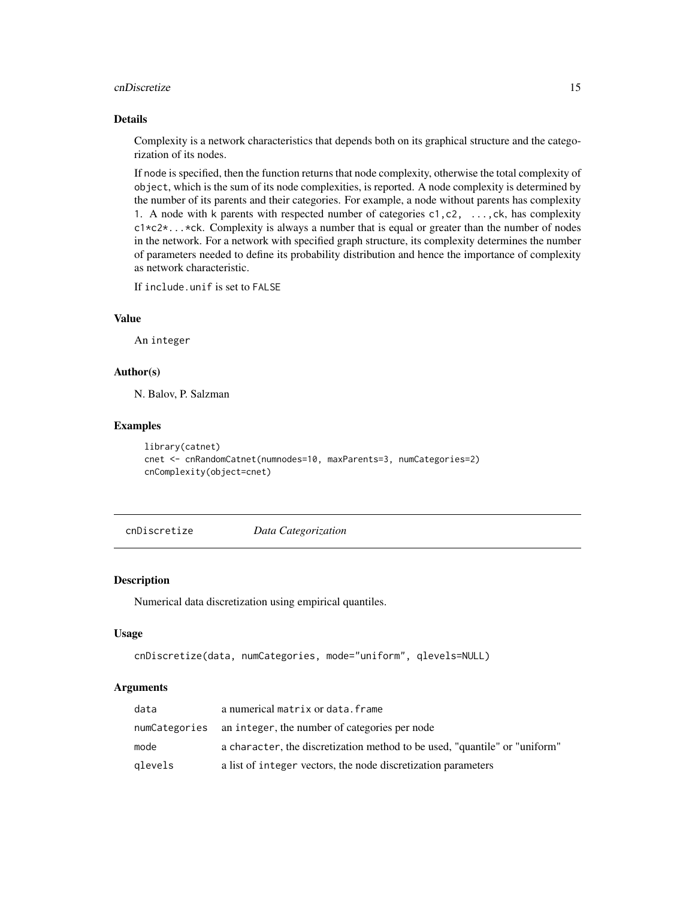### Details

Complexity is a network characteristics that depends both on its graphical structure and the categorization of its nodes.

If node is specified, then the function returns that node complexity, otherwise the total complexity of object, which is the sum of its node complexities, is reported. A node complexity is determined by the number of its parents and their categories. For example, a node without parents has complexity 1. A node with k parents with respected number of categories c1,c2, ...,ck, has complexity c1*c2*...*ck. Complexity is always a number that is equal or greater than the number of nodes in the network. For a network with specified graph structure, its complexity determines the number of parameters needed to define its probability distribution and hence the importance of complexity as network characteristic.

If include.unif is set to FALSE

### Value

An integer

### Author(s)

N. Balov, P. Salzman

### Examples

```
library(catnet)
cnet <- cnRandomCatnet(numnodes=10, maxParents=3, numCategories=2)
cnComplexity(object=cnet)
```

---

## cnDiscretize *Data Categorization*

### Description

Numerical data discretization using empirical quantiles.

### Usage

```
cnDiscretize(data, numCategories, mode="uniform", qlevels=NULL)
```

### Arguments

| | |
|---|---|
| data | a numerical matrix or data.frame |
| numCategories | an integer, the number of categories per node |
| mode | a character, the discretization method to be used, "quantile" or "uniform" |
| qlevels | a list of integer vectors, the node discretization parameters |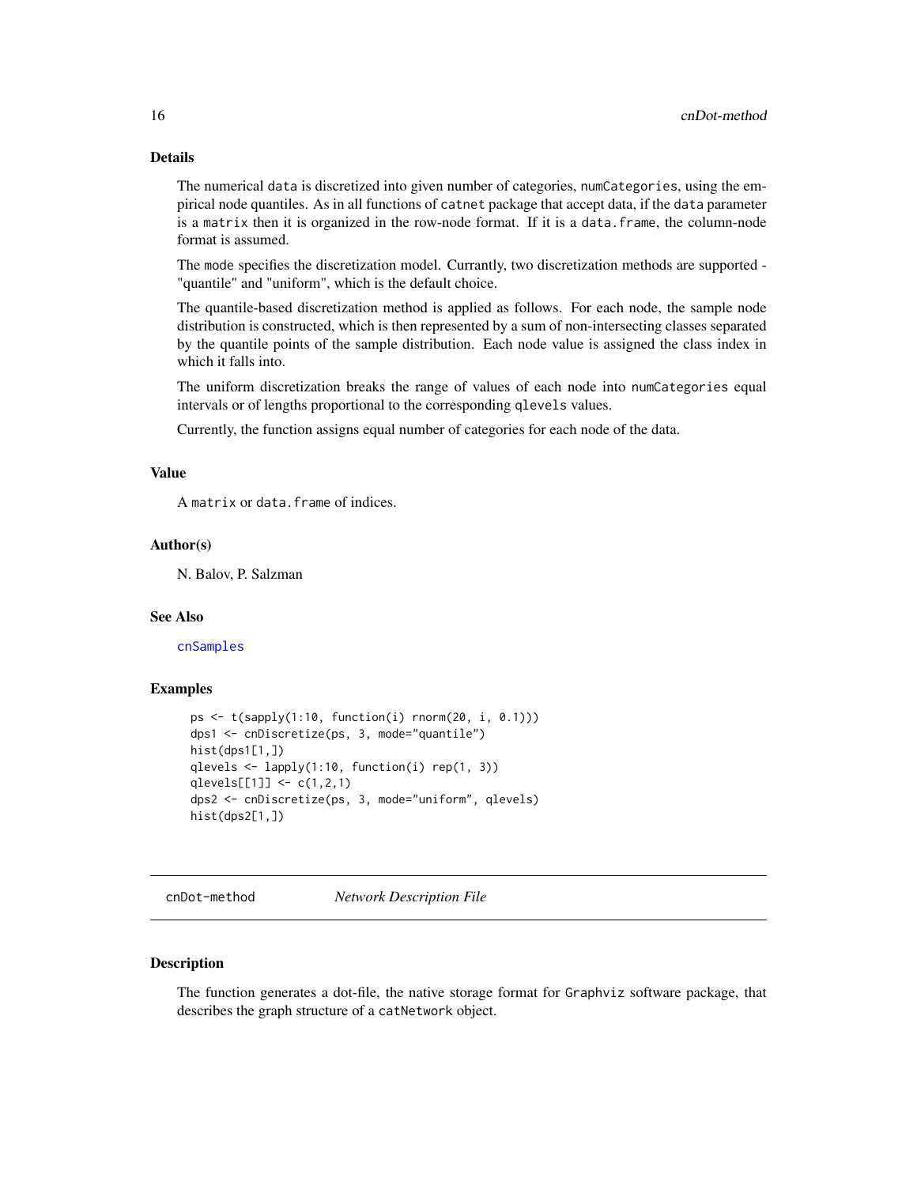## Details

The numerical `data` is discretized into given number of categories, `numCategories`, using the empirical node quantiles. As in all functions of `catnet` package that accept data, if the `data` parameter is a `matrix` then it is organized in the row-node format. If it is a `data.frame`, the column-node format is assumed.

The `mode` specifies the discretization model. Currantly, two discretization methods are supported - "quantile" and "uniform", which is the default choice.

The quantile-based discretization method is applied as follows. For each node, the sample node distribution is constructed, which is then represented by a sum of non-intersecting classes separated by the quantile points of the sample distribution. Each node value is assigned the class index in which it falls into.

The uniform discretization breaks the range of values of each node into `numCategories` equal intervals or of lengths proportional to the corresponding `qlevels` values.

Currently, the function assigns equal number of categories for each node of the data.

## Value

A `matrix` or `data.frame` of indices.

## Author(s)

N. Balov, P. Salzman

## See Also

`cnSamples`

## Examples

```
ps <- t(sapply(1:10, function(i) rnorm(20, i, 0.1)))
dps1 <- cnDiscretize(ps, 3, mode="quantile")
hist(dps1[1,])
qlevels <- lapply(1:10, function(i) rep(1, 3))
qlevels[[1]] <- c(1,2,1)
dps2 <- cnDiscretize(ps, 3, mode="uniform", qlevels)
hist(dps2[1,])
```

---

# cnDot-method *Network Description File*

## Description

The function generates a dot-file, the native storage format for `Graphviz` software package, that describes the graph structure of a `catNetwork` object.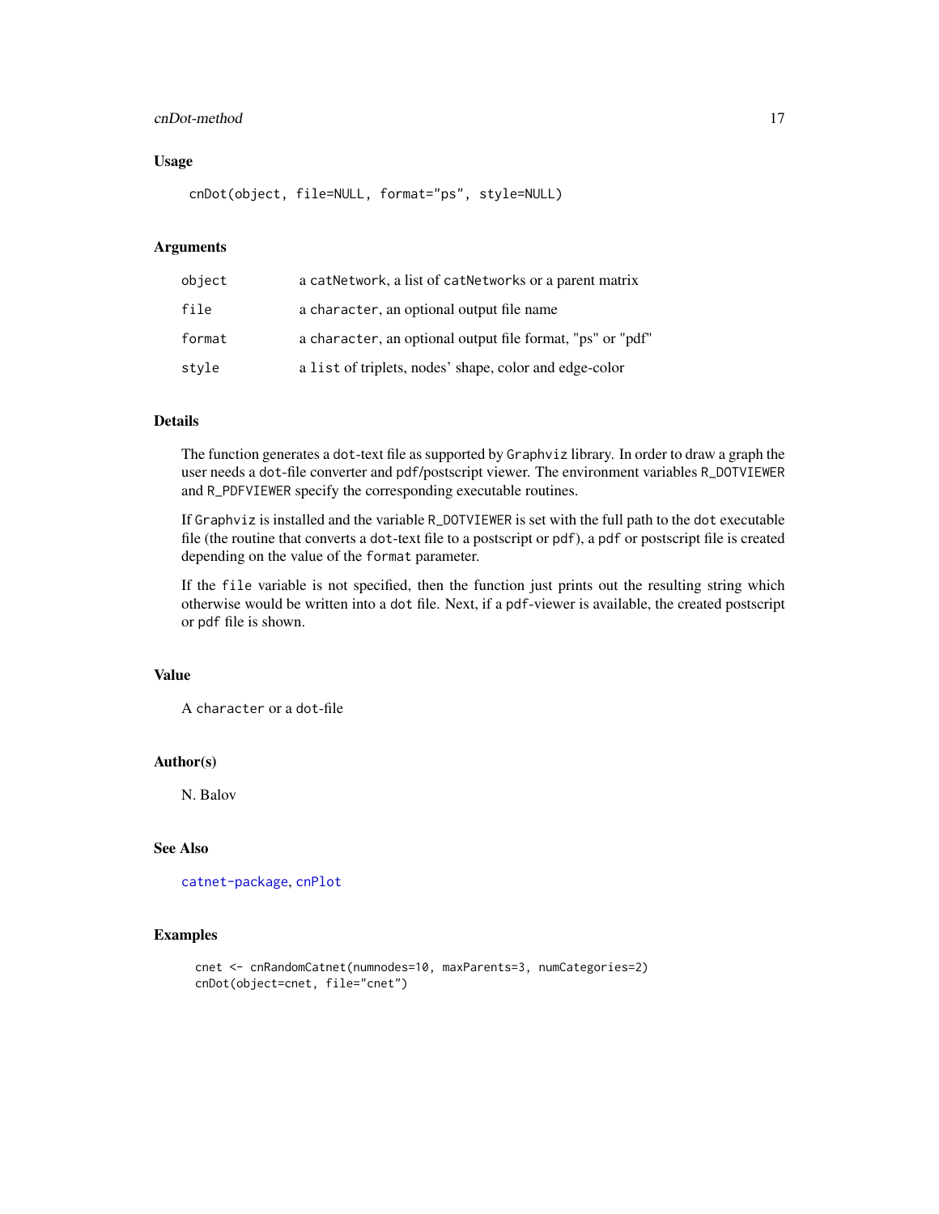## Usage

```
cnDot(object, file=NULL, format="ps", style=NULL)
```

## Arguments

| | |
|---|---|
| `object` | a `catNetwork`, a list of `catNetworks` or a parent matrix |
| `file` | a `character`, an optional output file name |
| `format` | a `character`, an optional output file format, "ps" or "pdf" |
| `style` | a `list` of triplets, nodes' shape, color and edge-color |

## Details

The function generates a `dot`-text file as supported by `Graphviz` library. In order to draw a graph the user needs a `dot`-file converter and `pdf`/postscript viewer. The environment variables `R_DOTVIEWER` and `R_PDFVIEWER` specify the corresponding executable routines.

If `Graphviz` is installed and the variable `R_DOTVIEWER` is set with the full path to the `dot` executable file (the routine that converts a `dot`-text file to a postscript or `pdf`), a `pdf` or postscript file is created depending on the value of the `format` parameter.

If the `file` variable is not specified, then the function just prints out the resulting string which otherwise would be written into a `dot` file. Next, if a `pdf`-viewer is available, the created postscript or `pdf` file is shown.

## Value

A `character` or a `dot`-file

## Author(s)

N. Balov

## See Also

`catnet-package`, `cnPlot`

## Examples

```
cnet <- cnRandomCatnet(numnodes=10, maxParents=3, numCategories=2)
cnDot(object=cnet, file="cnet")
```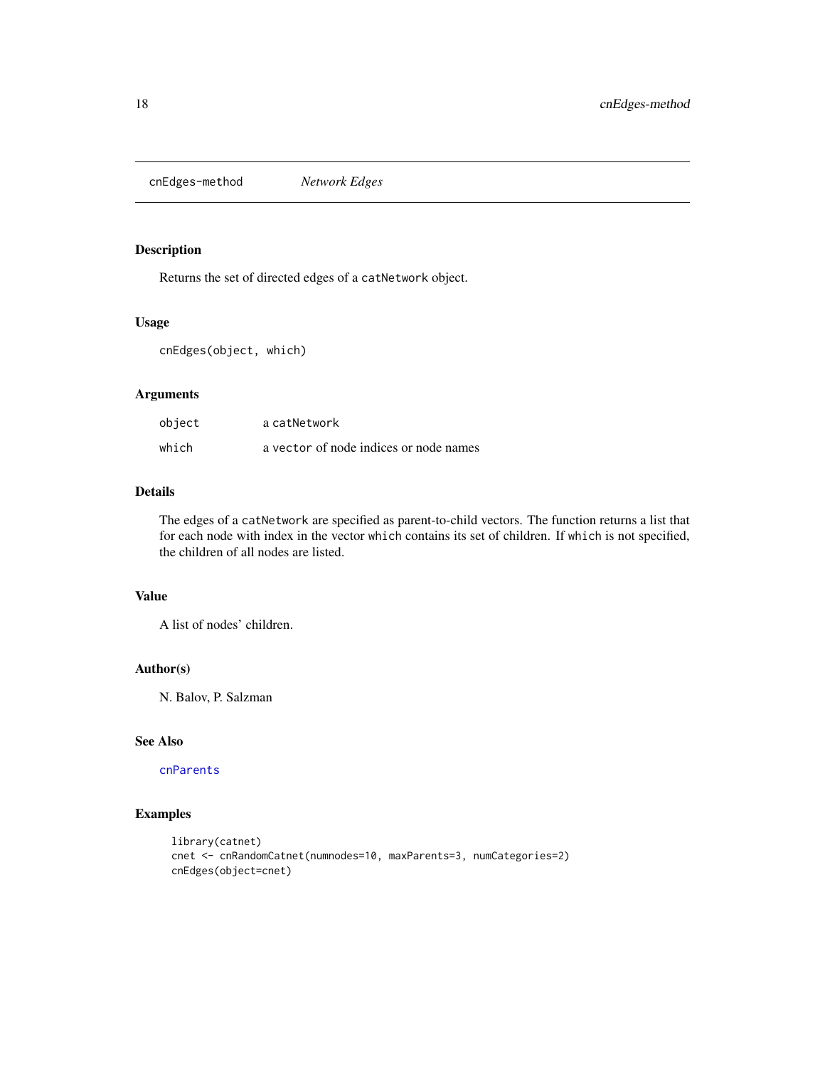## cnEdges-method    *Network Edges*

### Description

Returns the set of directed edges of a `catNetwork` object.

### Usage

```
cnEdges(object, which)
```

### Arguments

| | |
|---|---|
| `object` | a `catNetwork` |
| `which` | a `vector` of node indices or node names |

### Details

The edges of a `catNetwork` are specified as parent-to-child vectors. The function returns a list that for each node with index in the vector `which` contains its set of children. If `which` is not specified, the children of all nodes are listed.

### Value

A list of nodes' children.

### Author(s)

N. Balov, P. Salzman

### See Also

`cnParents`

### Examples

```
library(catnet)
cnet <- cnRandomCatnet(numnodes=10, maxParents=3, numCategories=2)
cnEdges(object=cnet)
```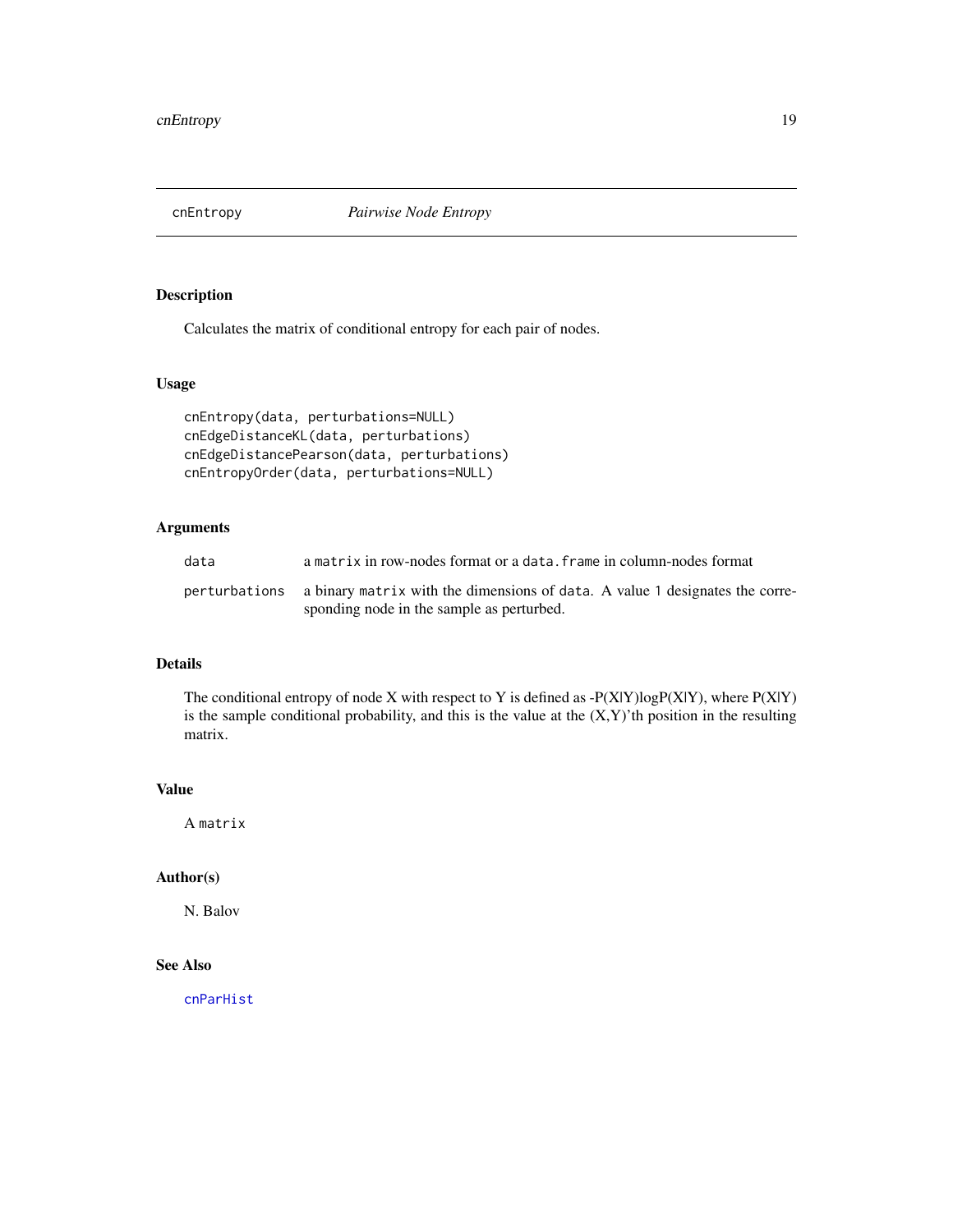# cnEntropy *Pairwise Node Entropy*

## Description

Calculates the matrix of conditional entropy for each pair of nodes.

## Usage

```
cnEntropy(data, perturbations=NULL)
cnEdgeDistanceKL(data, perturbations)
cnEdgeDistancePearson(data, perturbations)
cnEntropyOrder(data, perturbations=NULL)
```

## Arguments

| | |
|---|---|
| data | a `matrix` in row-nodes format or a `data.frame` in column-nodes format |
| perturbations | a binary `matrix` with the dimensions of `data`. A value `1` designates the corresponding node in the sample as perturbed. |

## Details

The conditional entropy of node X with respect to Y is defined as $-P(X|Y)\log P(X|Y)$, where $P(X|Y)$ is the sample conditional probability, and this is the value at the (X,Y)'th position in the resulting matrix.

## Value

A `matrix`

## Author(s)

N. Balov

## See Also

cnParHist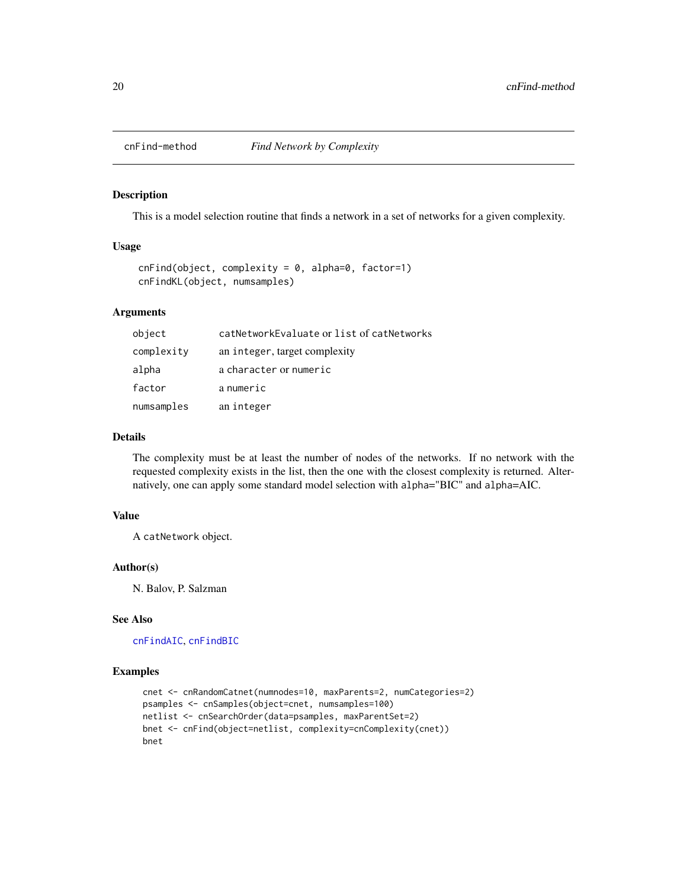# cnFind-method *Find Network by Complexity*

## Description

This is a model selection routine that finds a network in a set of networks for a given complexity.

## Usage

```
cnFind(object, complexity = 0, alpha=0, factor=1)
cnFindKL(object, numsamples)
```

## Arguments

| | |
|---|---|
| `object` | `catNetworkEvaluate` or `list` of `catNetworks` |
| `complexity` | an `integer`, target complexity |
| `alpha` | a `character` or `numeric` |
| `factor` | a `numeric` |
| `numsamples` | an `integer` |

## Details

The complexity must be at least the number of nodes of the networks. If no network with the requested complexity exists in the list, then the one with the closest complexity is returned. Alternatively, one can apply some standard model selection with `alpha`="BIC" and `alpha`=AIC.

## Value

A `catNetwork` object.

## Author(s)

N. Balov, P. Salzman

## See Also

`cnFindAIC`, `cnFindBIC`

## Examples

```
cnet <- cnRandomCatnet(numnodes=10, maxParents=2, numCategories=2)
psamples <- cnSamples(object=cnet, numsamples=100)
netlist <- cnSearchOrder(data=psamples, maxParentSet=2)
bnet <- cnFind(object=netlist, complexity=cnComplexity(cnet))
bnet
```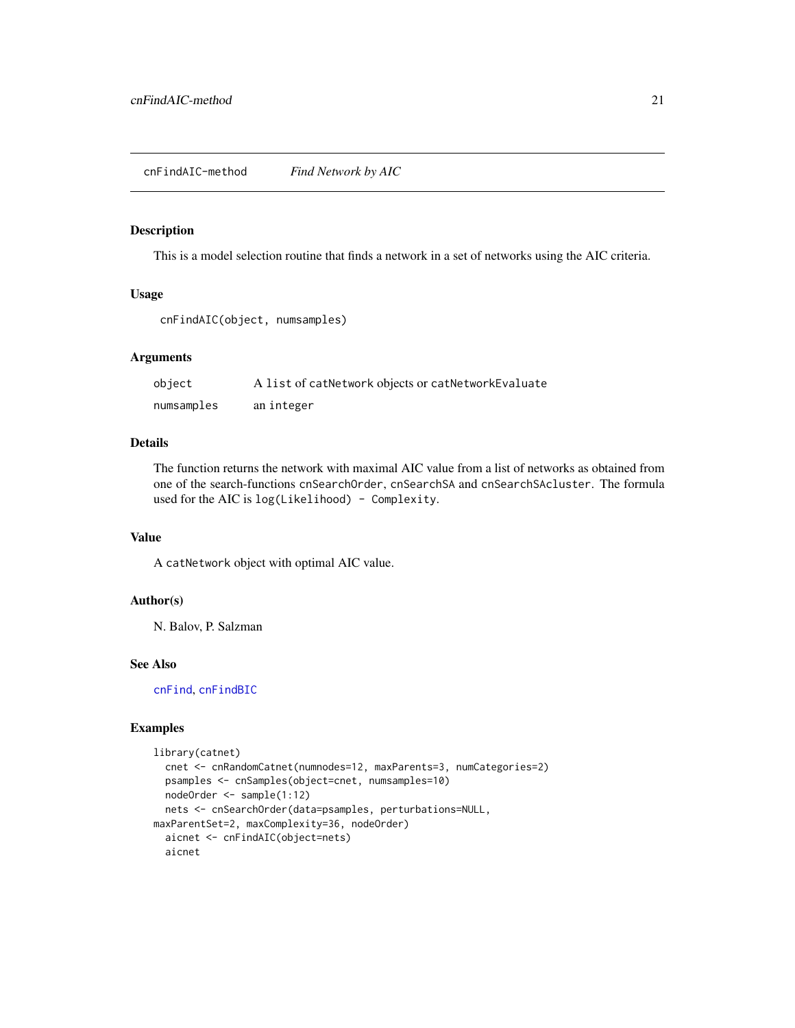## cnFindAIC-method *Find Network by AIC*

### Description

This is a model selection routine that finds a network in a set of networks using the AIC criteria.

### Usage

```
cnFindAIC(object, numsamples)
```

### Arguments

| | |
|---|---|
| object | A list of catNetwork objects or catNetworkEvaluate |
| numsamples | an integer |

### Details

The function returns the network with maximal AIC value from a list of networks as obtained from one of the search-functions `cnSearchOrder`, `cnSearchSA` and `cnSearchSAcluster`. The formula used for the AIC is `log(Likelihood) - Complexity`.

### Value

A `catNetwork` object with optimal AIC value.

### Author(s)

N. Balov, P. Salzman

### See Also

`cnFind`, `cnFindBIC`

### Examples

```
library(catnet)
  cnet <- cnRandomCatnet(numnodes=12, maxParents=3, numCategories=2)
  psamples <- cnSamples(object=cnet, numsamples=10)
  nodeOrder <- sample(1:12)
  nets <- cnSearchOrder(data=psamples, perturbations=NULL,
maxParentSet=2, maxComplexity=36, nodeOrder)
  aicnet <- cnFindAIC(object=nets)
  aicnet
```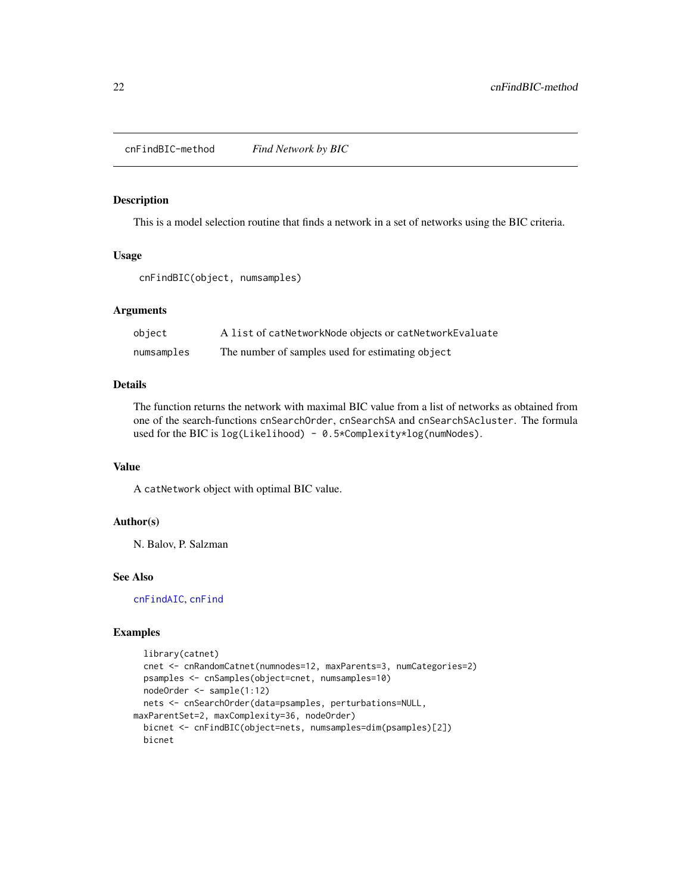## cnFindBIC-method *Find Network by BIC*

### Description

This is a model selection routine that finds a network in a set of networks using the BIC criteria.

### Usage

```
cnFindBIC(object, numsamples)
```

### Arguments

| | |
|---|---|
| object | A list of catNetworkNode objects or catNetworkEvaluate |
| numsamples | The number of samples used for estimating object |

### Details

The function returns the network with maximal BIC value from a list of networks as obtained from one of the search-functions `cnSearchOrder`, `cnSearchSA` and `cnSearchSAcluster`. The formula used for the BIC is `log(Likelihood) - 0.5*Complexity*log(numNodes)`.

### Value

A `catNetwork` object with optimal BIC value.

### Author(s)

N. Balov, P. Salzman

### See Also

cnFindAIC, cnFind

### Examples

```
  library(catnet)
  cnet <- cnRandomCatnet(numnodes=12, maxParents=3, numCategories=2)
  psamples <- cnSamples(object=cnet, numsamples=10)
  nodeOrder <- sample(1:12)
  nets <- cnSearchOrder(data=psamples, perturbations=NULL,
maxParentSet=2, maxComplexity=36, nodeOrder)
  bicnet <- cnFindBIC(object=nets, numsamples=dim(psamples)[2])
  bicnet
```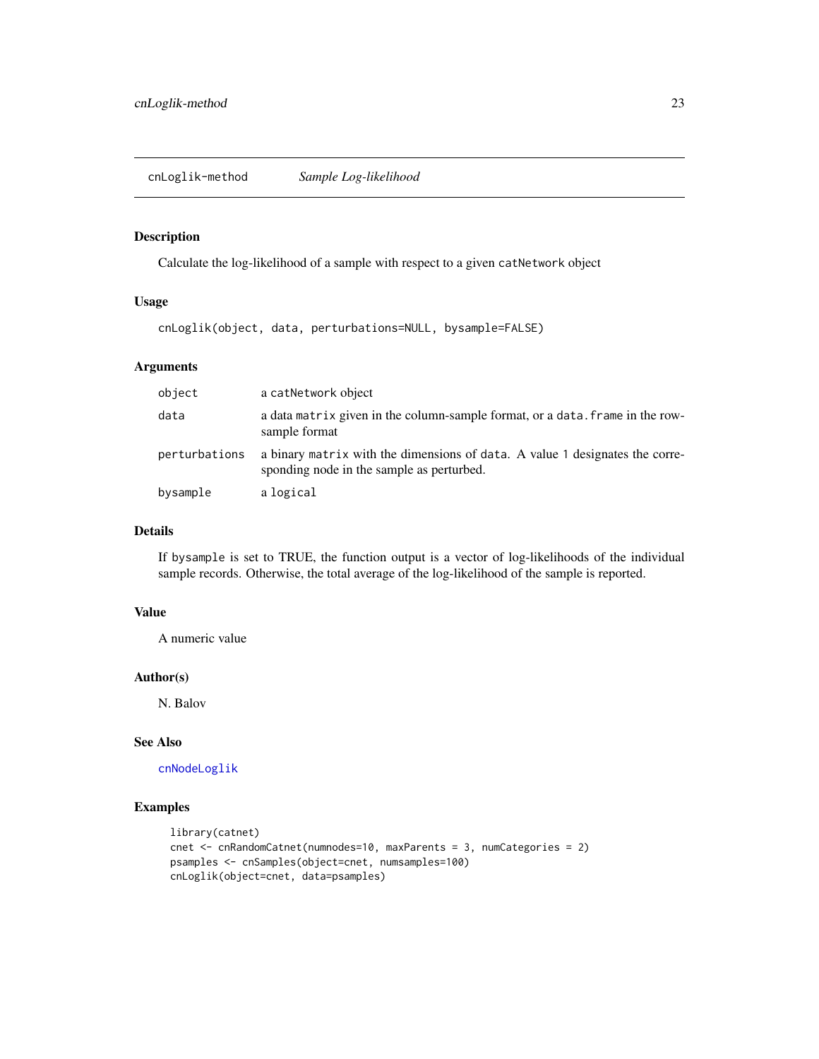# cnLoglik-method *Sample Log-likelihood*

## Description

Calculate the log-likelihood of a sample with respect to a given `catNetwork` object

## Usage

```
cnLoglik(object, data, perturbations=NULL, bysample=FALSE)
```

## Arguments

| | |
|---|---|
| `object` | a `catNetwork` object |
| `data` | a data `matrix` given in the column-sample format, or a `data.frame` in the row-sample format |
| `perturbations` | a binary `matrix` with the dimensions of `data`. A value `1` designates the corresponding node in the sample as perturbed. |
| `bysample` | a `logical` |

## Details

If `bysample` is set to TRUE, the function output is a vector of log-likelihoods of the individual sample records. Otherwise, the total average of the log-likelihood of the sample is reported.

## Value

A numeric value

## Author(s)

N. Balov

## See Also

`cnNodeLoglik`

## Examples

```
library(catnet)
cnet <- cnRandomCatnet(numnodes=10, maxParents = 3, numCategories = 2)
psamples <- cnSamples(object=cnet, numsamples=100)
cnLoglik(object=cnet, data=psamples)
```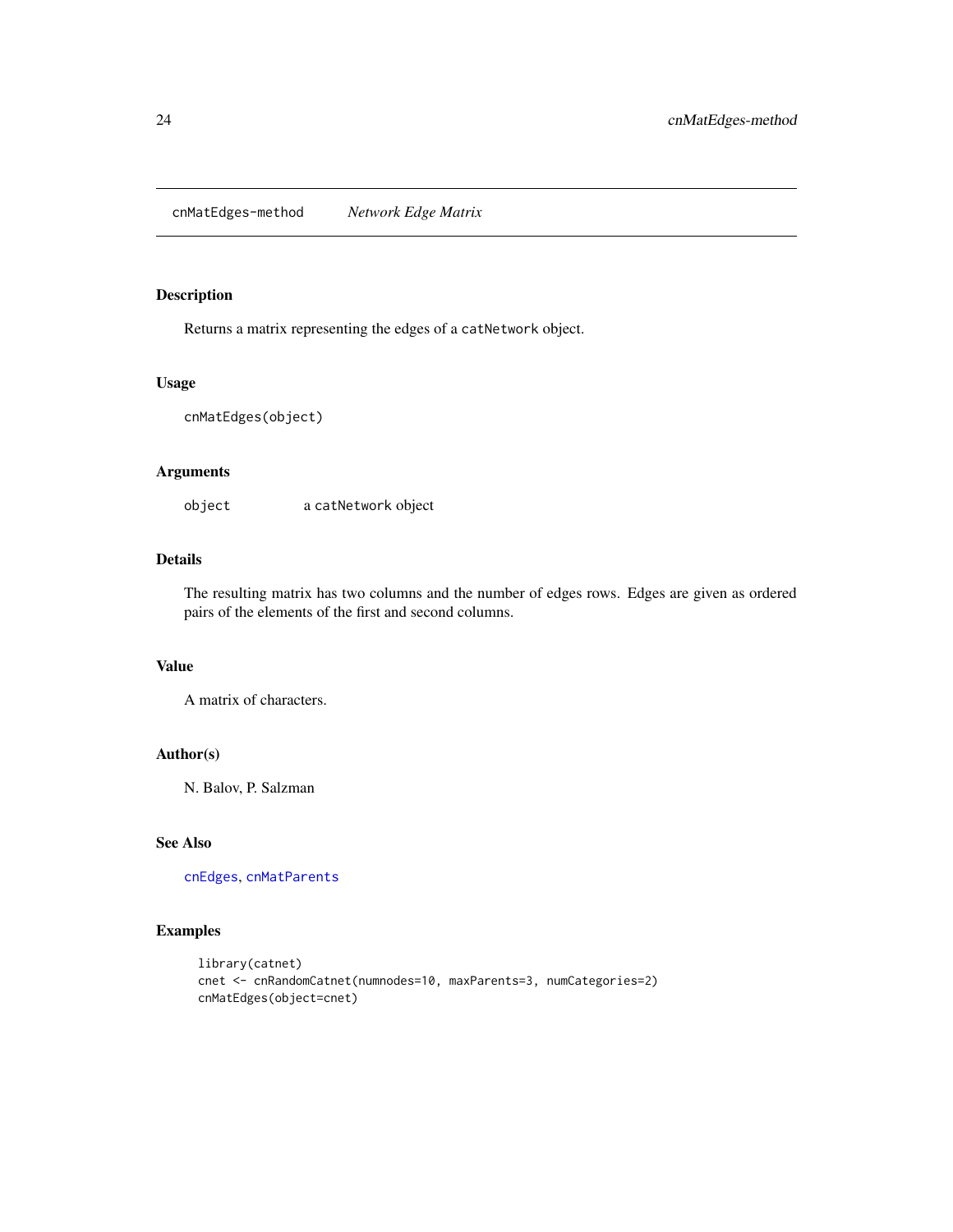cnMatEdges-method *Network Edge Matrix*

## Description

Returns a matrix representing the edges of a `catNetwork` object.

## Usage

```
cnMatEdges(object)
```

## Arguments

`object` a `catNetwork` object

## Details

The resulting matrix has two columns and the number of edges rows. Edges are given as ordered pairs of the elements of the first and second columns.

## Value

A matrix of characters.

## Author(s)

N. Balov, P. Salzman

## See Also

`cnEdges`, `cnMatParents`

## Examples

```
library(catnet)
cnet <- cnRandomCatnet(numnodes=10, maxParents=3, numCategories=2)
cnMatEdges(object=cnet)
```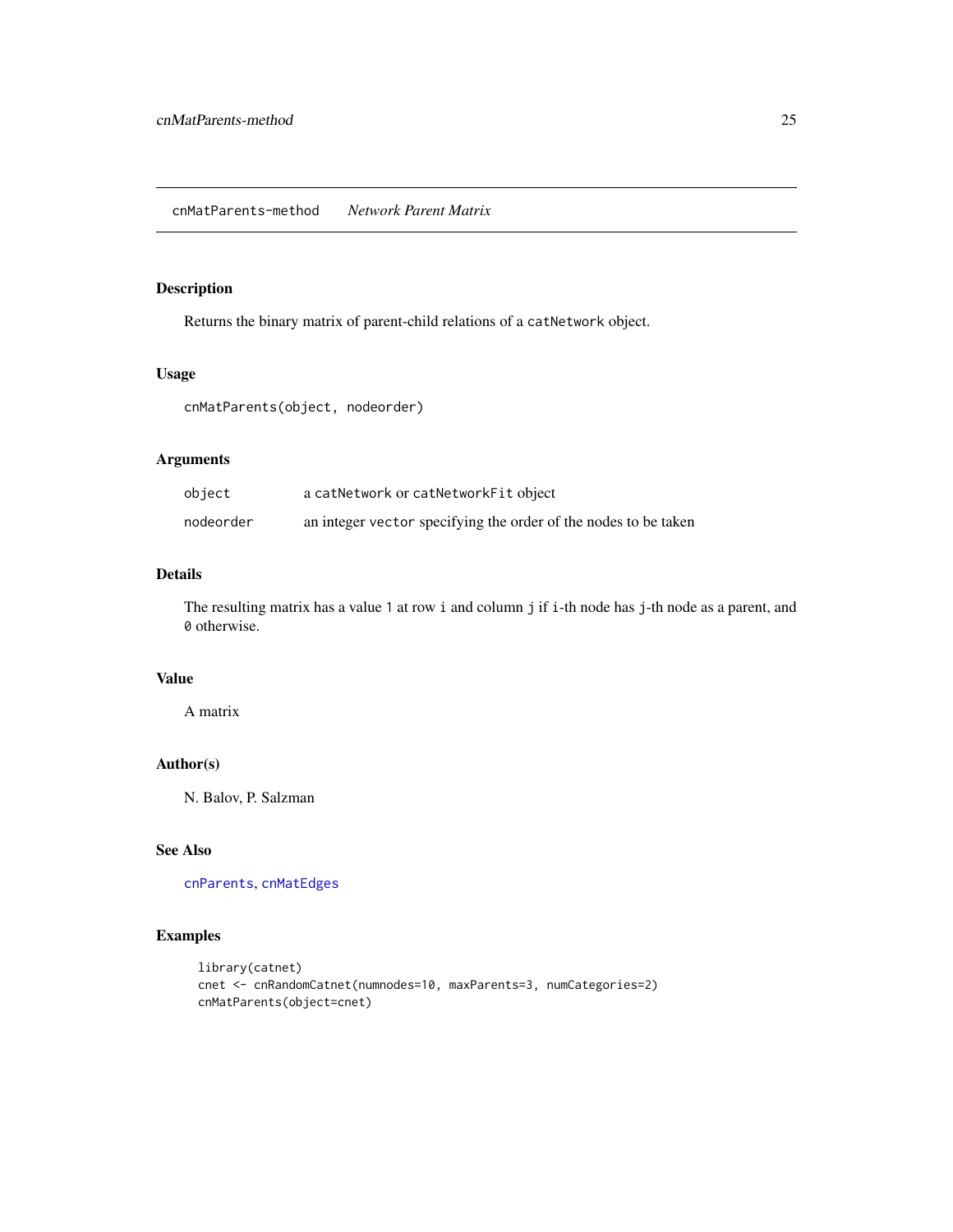cnMatParents-method *Network Parent Matrix*

## Description

Returns the binary matrix of parent-child relations of a `catNetwork` object.

## Usage

```
cnMatParents(object, nodeorder)
```

## Arguments

| | |
|---|---|
| `object` | a `catNetwork` or `catNetworkFit` object |
| `nodeorder` | an integer `vector` specifying the order of the nodes to be taken |

## Details

The resulting matrix has a value `1` at row `i` and column `j` if `i`-th node has `j`-th node as a parent, and `0` otherwise.

## Value

A matrix

## Author(s)

N. Balov, P. Salzman

## See Also

`cnParents`, `cnMatEdges`

## Examples

```
library(catnet)
cnet <- cnRandomCatnet(numnodes=10, maxParents=3, numCategories=2)
cnMatParents(object=cnet)
```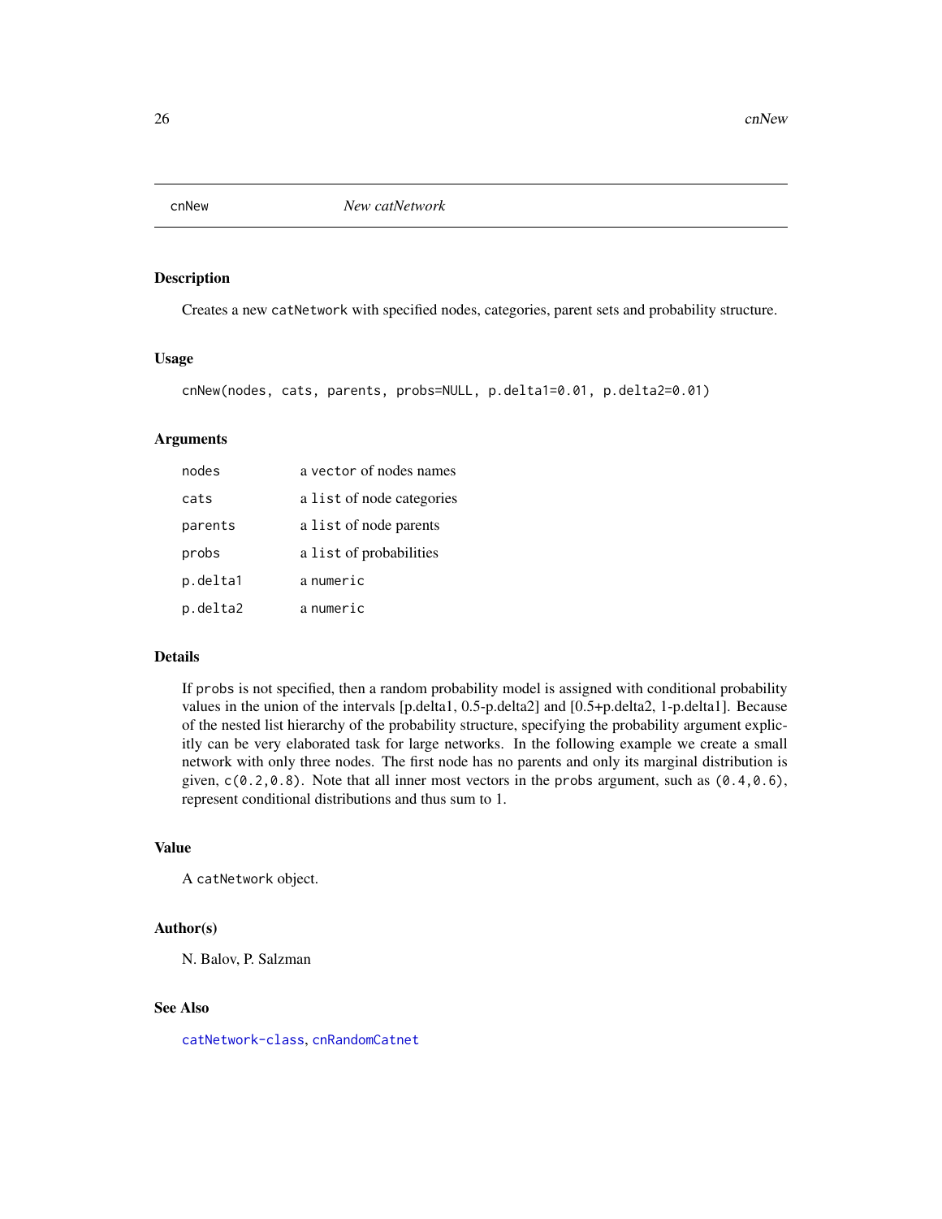cnNew *New catNetwork*

### Description

Creates a new `catNetwork` with specified nodes, categories, parent sets and probability structure.

### Usage

```
cnNew(nodes, cats, parents, probs=NULL, p.delta1=0.01, p.delta2=0.01)
```

### Arguments

| | |
|---|---|
| `nodes` | a `vector` of nodes names |
| `cats` | a `list` of node categories |
| `parents` | a `list` of node parents |
| `probs` | a `list` of probabilities |
| `p.delta1` | a `numeric` |
| `p.delta2` | a `numeric` |

### Details

If `probs` is not specified, then a random probability model is assigned with conditional probability values in the union of the intervals [p.delta1, 0.5-p.delta2] and [0.5+p.delta2, 1-p.delta1]. Because of the nested list hierarchy of the probability structure, specifying the probability argument explicitly can be very elaborated task for large networks. In the following example we create a small network with only three nodes. The first node has no parents and only its marginal distribution is given, `c(0.2,0.8)`. Note that all inner most vectors in the `probs` argument, such as `(0.4,0.6)`, represent conditional distributions and thus sum to 1.

### Value

A `catNetwork` object.

### Author(s)

N. Balov, P. Salzman

### See Also

`catNetwork-class`, `cnRandomCatnet`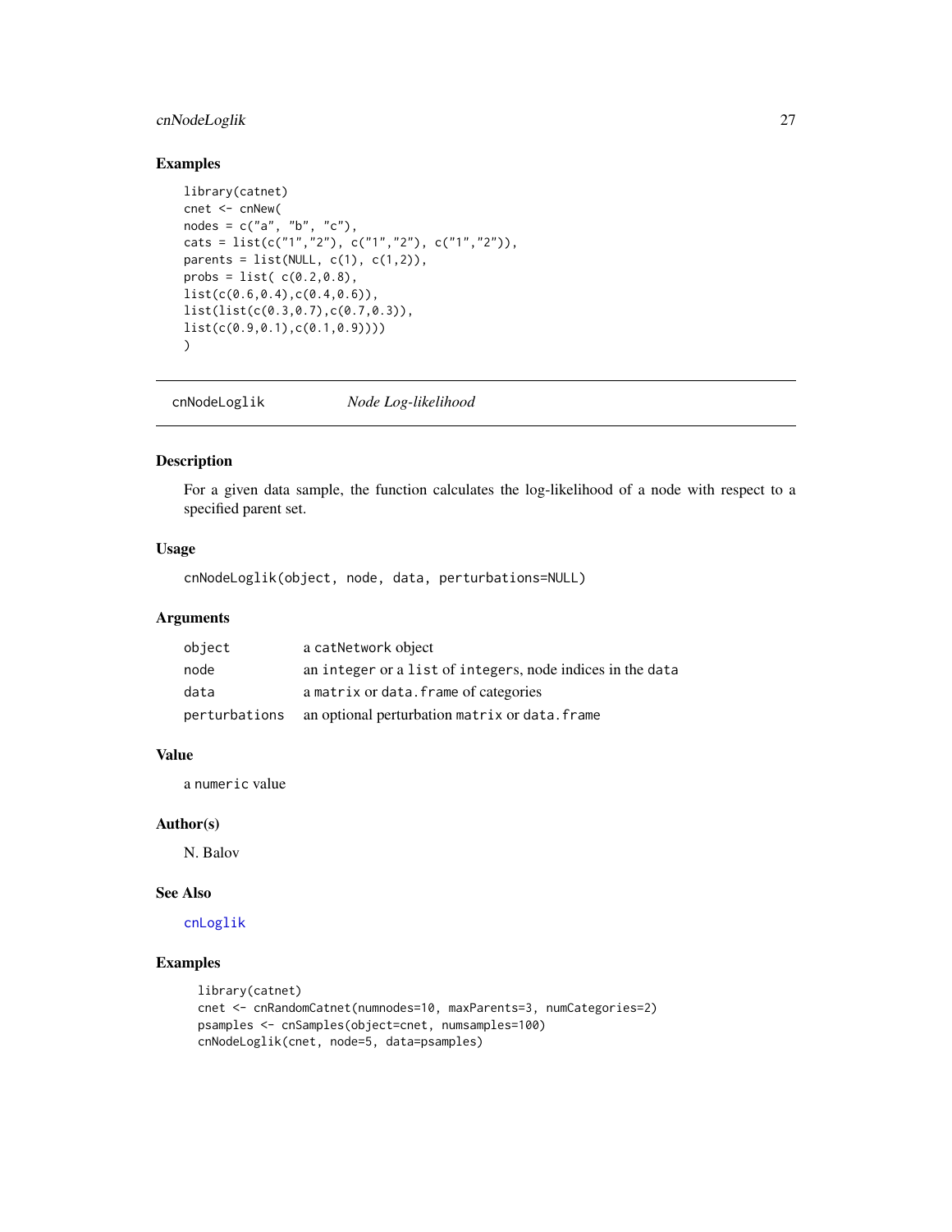### Examples

```
library(catnet)
cnet <- cnNew(
nodes = c("a", "b", "c"),
cats = list(c("1","2"), c("1","2"), c("1","2")),
parents = list(NULL, c(1), c(1,2)),
probs = list( c(0.2,0.8),
list(c(0.6,0.4),c(0.4,0.6)),
list(list(c(0.3,0.7),c(0.7,0.3)),
list(c(0.9,0.1),c(0.1,0.9))))
)
```

---

## cnNodeLoglik — *Node Log-likelihood*

### Description

For a given data sample, the function calculates the log-likelihood of a node with respect to a specified parent set.

### Usage

```
cnNodeLoglik(object, node, data, perturbations=NULL)
```

### Arguments

| | |
|---|---|
| object | a catNetwork object |
| node | an integer or a list of integers, node indices in the data |
| data | a matrix or data.frame of categories |
| perturbations | an optional perturbation matrix or data.frame |

### Value

a numeric value

### Author(s)

N. Balov

### See Also

cnLoglik

### Examples

```
library(catnet)
cnet <- cnRandomCatnet(numnodes=10, maxParents=3, numCategories=2)
psamples <- cnSamples(object=cnet, numsamples=100)
cnNodeLoglik(cnet, node=5, data=psamples)
```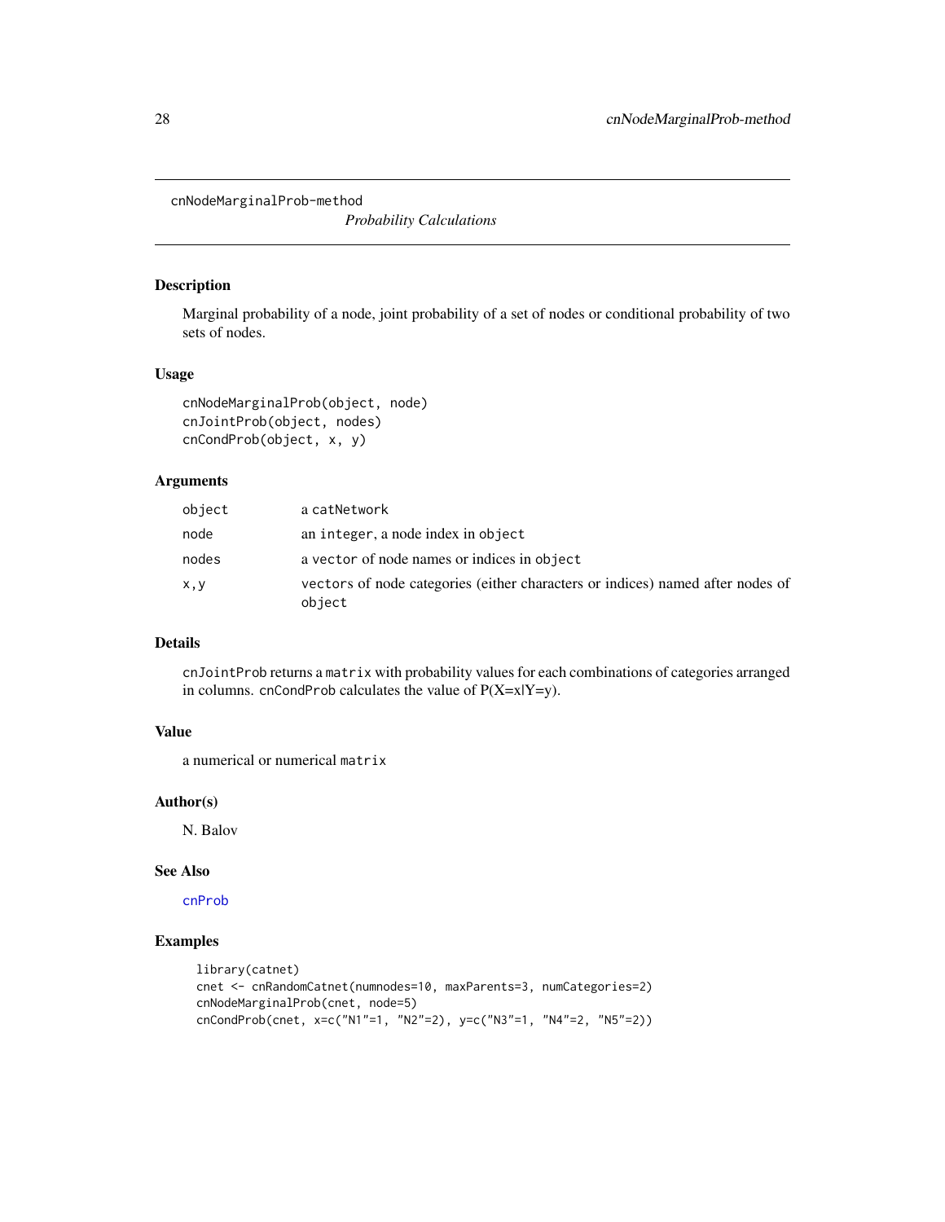cnNodeMarginalProb-method

*Probability Calculations*

## Description

Marginal probability of a node, joint probability of a set of nodes or conditional probability of two sets of nodes.

## Usage

```
cnNodeMarginalProb(object, node)
cnJointProb(object, nodes)
cnCondProb(object, x, y)
```

## Arguments

| | |
|---|---|
| object | a catNetwork |
| node | an integer, a node index in object |
| nodes | a vector of node names or indices in object |
| x,y | vectors of node categories (either characters or indices) named after nodes of object |

## Details

cnJointProb returns a matrix with probability values for each combinations of categories arranged in columns. cnCondProb calculates the value of P(X=x|Y=y).

## Value

a numerical or numerical matrix

## Author(s)

N. Balov

## See Also

cnProb

## Examples

```
library(catnet)
cnet <- cnRandomCatnet(numnodes=10, maxParents=3, numCategories=2)
cnNodeMarginalProb(cnet, node=5)
cnCondProb(cnet, x=c("N1"=1, "N2"=2), y=c("N3"=1, "N4"=2, "N5"=2))
```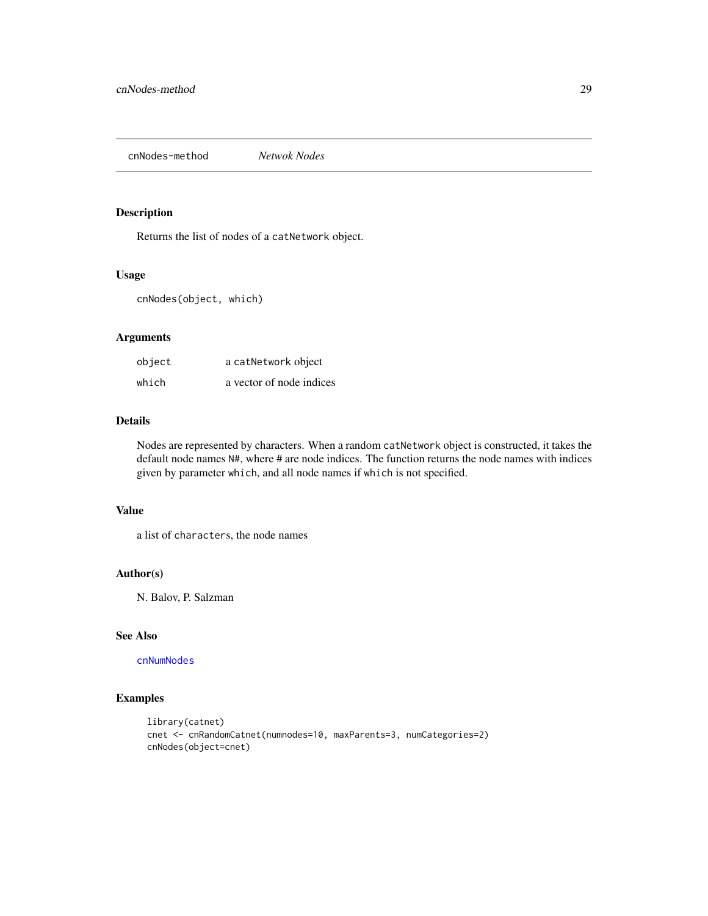## cnNodes-method *Netwok Nodes*

### Description

Returns the list of nodes of a `catNetwork` object.

### Usage

```
cnNodes(object, which)
```

### Arguments

| | |
|---|---|
| `object` | a `catNetwork` object |
| `which` | a vector of node indices |

### Details

Nodes are represented by characters. When a random `catNetwork` object is constructed, it takes the default node names `N#`, where # are node indices. The function returns the node names with indices given by parameter `which`, and all node names if `which` is not specified.

### Value

a list of `characters`, the node names

### Author(s)

N. Balov, P. Salzman

### See Also

`cnNumNodes`

### Examples

```
library(catnet)
cnet <- cnRandomCatnet(numnodes=10, maxParents=3, numCategories=2)
cnNodes(object=cnet)
```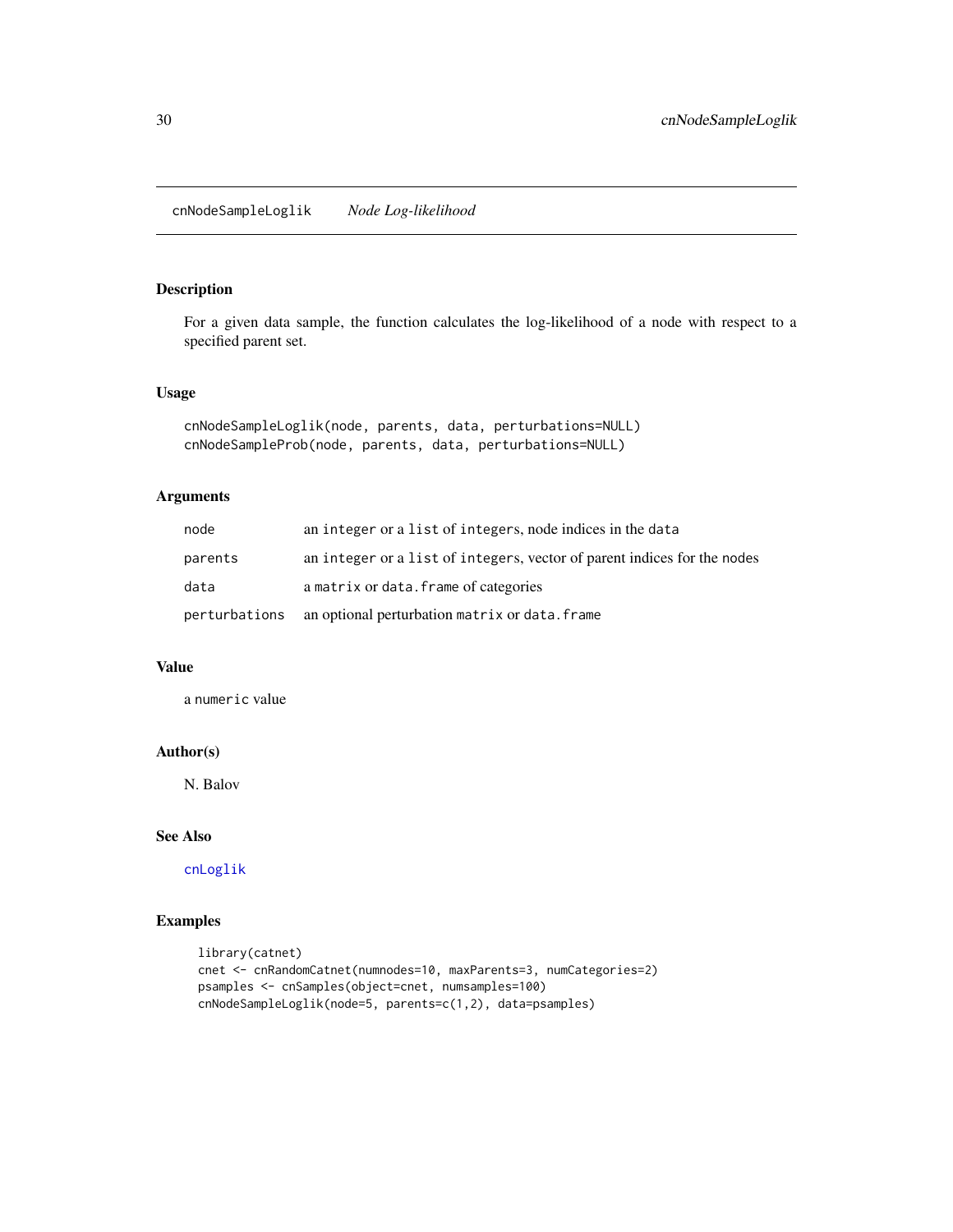## cnNodeSampleLoglik *Node Log-likelihood*

### Description

For a given data sample, the function calculates the log-likelihood of a node with respect to a specified parent set.

### Usage

```
cnNodeSampleLoglik(node, parents, data, perturbations=NULL)
cnNodeSampleProb(node, parents, data, perturbations=NULL)
```

### Arguments

| | |
|---|---|
| `node` | an `integer` or a `list` of `integers`, node indices in the `data` |
| `parents` | an `integer` or a `list` of `integers`, vector of parent indices for the nodes |
| `data` | a `matrix` or `data.frame` of categories |
| `perturbations` | an optional perturbation `matrix` or `data.frame` |

### Value

a `numeric` value

### Author(s)

N. Balov

### See Also

`cnLoglik`

### Examples

```
library(catnet)
cnet <- cnRandomCatnet(numnodes=10, maxParents=3, numCategories=2)
psamples <- cnSamples(object=cnet, numsamples=100)
cnNodeSampleLoglik(node=5, parents=c(1,2), data=psamples)
```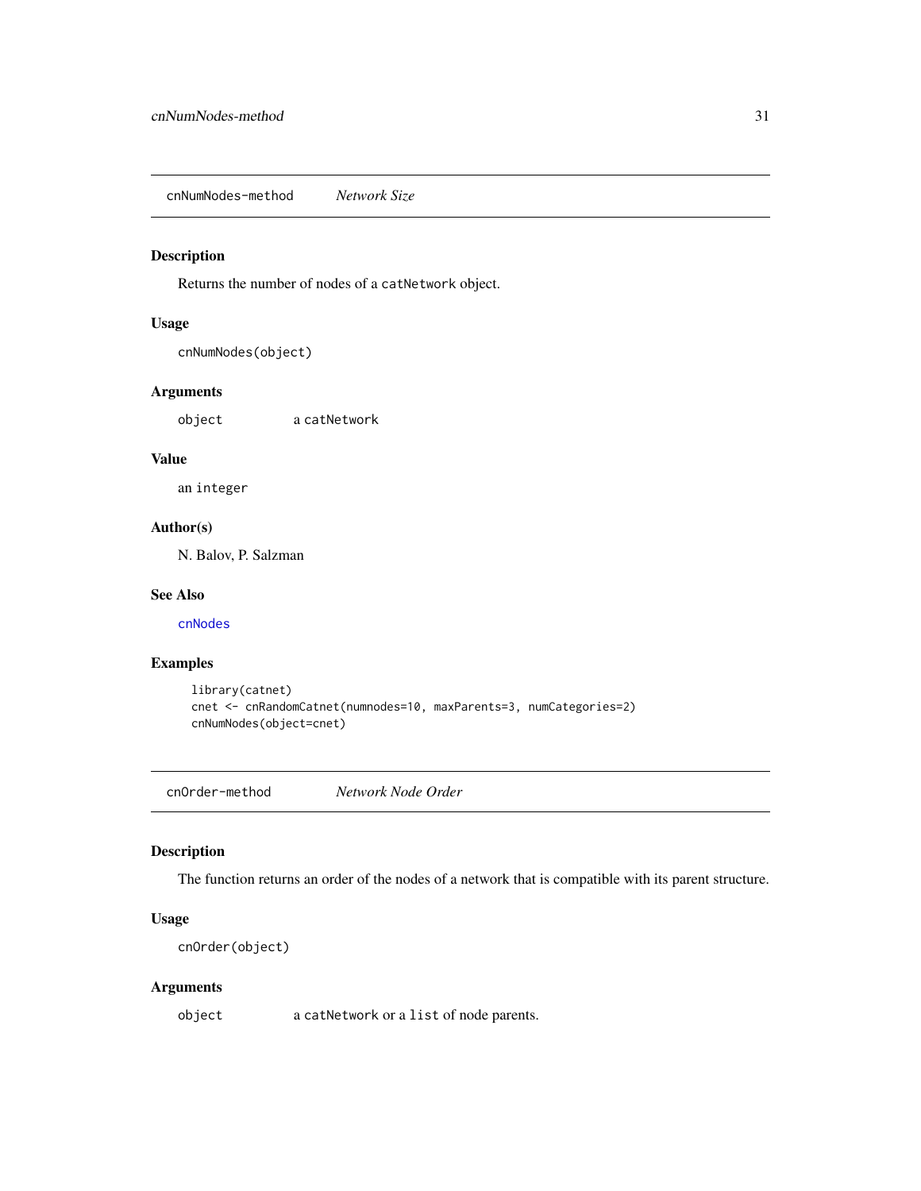## cnNumNodes-method *Network Size*

### Description

Returns the number of nodes of a `catNetwork` object.

### Usage

```
cnNumNodes(object)
```

### Arguments

| | |
|---|---|
| `object` | a `catNetwork` |

### Value

an `integer`

### Author(s)

N. Balov, P. Salzman

### See Also

`cnNodes`

### Examples

```
library(catnet)
cnet <- cnRandomCatnet(numnodes=10, maxParents=3, numCategories=2)
cnNumNodes(object=cnet)
```

## cnOrder-method *Network Node Order*

### Description

The function returns an order of the nodes of a network that is compatible with its parent structure.

### Usage

```
cnOrder(object)
```

### Arguments

| | |
|---|---|
| `object` | a `catNetwork` or a `list` of node parents. |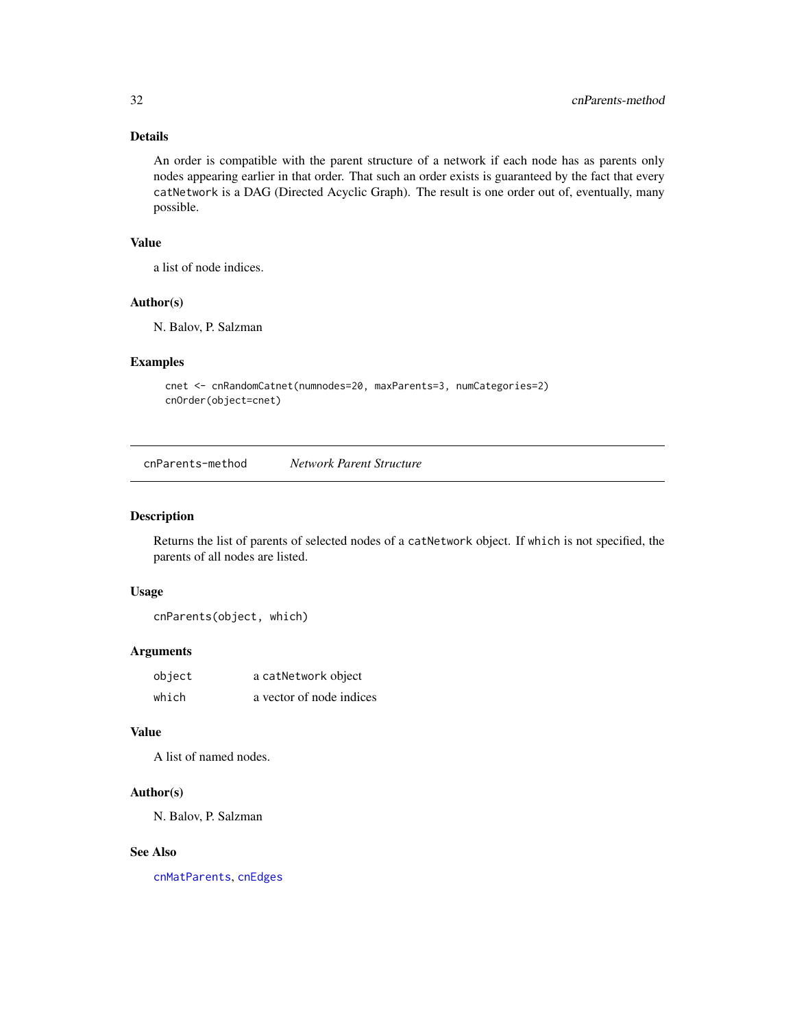## Details

An order is compatible with the parent structure of a network if each node has as parents only nodes appearing earlier in that order. That such an order exists is guaranteed by the fact that every `catNetwork` is a DAG (Directed Acyclic Graph). The result is one order out of, eventually, many possible.

## Value

a list of node indices.

## Author(s)

N. Balov, P. Salzman

## Examples

```
cnet <- cnRandomCatnet(numnodes=20, maxParents=3, numCategories=2)
cnOrder(object=cnet)
```

---

# cnParents-method *Network Parent Structure*

---

## Description

Returns the list of parents of selected nodes of a `catNetwork` object. If `which` is not specified, the parents of all nodes are listed.

## Usage

```
cnParents(object, which)
```

## Arguments

| | |
|---|---|
| `object` | a `catNetwork` object |
| `which` | a vector of node indices |

## Value

A list of named nodes.

## Author(s)

N. Balov, P. Salzman

## See Also

`cnMatParents`, `cnEdges`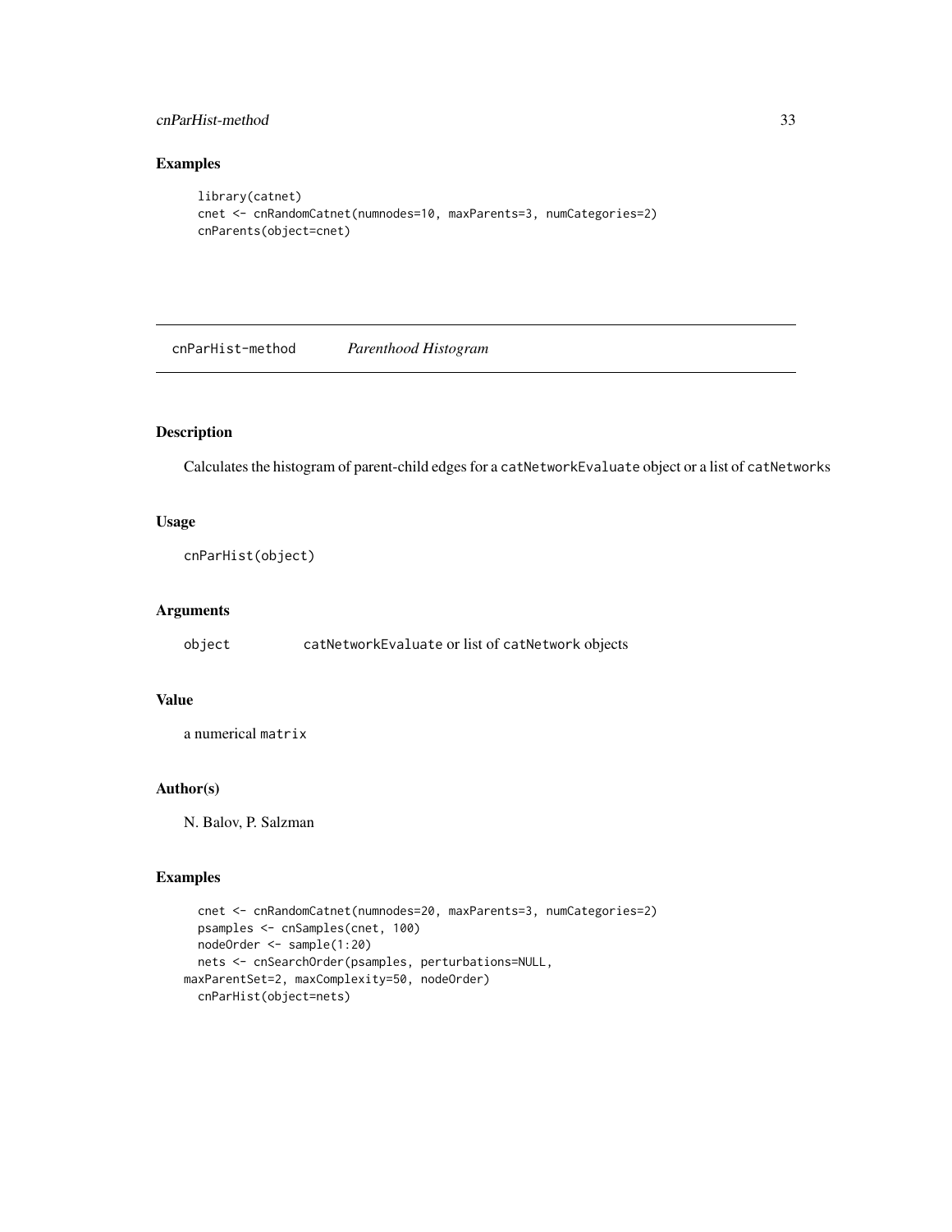## Examples

```
library(catnet)
cnet <- cnRandomCatnet(numnodes=10, maxParents=3, numCategories=2)
cnParents(object=cnet)
```

---

# cnParHist-method *Parenthood Histogram*

---

## Description

Calculates the histogram of parent-child edges for a `catNetworkEvaluate` object or a list of `catNetworks`

## Usage

```
cnParHist(object)
```

## Arguments

| | |
|---|---|
| `object` | `catNetworkEvaluate` or list of `catNetwork` objects |

## Value

a numerical `matrix`

## Author(s)

N. Balov, P. Salzman

## Examples

```
  cnet <- cnRandomCatnet(numnodes=20, maxParents=3, numCategories=2)
  psamples <- cnSamples(cnet, 100)
  nodeOrder <- sample(1:20)
  nets <- cnSearchOrder(psamples, perturbations=NULL,
maxParentSet=2, maxComplexity=50, nodeOrder)
  cnParHist(object=nets)
```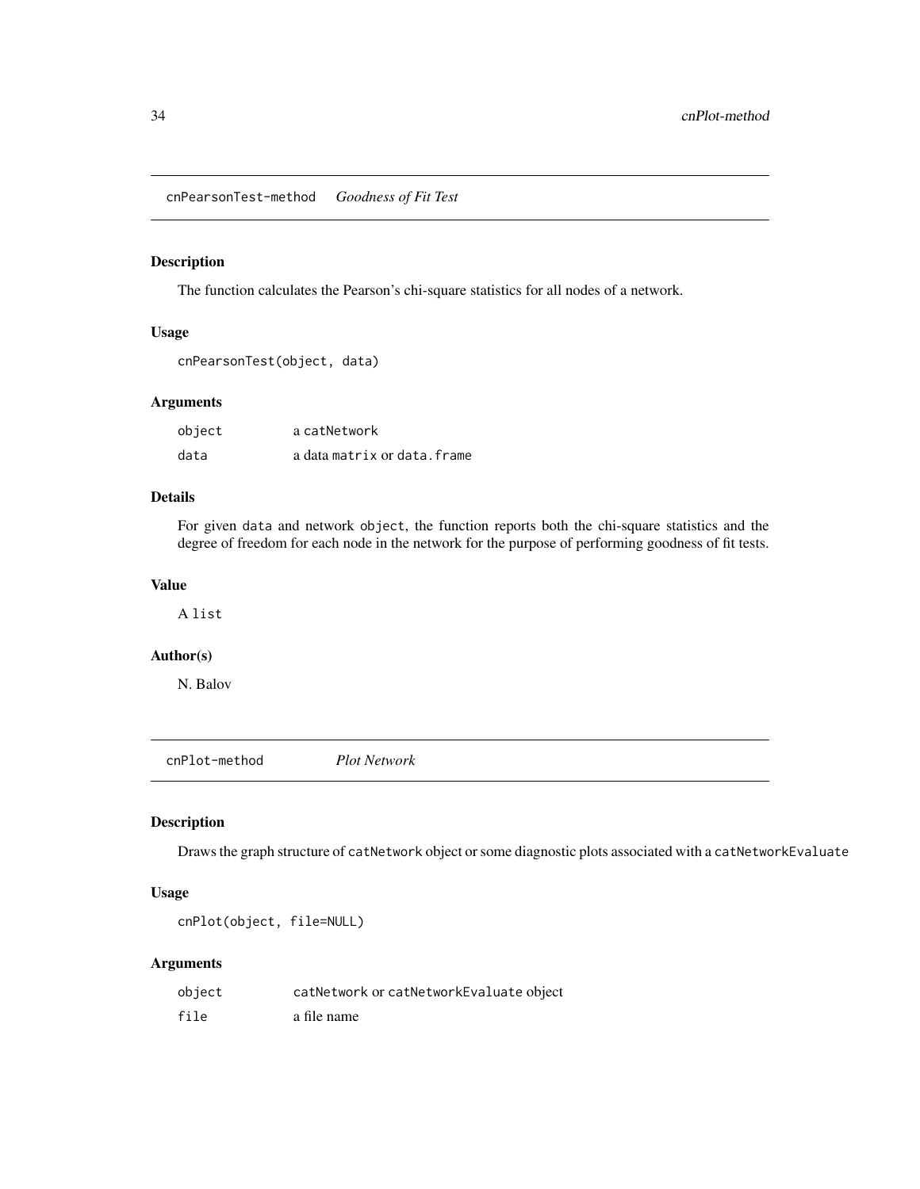## cnPearsonTest-method *Goodness of Fit Test*

### Description

The function calculates the Pearson's chi-square statistics for all nodes of a network.

### Usage

```
cnPearsonTest(object, data)
```

### Arguments

| | |
|---|---|
| `object` | a `catNetwork` |
| `data` | a data `matrix` or `data.frame` |

### Details

For given `data` and network `object`, the function reports both the chi-square statistics and the degree of freedom for each node in the network for the purpose of performing goodness of fit tests.

### Value

A `list`

### Author(s)

N. Balov

## cnPlot-method *Plot Network*

### Description

Draws the graph structure of `catNetwork` object or some diagnostic plots associated with a `catNetworkEvaluate`

### Usage

```
cnPlot(object, file=NULL)
```

### Arguments

| | |
|---|---|
| `object` | `catNetwork` or `catNetworkEvaluate` object |
| `file` | a file name |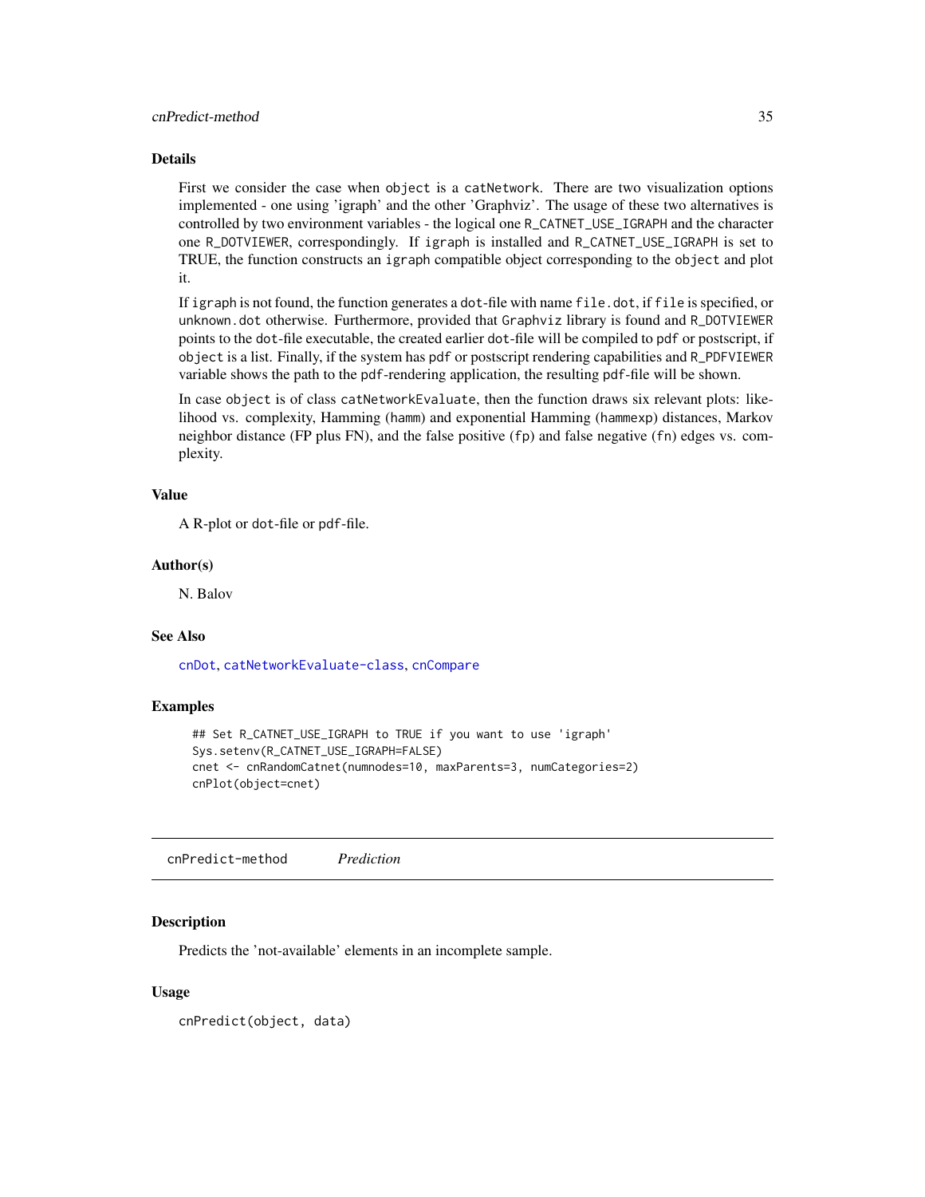### Details

First we consider the case when `object` is a `catNetwork`. There are two visualization options implemented - one using 'igraph' and the other 'Graphviz'. The usage of these two alternatives is controlled by two environment variables - the logical one `R_CATNET_USE_IGRAPH` and the character one `R_DOTVIEWER`, correspondingly. If `igraph` is installed and `R_CATNET_USE_IGRAPH` is set to TRUE, the function constructs an `igraph` compatible object corresponding to the `object` and plot it.

If `igraph` is not found, the function generates a `dot`-file with name `file.dot`, if `file` is specified, or `unknown.dot` otherwise. Furthermore, provided that `Graphviz` library is found and `R_DOTVIEWER` points to the `dot`-file executable, the created earlier `dot`-file will be compiled to `pdf` or postscript, if `object` is a list. Finally, if the system has `pdf` or postscript rendering capabilities and `R_PDFVIEWER` variable shows the path to the `pdf`-rendering application, the resulting `pdf`-file will be shown.

In case `object` is of class `catNetworkEvaluate`, then the function draws six relevant plots: likelihood vs. complexity, Hamming (`hamm`) and exponential Hamming (`hammexp`) distances, Markov neighbor distance (FP plus FN), and the false positive (`fp`) and false negative (`fn`) edges vs. complexity.

### Value

A R-plot or `dot`-file or `pdf`-file.

### Author(s)

N. Balov

### See Also

`cnDot`, `catNetworkEvaluate-class`, `cnCompare`

### Examples

```
## Set R_CATNET_USE_IGRAPH to TRUE if you want to use 'igraph'
Sys.setenv(R_CATNET_USE_IGRAPH=FALSE)
cnet <- cnRandomCatnet(numnodes=10, maxParents=3, numCategories=2)
cnPlot(object=cnet)
```

---

## cnPredict-method *Prediction*

### Description

Predicts the 'not-available' elements in an incomplete sample.

### Usage

```
cnPredict(object, data)
```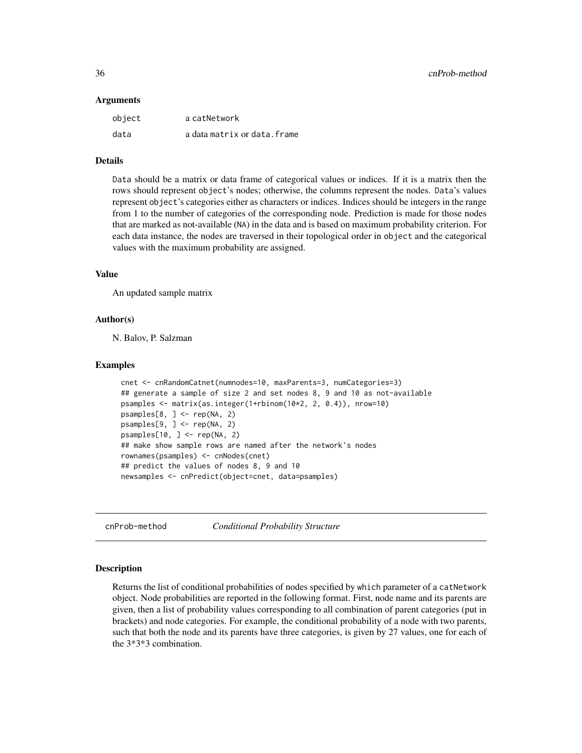### Arguments

| | |
|---|---|
| object | a catNetwork |
| data | a data matrix or data.frame |

### Details

Data should be a matrix or data frame of categorical values or indices. If it is a matrix then the rows should represent object's nodes; otherwise, the columns represent the nodes. Data's values represent object's categories either as characters or indices. Indices should be integers in the range from 1 to the number of categories of the corresponding node. Prediction is made for those nodes that are marked as not-available (NA) in the data and is based on maximum probability criterion. For each data instance, the nodes are traversed in their topological order in object and the categorical values with the maximum probability are assigned.

### Value

An updated sample matrix

### Author(s)

N. Balov, P. Salzman

### Examples

```
cnet <- cnRandomCatnet(numnodes=10, maxParents=3, numCategories=3)
## generate a sample of size 2 and set nodes 8, 9 and 10 as not-available
psamples <- matrix(as.integer(1+rbinom(10*2, 2, 0.4)), nrow=10)
psamples[8, ] <- rep(NA, 2)
psamples[9, ] <- rep(NA, 2)
psamples[10, ] <- rep(NA, 2)
## make show sample rows are named after the network's nodes
rownames(psamples) <- cnNodes(cnet)
## predict the values of nodes 8, 9 and 10
newsamples <- cnPredict(object=cnet, data=psamples)
```

## cnProb-method *Conditional Probability Structure*

### Description

Returns the list of conditional probabilities of nodes specified by which parameter of a catNetwork object. Node probabilities are reported in the following format. First, node name and its parents are given, then a list of probability values corresponding to all combination of parent categories (put in brackets) and node categories. For example, the conditional probability of a node with two parents, such that both the node and its parents have three categories, is given by 27 values, one for each of the 3*3*3 combination.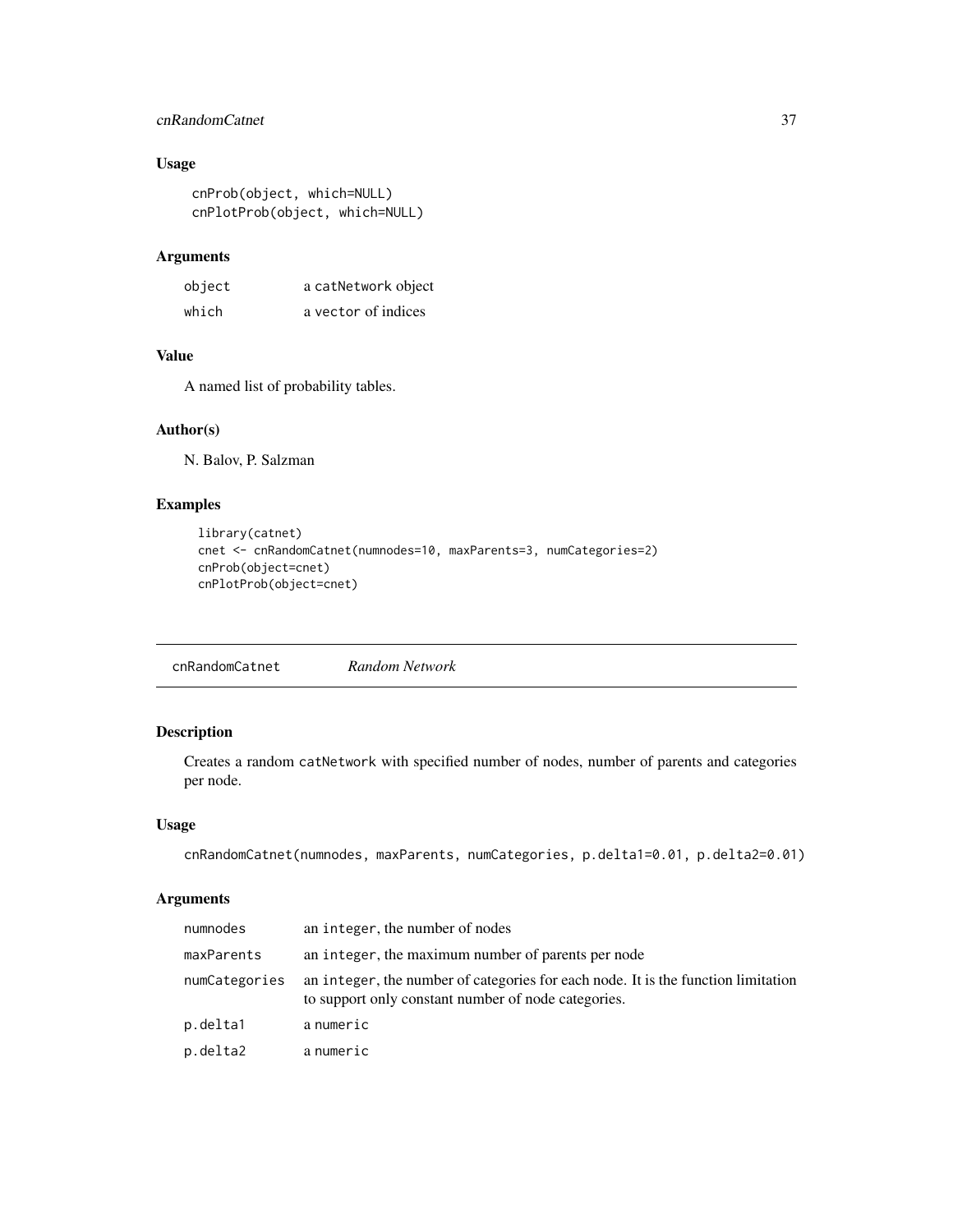## Usage

```
cnProb(object, which=NULL)
cnPlotProb(object, which=NULL)
```

## Arguments

| | |
|---|---|
| object | a catNetwork object |
| which | a vector of indices |

## Value

A named list of probability tables.

## Author(s)

N. Balov, P. Salzman

## Examples

```
library(catnet)
cnet <- cnRandomCatnet(numnodes=10, maxParents=3, numCategories=2)
cnProb(object=cnet)
cnPlotProb(object=cnet)
```

---

# cnRandomCatnet    *Random Network*

## Description

Creates a random catNetwork with specified number of nodes, number of parents and categories per node.

## Usage

```
cnRandomCatnet(numnodes, maxParents, numCategories, p.delta1=0.01, p.delta2=0.01)
```

## Arguments

| | |
|---|---|
| numnodes | an integer, the number of nodes |
| maxParents | an integer, the maximum number of parents per node |
| numCategories | an integer, the number of categories for each node. It is the function limitation to support only constant number of node categories. |
| p.delta1 | a numeric |
| p.delta2 | a numeric |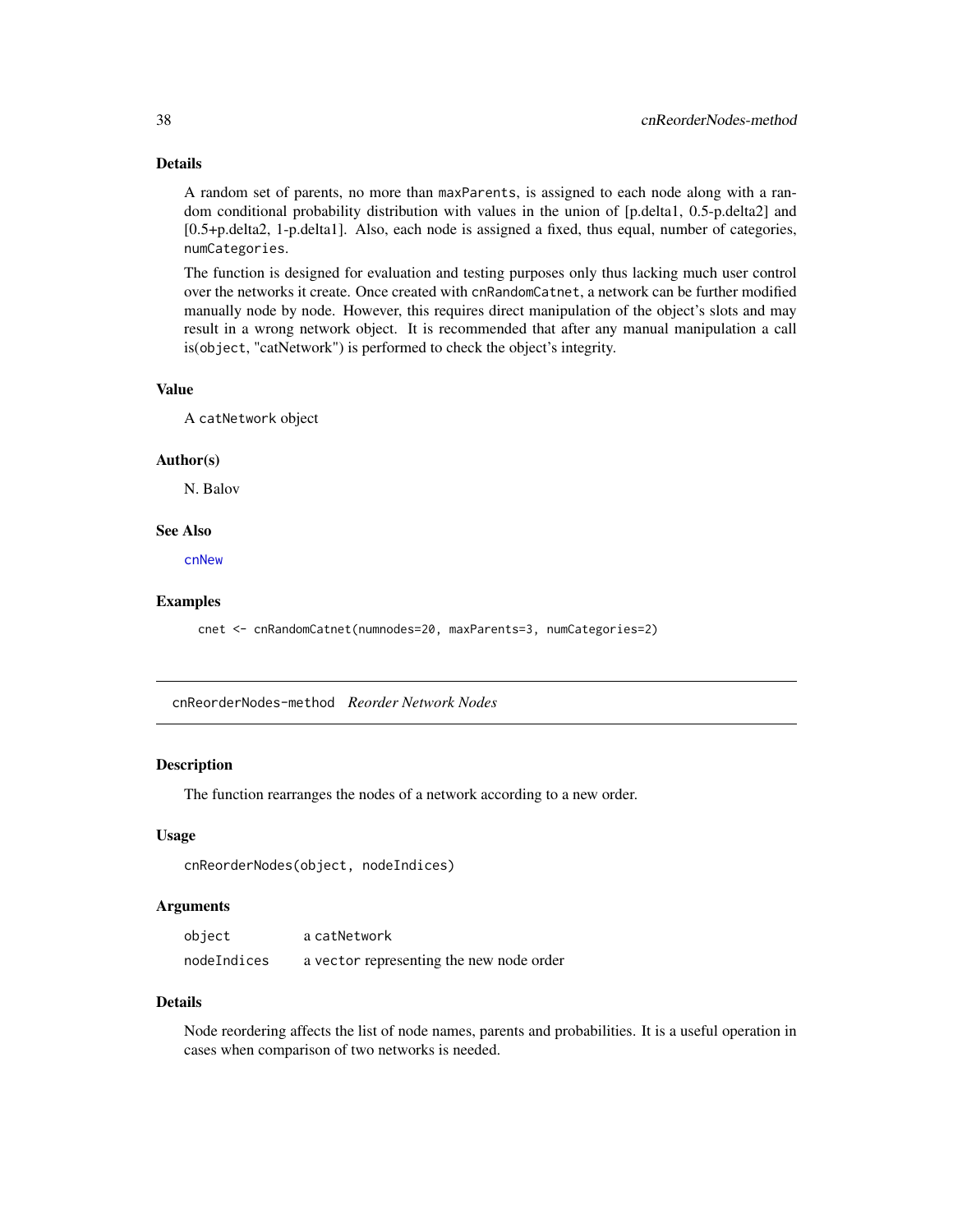### Details

A random set of parents, no more than `maxParents`, is assigned to each node along with a random conditional probability distribution with values in the union of [p.delta1, 0.5-p.delta2] and [0.5+p.delta2, 1-p.delta1]. Also, each node is assigned a fixed, thus equal, number of categories, `numCategories`.

The function is designed for evaluation and testing purposes only thus lacking much user control over the networks it create. Once created with `cnRandomCatnet`, a network can be further modified manually node by node. However, this requires direct manipulation of the object's slots and may result in a wrong network object. It is recommended that after any manual manipulation a call is(`object`, "catNetwork") is performed to check the object's integrity.

### Value

A `catNetwork` object

### Author(s)

N. Balov

### See Also

`cnNew`

### Examples

```
cnet <- cnRandomCatnet(numnodes=20, maxParents=3, numCategories=2)
```

---

## cnReorderNodes-method *Reorder Network Nodes*

---

### Description

The function rearranges the nodes of a network according to a new order.

### Usage

```
cnReorderNodes(object, nodeIndices)
```

### Arguments

| | |
|---|---|
| `object` | a `catNetwork` |
| `nodeIndices` | a `vector` representing the new node order |

### Details

Node reordering affects the list of node names, parents and probabilities. It is a useful operation in cases when comparison of two networks is needed.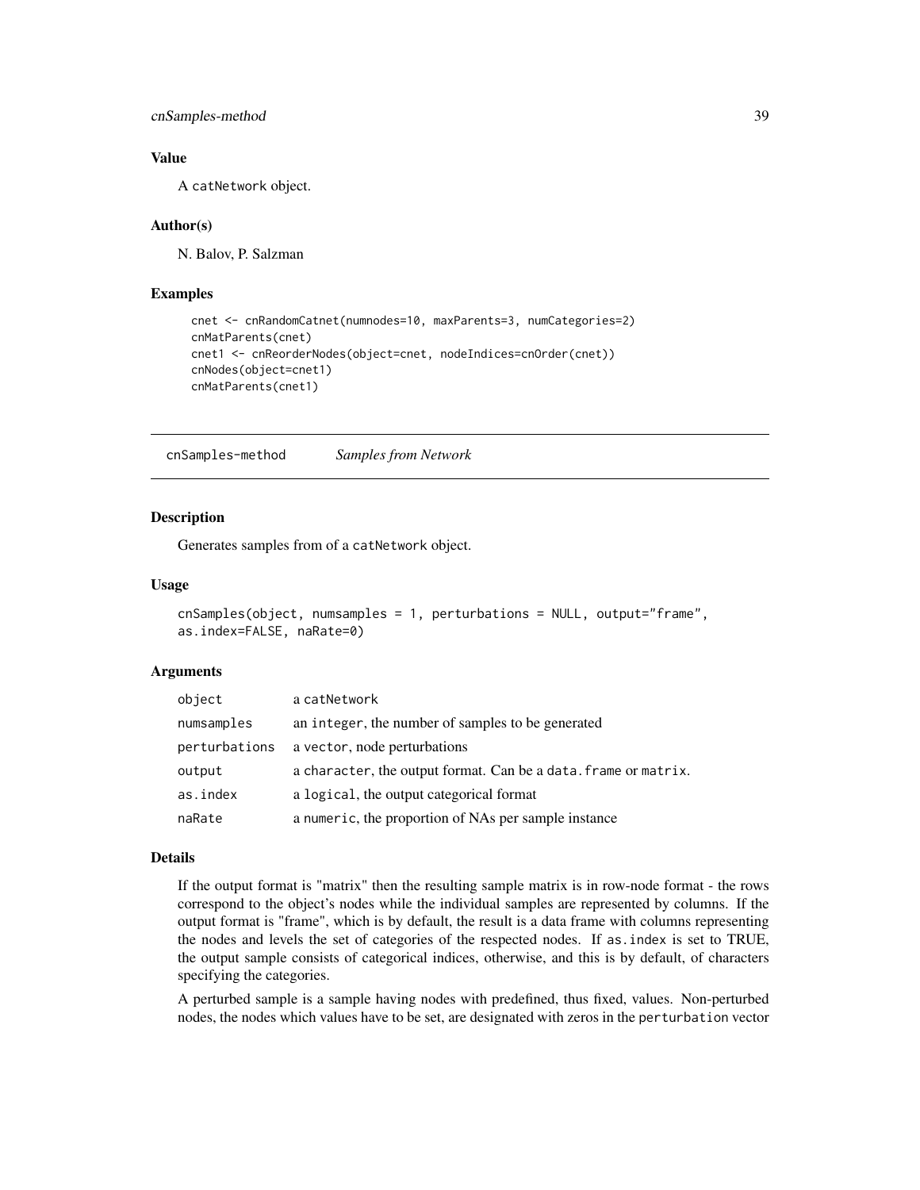### Value

A catNetwork object.

### Author(s)

N. Balov, P. Salzman

### Examples

```
cnet <- cnRandomCatnet(numnodes=10, maxParents=3, numCategories=2)
cnMatParents(cnet)
cnet1 <- cnReorderNodes(object=cnet, nodeIndices=cnOrder(cnet))
cnNodes(object=cnet1)
cnMatParents(cnet1)
```

---

## cnSamples-method *Samples from Network*

### Description

Generates samples from of a catNetwork object.

### Usage

```
cnSamples(object, numsamples = 1, perturbations = NULL, output="frame",
as.index=FALSE, naRate=0)
```

### Arguments

| | |
|---|---|
| object | a catNetwork |
| numsamples | an integer, the number of samples to be generated |
| perturbations | a vector, node perturbations |
| output | a character, the output format. Can be a data.frame or matrix. |
| as.index | a logical, the output categorical format |
| naRate | a numeric, the proportion of NAs per sample instance |

### Details

If the output format is "matrix" then the resulting sample matrix is in row-node format - the rows correspond to the object's nodes while the individual samples are represented by columns. If the output format is "frame", which is by default, the result is a data frame with columns representing the nodes and levels the set of categories of the respected nodes. If as.index is set to TRUE, the output sample consists of categorical indices, otherwise, and this is by default, of characters specifying the categories.

A perturbed sample is a sample having nodes with predefined, thus fixed, values. Non-perturbed nodes, the nodes which values have to be set, are designated with zeros in the perturbation vector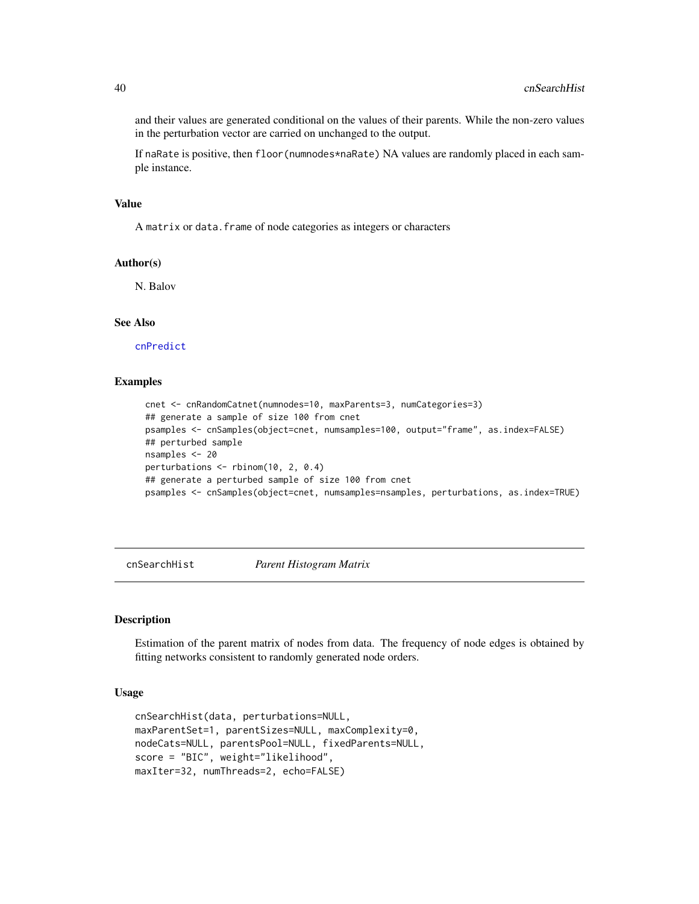and their values are generated conditional on the values of their parents. While the non-zero values in the perturbation vector are carried on unchanged to the output.

If naRate is positive, then floor(numnodes*naRate) NA values are randomly placed in each sample instance.

### Value

A matrix or data.frame of node categories as integers or characters

### Author(s)

N. Balov

### See Also

cnPredict

### Examples

```
cnet <- cnRandomCatnet(numnodes=10, maxParents=3, numCategories=3)
## generate a sample of size 100 from cnet
psamples <- cnSamples(object=cnet, numsamples=100, output="frame", as.index=FALSE)
## perturbed sample
nsamples <- 20
perturbations <- rbinom(10, 2, 0.4)
## generate a perturbed sample of size 100 from cnet
psamples <- cnSamples(object=cnet, numsamples=nsamples, perturbations, as.index=TRUE)
```

---

## cnSearchHist *Parent Histogram Matrix*

### Description

Estimation of the parent matrix of nodes from data. The frequency of node edges is obtained by fitting networks consistent to randomly generated node orders.

### Usage

```
cnSearchHist(data, perturbations=NULL,
maxParentSet=1, parentSizes=NULL, maxComplexity=0,
nodeCats=NULL, parentsPool=NULL, fixedParents=NULL,
score = "BIC", weight="likelihood",
maxIter=32, numThreads=2, echo=FALSE)
```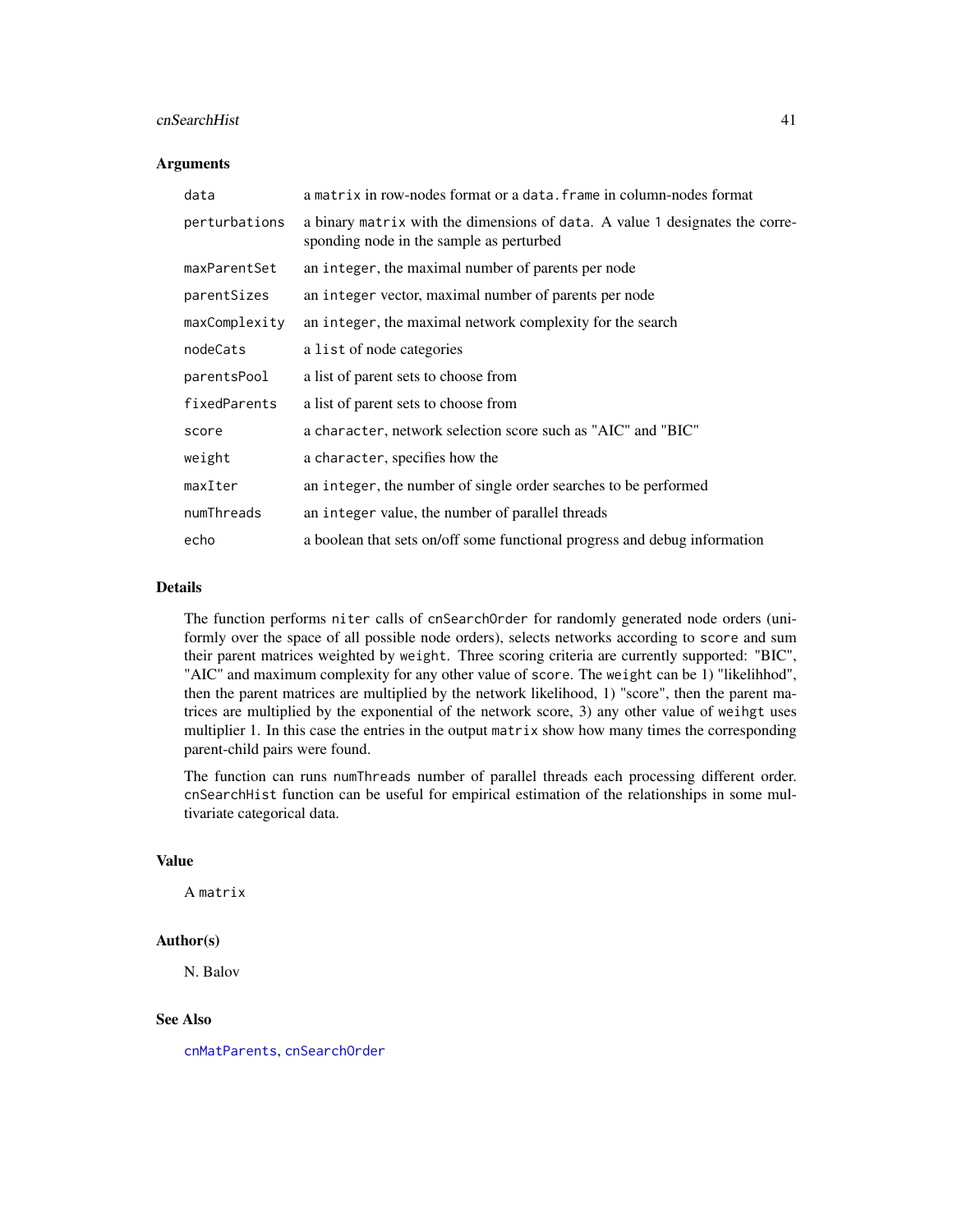### Arguments

| | |
|---|---|
| `data` | a `matrix` in row-nodes format or a `data.frame` in column-nodes format |
| `perturbations` | a binary `matrix` with the dimensions of `data`. A value 1 designates the corresponding node in the sample as perturbed |
| `maxParentSet` | an `integer`, the maximal number of parents per node |
| `parentSizes` | an `integer` vector, maximal number of parents per node |
| `maxComplexity` | an `integer`, the maximal network complexity for the search |
| `nodeCats` | a `list` of node categories |
| `parentsPool` | a list of parent sets to choose from |
| `fixedParents` | a list of parent sets to choose from |
| `score` | a `character`, network selection score such as "AIC" and "BIC" |
| `weight` | a `character`, specifies how the |
| `maxIter` | an `integer`, the number of single order searches to be performed |
| `numThreads` | an `integer` value, the number of parallel threads |
| `echo` | a boolean that sets on/off some functional progress and debug information |

### Details

The function performs `niter` calls of `cnSearchOrder` for randomly generated node orders (uniformly over the space of all possible node orders), selects networks according to `score` and sum their parent matrices weighted by `weight`. Three scoring criteria are currently supported: "BIC", "AIC" and maximum complexity for any other value of `score`. The `weight` can be 1) "likelihhod", then the parent matrices are multiplied by the network likelihood, 1) "score", then the parent matrices are multiplied by the exponential of the network score, 3) any other value of `weihgt` uses multiplier 1. In this case the entries in the output `matrix` show how many times the corresponding parent-child pairs were found.

The function can runs `numThreads` number of parallel threads each processing different order. `cnSearchHist` function can be useful for empirical estimation of the relationships in some multivariate categorical data.

### Value

A `matrix`

### Author(s)

N. Balov

### See Also

`cnMatParents`, `cnSearchOrder`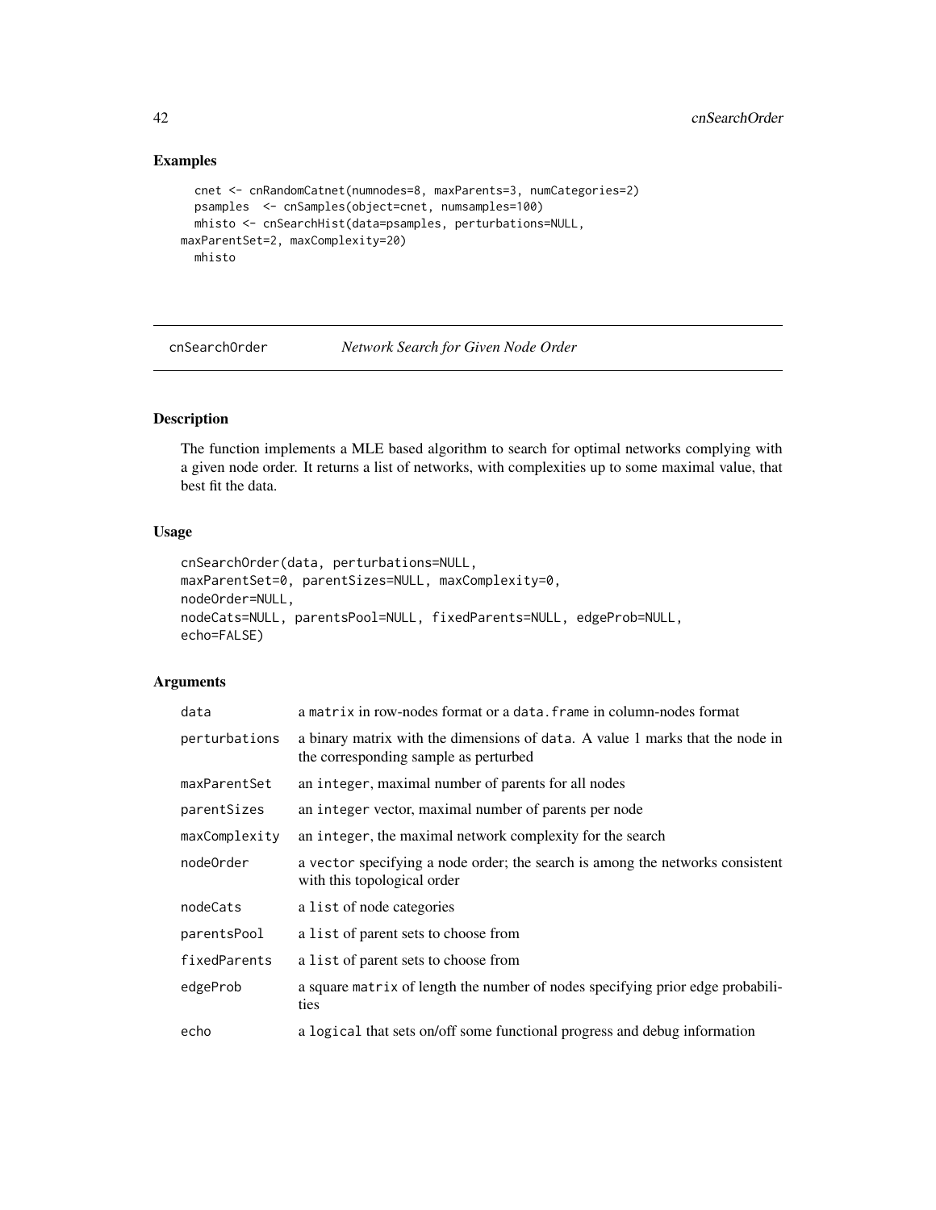## Examples

```
  cnet <- cnRandomCatnet(numnodes=8, maxParents=3, numCategories=2)
  psamples  <- cnSamples(object=cnet, numsamples=100)
  mhisto <- cnSearchHist(data=psamples, perturbations=NULL,
maxParentSet=2, maxComplexity=20)
  mhisto
```

---

# cnSearchOrder *Network Search for Given Node Order*

---

## Description

The function implements a MLE based algorithm to search for optimal networks complying with a given node order. It returns a list of networks, with complexities up to some maximal value, that best fit the data.

## Usage

```
cnSearchOrder(data, perturbations=NULL,
maxParentSet=0, parentSizes=NULL, maxComplexity=0,
nodeOrder=NULL,
nodeCats=NULL, parentsPool=NULL, fixedParents=NULL, edgeProb=NULL,
echo=FALSE)
```

## Arguments

| | |
|---|---|
| `data` | a `matrix` in row-nodes format or a `data.frame` in column-nodes format |
| `perturbations` | a binary matrix with the dimensions of `data`. A value 1 marks that the node in the corresponding sample as perturbed |
| `maxParentSet` | an `integer`, maximal number of parents for all nodes |
| `parentSizes` | an `integer` vector, maximal number of parents per node |
| `maxComplexity` | an `integer`, the maximal network complexity for the search |
| `nodeOrder` | a `vector` specifying a node order; the search is among the networks consistent with this topological order |
| `nodeCats` | a `list` of node categories |
| `parentsPool` | a `list` of parent sets to choose from |
| `fixedParents` | a `list` of parent sets to choose from |
| `edgeProb` | a square `matrix` of length the number of nodes specifying prior edge probabilities |
| `echo` | a `logical` that sets on/off some functional progress and debug information |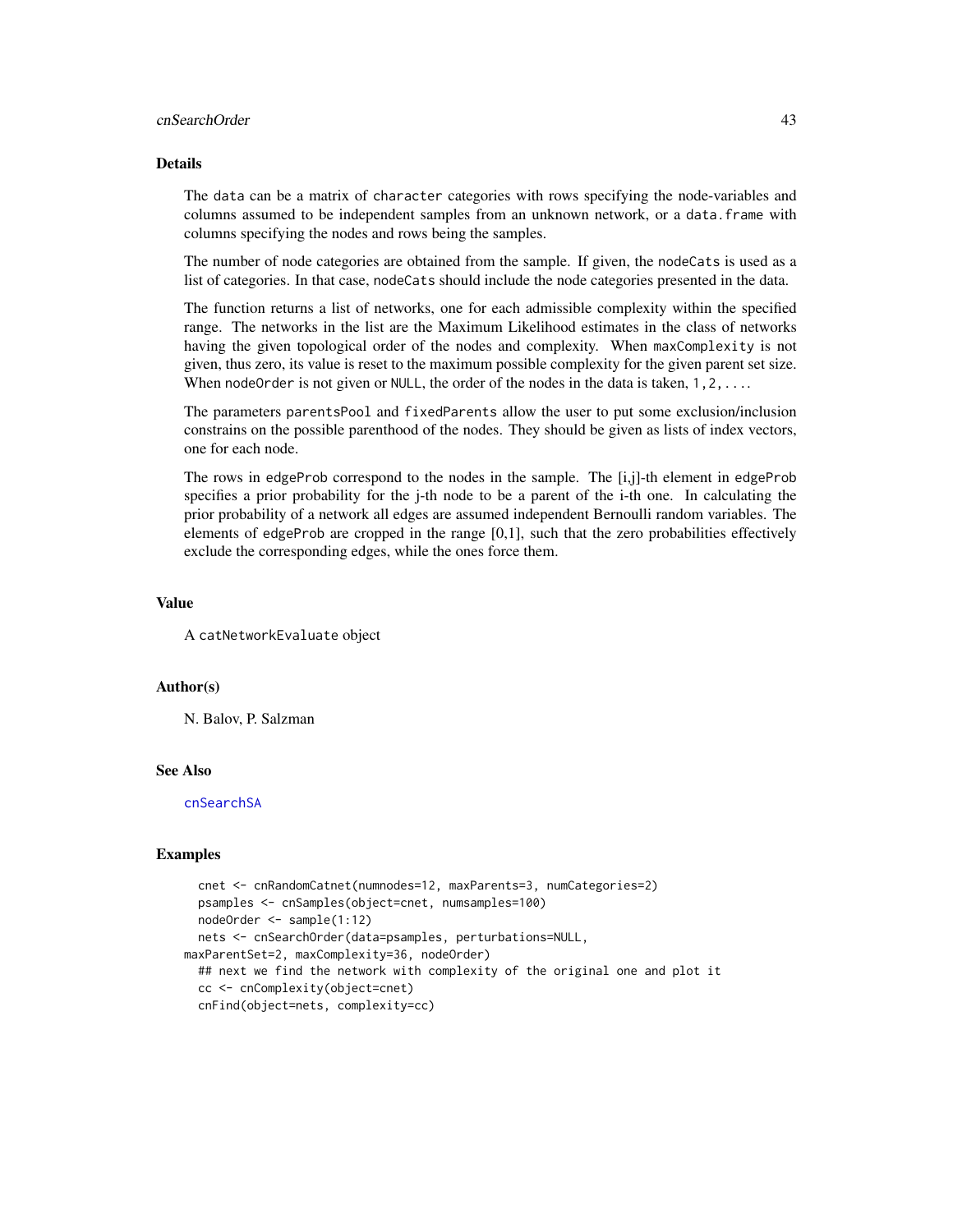### Details

The data can be a matrix of character categories with rows specifying the node-variables and columns assumed to be independent samples from an unknown network, or a data.frame with columns specifying the nodes and rows being the samples.

The number of node categories are obtained from the sample. If given, the nodeCats is used as a list of categories. In that case, nodeCats should include the node categories presented in the data.

The function returns a list of networks, one for each admissible complexity within the specified range. The networks in the list are the Maximum Likelihood estimates in the class of networks having the given topological order of the nodes and complexity. When maxComplexity is not given, thus zero, its value is reset to the maximum possible complexity for the given parent set size. When nodeOrder is not given or NULL, the order of the nodes in the data is taken, 1,2,....

The parameters parentsPool and fixedParents allow the user to put some exclusion/inclusion constrains on the possible parenthood of the nodes. They should be given as lists of index vectors, one for each node.

The rows in edgeProb correspond to the nodes in the sample. The [i,j]-th element in edgeProb specifies a prior probability for the j-th node to be a parent of the i-th one. In calculating the prior probability of a network all edges are assumed independent Bernoulli random variables. The elements of edgeProb are cropped in the range [0,1], such that the zero probabilities effectively exclude the corresponding edges, while the ones force them.

### Value

A catNetworkEvaluate object

### Author(s)

N. Balov, P. Salzman

### See Also

cnSearchSA

### Examples

```
  cnet <- cnRandomCatnet(numnodes=12, maxParents=3, numCategories=2)
  psamples <- cnSamples(object=cnet, numsamples=100)
  nodeOrder <- sample(1:12)
  nets <- cnSearchOrder(data=psamples, perturbations=NULL,
maxParentSet=2, maxComplexity=36, nodeOrder)
  ## next we find the network with complexity of the original one and plot it
  cc <- cnComplexity(object=cnet)
  cnFind(object=nets, complexity=cc)
```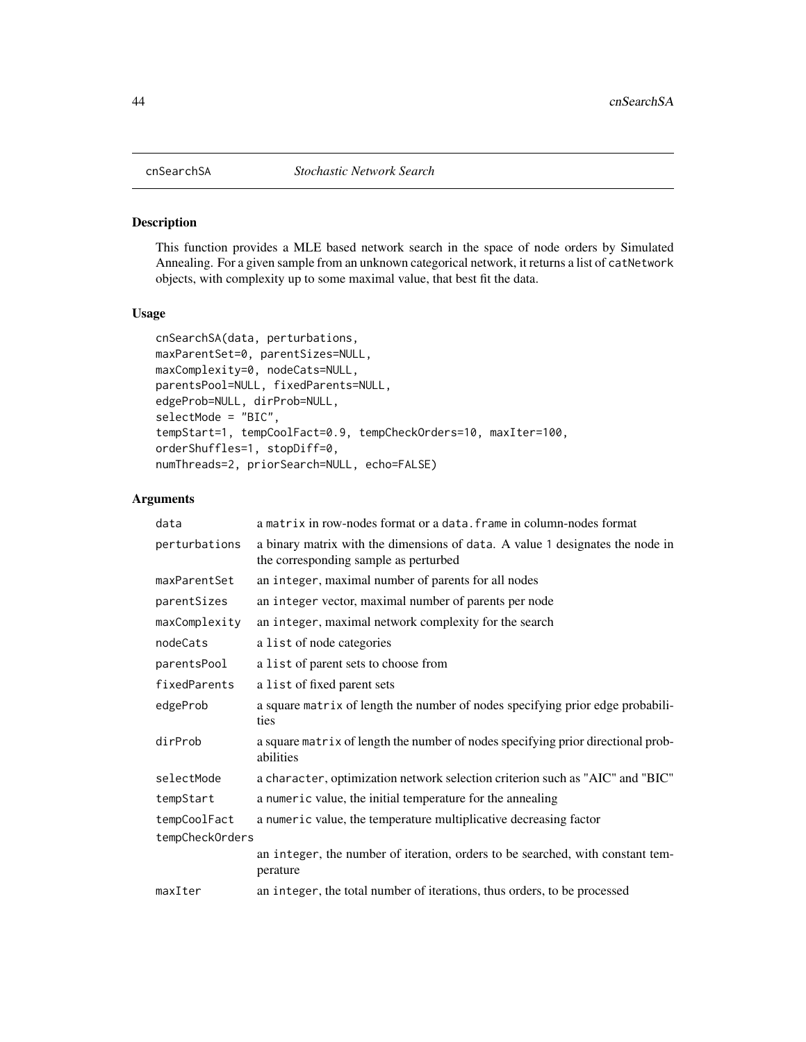## cnSearchSA *Stochastic Network Search*

### Description

This function provides a MLE based network search in the space of node orders by Simulated Annealing. For a given sample from an unknown categorical network, it returns a list of catNetwork objects, with complexity up to some maximal value, that best fit the data.

### Usage

```
cnSearchSA(data, perturbations,
maxParentSet=0, parentSizes=NULL,
maxComplexity=0, nodeCats=NULL,
parentsPool=NULL, fixedParents=NULL,
edgeProb=NULL, dirProb=NULL,
selectMode = "BIC",
tempStart=1, tempCoolFact=0.9, tempCheckOrders=10, maxIter=100,
orderShuffles=1, stopDiff=0,
numThreads=2, priorSearch=NULL, echo=FALSE)
```

### Arguments

| | |
|---|---|
| data | a matrix in row-nodes format or a data.frame in column-nodes format |
| perturbations | a binary matrix with the dimensions of data. A value 1 designates the node in the corresponding sample as perturbed |
| maxParentSet | an integer, maximal number of parents for all nodes |
| parentSizes | an integer vector, maximal number of parents per node |
| maxComplexity | an integer, maximal network complexity for the search |
| nodeCats | a list of node categories |
| parentsPool | a list of parent sets to choose from |
| fixedParents | a list of fixed parent sets |
| edgeProb | a square matrix of length the number of nodes specifying prior edge probabilities |
| dirProb | a square matrix of length the number of nodes specifying prior directional probabilities |
| selectMode | a character, optimization network selection criterion such as "AIC" and "BIC" |
| tempStart | a numeric value, the initial temperature for the annealing |
| tempCoolFact | a numeric value, the temperature multiplicative decreasing factor |
| tempCheckOrders | an integer, the number of iteration, orders to be searched, with constant temperature |
| maxIter | an integer, the total number of iterations, thus orders, to be processed |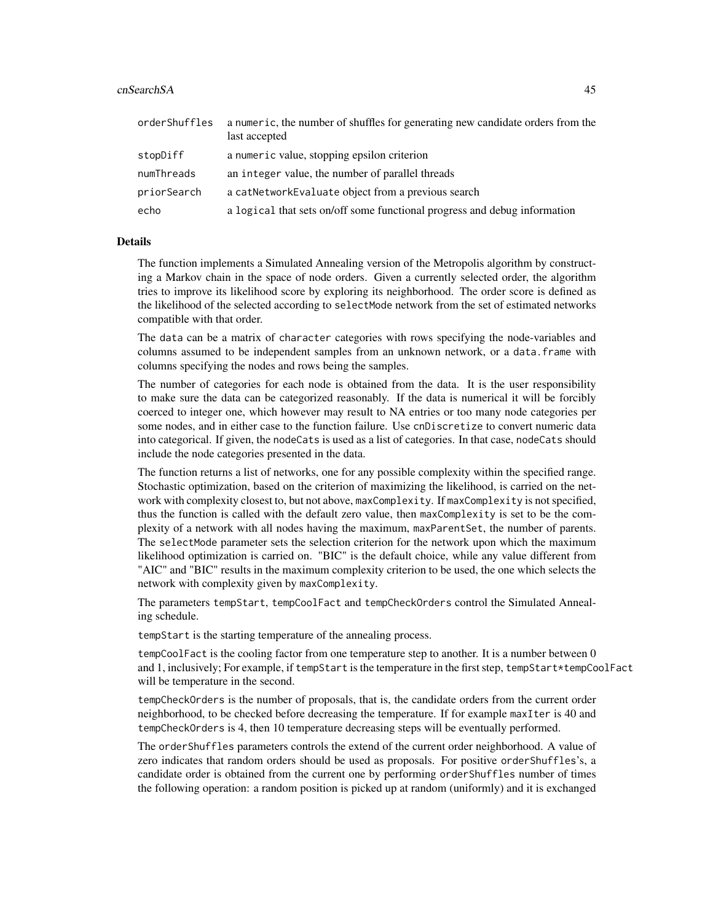| | |
|---|---|
| orderShuffles | a numeric, the number of shuffles for generating new candidate orders from the last accepted |
| stopDiff | a numeric value, stopping epsilon criterion |
| numThreads | an integer value, the number of parallel threads |
| priorSearch | a catNetworkEvaluate object from a previous search |
| echo | a logical that sets on/off some functional progress and debug information |

## Details

The function implements a Simulated Annealing version of the Metropolis algorithm by constructing a Markov chain in the space of node orders. Given a currently selected order, the algorithm tries to improve its likelihood score by exploring its neighborhood. The order score is defined as the likelihood of the selected according to selectMode network from the set of estimated networks compatible with that order.

The data can be a matrix of character categories with rows specifying the node-variables and columns assumed to be independent samples from an unknown network, or a data.frame with columns specifying the nodes and rows being the samples.

The number of categories for each node is obtained from the data. It is the user responsibility to make sure the data can be categorized reasonably. If the data is numerical it will be forcibly coerced to integer one, which however may result to NA entries or too many node categories per some nodes, and in either case to the function failure. Use cnDiscretize to convert numeric data into categorical. If given, the nodeCats is used as a list of categories. In that case, nodeCats should include the node categories presented in the data.

The function returns a list of networks, one for any possible complexity within the specified range. Stochastic optimization, based on the criterion of maximizing the likelihood, is carried on the network with complexity closest to, but not above, maxComplexity. If maxComplexity is not specified, thus the function is called with the default zero value, then maxComplexity is set to be the complexity of a network with all nodes having the maximum, maxParentSet, the number of parents. The selectMode parameter sets the selection criterion for the network upon which the maximum likelihood optimization is carried on. "BIC" is the default choice, while any value different from "AIC" and "BIC" results in the maximum complexity criterion to be used, the one which selects the network with complexity given by maxComplexity.

The parameters tempStart, tempCoolFact and tempCheckOrders control the Simulated Annealing schedule.

tempStart is the starting temperature of the annealing process.

tempCoolFact is the cooling factor from one temperature step to another. It is a number between 0 and 1, inclusively; For example, if tempStart is the temperature in the first step, tempStart*tempCoolFact will be temperature in the second.

tempCheckOrders is the number of proposals, that is, the candidate orders from the current order neighborhood, to be checked before decreasing the temperature. If for example maxIter is 40 and tempCheckOrders is 4, then 10 temperature decreasing steps will be eventually performed.

The orderShuffles parameters controls the extend of the current order neighborhood. A value of zero indicates that random orders should be used as proposals. For positive orderShuffles's, a candidate order is obtained from the current one by performing orderShuffles number of times the following operation: a random position is picked up at random (uniformly) and it is exchanged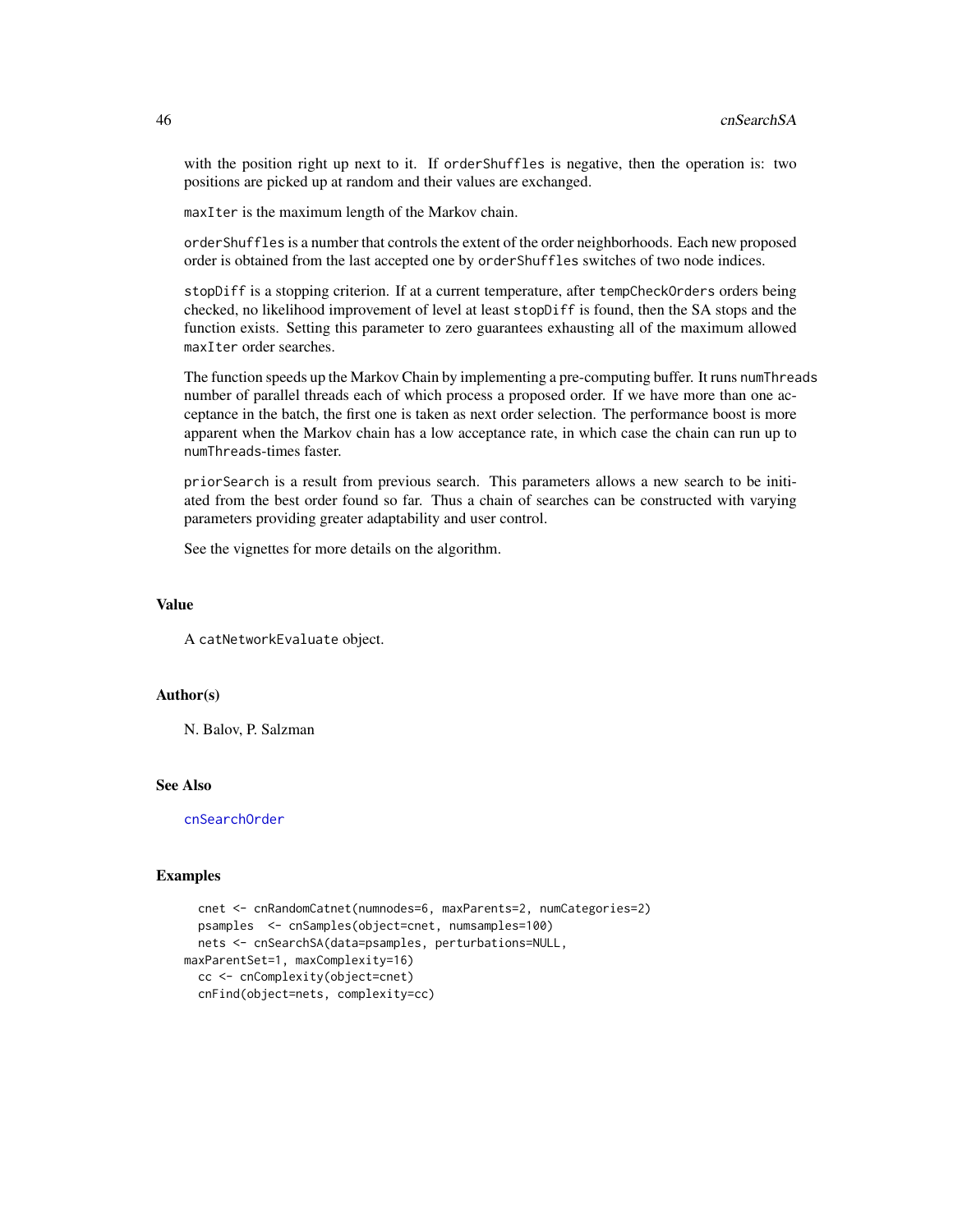with the position right up next to it. If `orderShuffles` is negative, then the operation is: two positions are picked up at random and their values are exchanged.

`maxIter` is the maximum length of the Markov chain.

`orderShuffles` is a number that controls the extent of the order neighborhoods. Each new proposed order is obtained from the last accepted one by `orderShuffles` switches of two node indices.

`stopDiff` is a stopping criterion. If at a current temperature, after `tempCheckOrders` orders being checked, no likelihood improvement of level at least `stopDiff` is found, then the SA stops and the function exists. Setting this parameter to zero guarantees exhausting all of the maximum allowed `maxIter` order searches.

The function speeds up the Markov Chain by implementing a pre-computing buffer. It runs `numThreads` number of parallel threads each of which process a proposed order. If we have more than one acceptance in the batch, the first one is taken as next order selection. The performance boost is more apparent when the Markov chain has a low acceptance rate, in which case the chain can run up to `numThreads`-times faster.

`priorSearch` is a result from previous search. This parameters allows a new search to be initiated from the best order found so far. Thus a chain of searches can be constructed with varying parameters providing greater adaptability and user control.

See the vignettes for more details on the algorithm.

## Value

A `catNetworkEvaluate` object.

## Author(s)

N. Balov, P. Salzman

## See Also

`cnSearchOrder`

## Examples

```
  cnet <- cnRandomCatnet(numnodes=6, maxParents=2, numCategories=2)
  psamples  <- cnSamples(object=cnet, numsamples=100)
  nets <- cnSearchSA(data=psamples, perturbations=NULL,
maxParentSet=1, maxComplexity=16)
  cc <- cnComplexity(object=cnet)
  cnFind(object=nets, complexity=cc)
```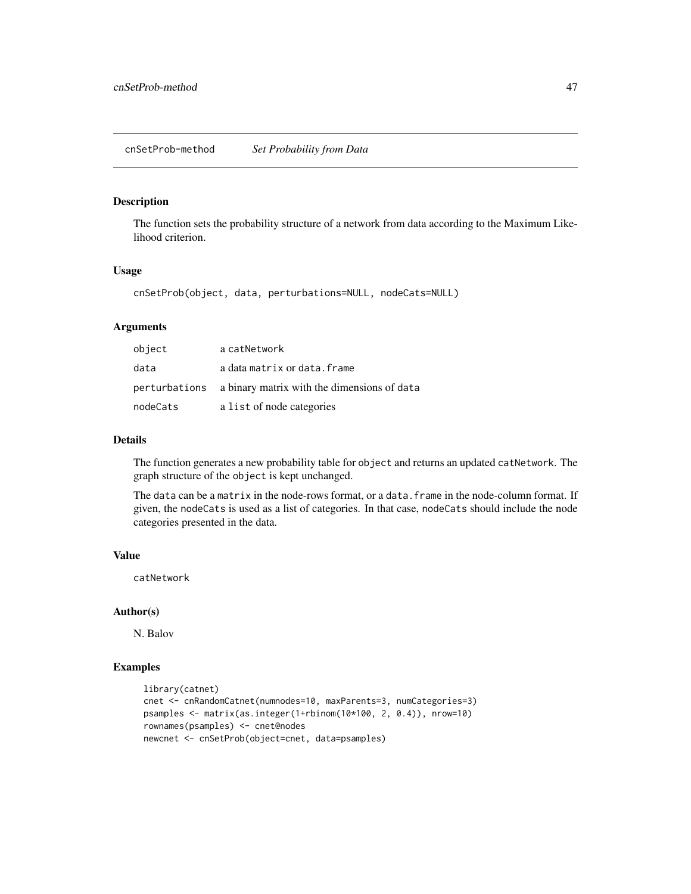## cnSetProb-method *Set Probability from Data*

### Description

The function sets the probability structure of a network from data according to the Maximum Likelihood criterion.

### Usage

```
cnSetProb(object, data, perturbations=NULL, nodeCats=NULL)
```

### Arguments

| | |
|---|---|
| object | a catNetwork |
| data | a data matrix or data.frame |
| perturbations | a binary matrix with the dimensions of data |
| nodeCats | a list of node categories |

### Details

The function generates a new probability table for object and returns an updated catNetwork. The graph structure of the object is kept unchanged.

The data can be a matrix in the node-rows format, or a data.frame in the node-column format. If given, the nodeCats is used as a list of categories. In that case, nodeCats should include the node categories presented in the data.

### Value

catNetwork

### Author(s)

N. Balov

### Examples

```
library(catnet)
cnet <- cnRandomCatnet(numnodes=10, maxParents=3, numCategories=3)
psamples <- matrix(as.integer(1+rbinom(10*100, 2, 0.4)), nrow=10)
rownames(psamples) <- cnet@nodes
newcnet <- cnSetProb(object=cnet, data=psamples)
```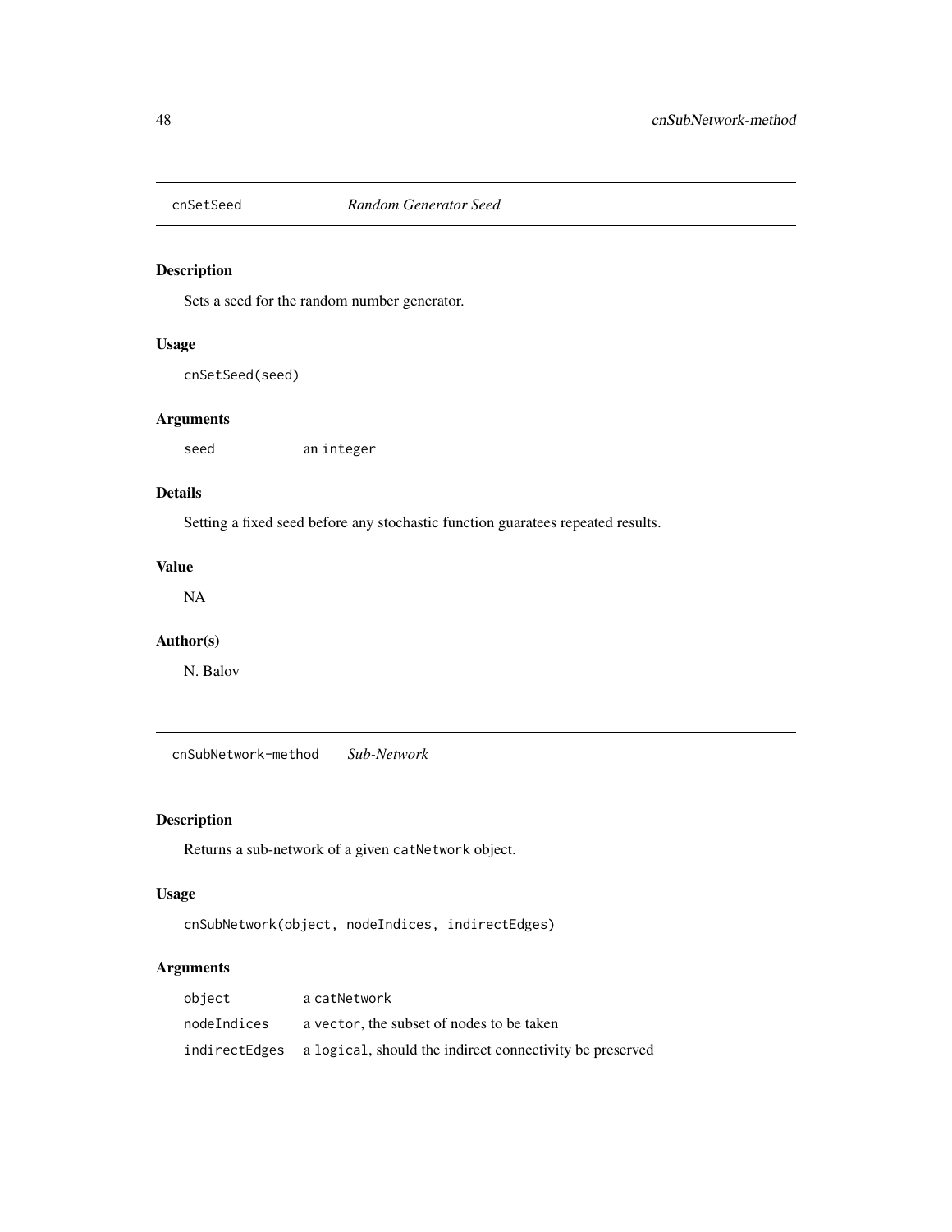## cnSetSeed *Random Generator Seed*

### Description

Sets a seed for the random number generator.

### Usage

```
cnSetSeed(seed)
```

### Arguments

| | |
|---|---|
| seed | an integer |

### Details

Setting a fixed seed before any stochastic function guaratees repeated results.

### Value

NA

### Author(s)

N. Balov

## cnSubNetwork-method *Sub-Network*

### Description

Returns a sub-network of a given catNetwork object.

### Usage

```
cnSubNetwork(object, nodeIndices, indirectEdges)
```

### Arguments

| | |
|---|---|
| object | a catNetwork |
| nodeIndices | a vector, the subset of nodes to be taken |
| indirectEdges | a logical, should the indirect connectivity be preserved |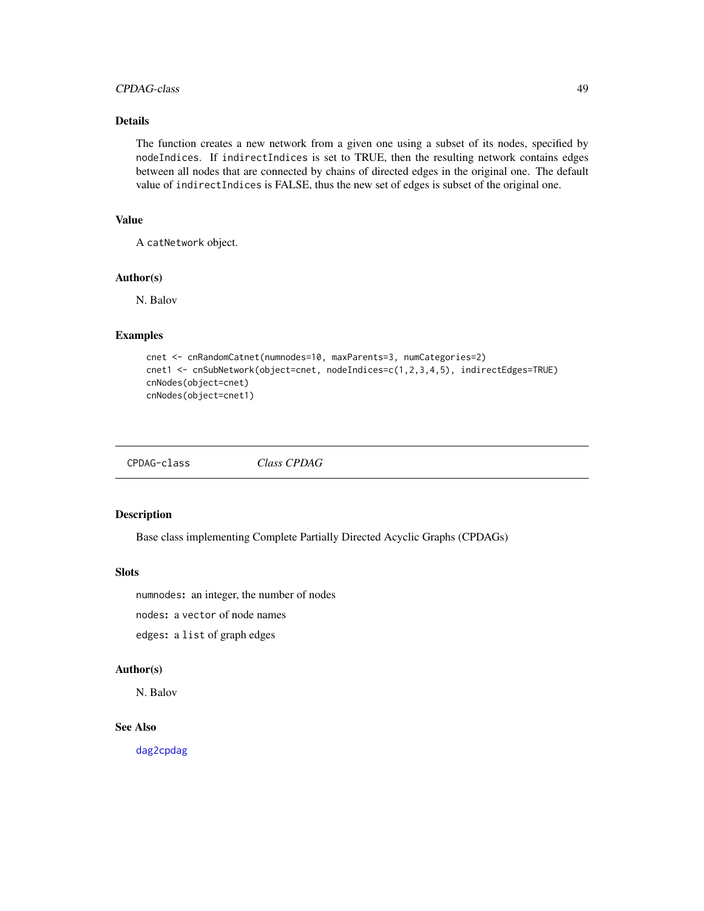## Details

The function creates a new network from a given one using a subset of its nodes, specified by `nodeIndices`. If `indirectIndices` is set to TRUE, then the resulting network contains edges between all nodes that are connected by chains of directed edges in the original one. The default value of `indirectIndices` is FALSE, thus the new set of edges is subset of the original one.

## Value

A `catNetwork` object.

## Author(s)

N. Balov

## Examples

```
cnet <- cnRandomCatnet(numnodes=10, maxParents=3, numCategories=2)
cnet1 <- cnSubNetwork(object=cnet, nodeIndices=c(1,2,3,4,5), indirectEdges=TRUE)
cnNodes(object=cnet)
cnNodes(object=cnet1)
```

---

# CPDAG-class &nbsp;&nbsp;&nbsp; *Class CPDAG*

---

## Description

Base class implementing Complete Partially Directed Acyclic Graphs (CPDAGs)

## Slots

`numnodes`**:** an integer, the number of nodes

`nodes`**:** a `vector` of node names

`edges`**:** a `list` of graph edges

## Author(s)

N. Balov

## See Also

`dag2cpdag`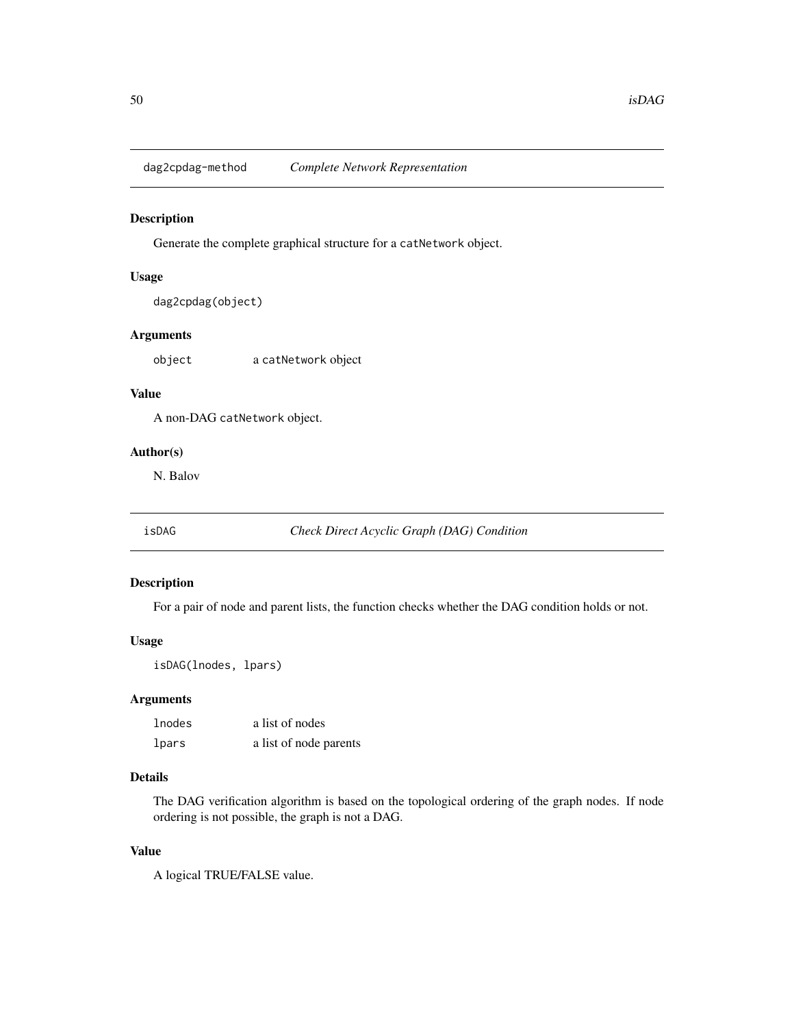## dag2cpdag-method *Complete Network Representation*

### Description

Generate the complete graphical structure for a `catNetwork` object.

### Usage

```
dag2cpdag(object)
```

### Arguments

| | |
|---|---|
| `object` | a `catNetwork` object |

### Value

A non-DAG `catNetwork` object.

### Author(s)

N. Balov

## isDAG *Check Direct Acyclic Graph (DAG) Condition*

### Description

For a pair of node and parent lists, the function checks whether the DAG condition holds or not.

### Usage

```
isDAG(lnodes, lpars)
```

### Arguments

| | |
|---|---|
| `lnodes` | a list of nodes |
| `lpars` | a list of node parents |

### Details

The DAG verification algorithm is based on the topological ordering of the graph nodes. If node ordering is not possible, the graph is not a DAG.

### Value

A logical TRUE/FALSE value.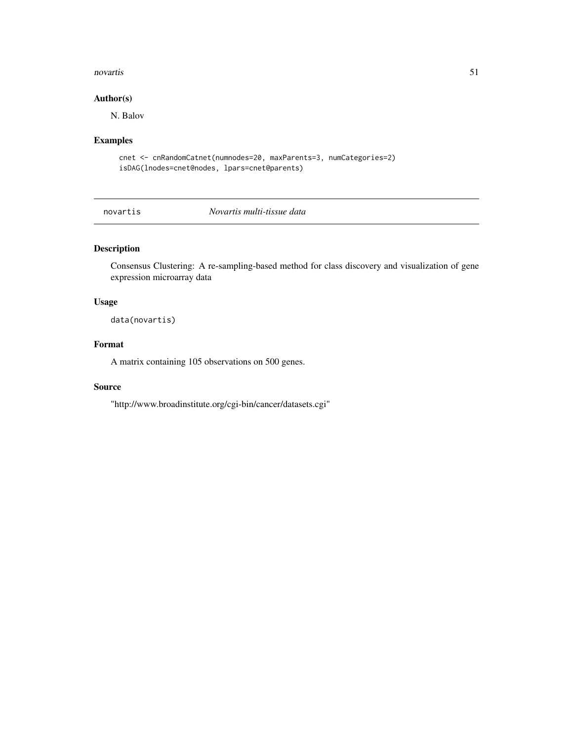## Author(s)

N. Balov

## Examples

```
cnet <- cnRandomCatnet(numnodes=20, maxParents=3, numCategories=2)
isDAG(lnodes=cnet@nodes, lpars=cnet@parents)
```

---

# novartis — *Novartis multi-tissue data*

---

## Description

Consensus Clustering: A re-sampling-based method for class discovery and visualization of gene expression microarray data

## Usage

```
data(novartis)
```

## Format

A matrix containing 105 observations on 500 genes.

## Source

"http://www.broadinstitute.org/cgi-bin/cancer/datasets.cgi"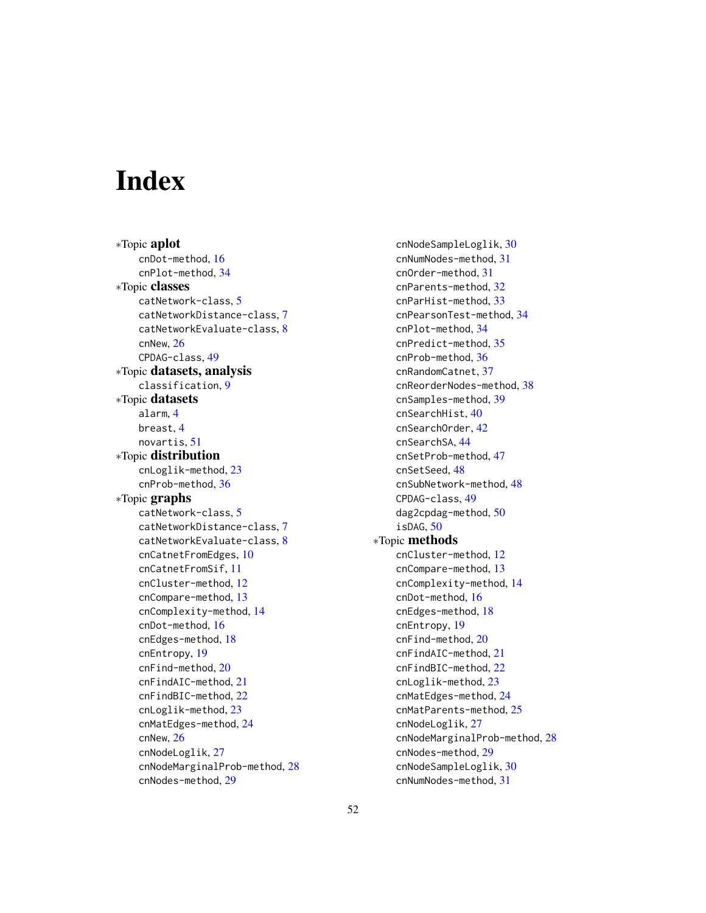# Index

*Topic **aplot**
  cnDot-method, 16
  cnPlot-method, 34
*Topic **classes**
  catNetwork-class, 5
  catNetworkDistance-class, 7
  catNetworkEvaluate-class, 8
  cnNew, 26
  CPDAG-class, 49
*Topic **datasets, analysis**
  classification, 9
*Topic **datasets**
  alarm, 4
  breast, 4
  novartis, 51
*Topic **distribution**
  cnLoglik-method, 23
  cnProb-method, 36
*Topic **graphs**
  catNetwork-class, 5
  catNetworkDistance-class, 7
  catNetworkEvaluate-class, 8
  cnCatnetFromEdges, 10
  cnCatnetFromSif, 11
  cnCluster-method, 12
  cnCompare-method, 13
  cnComplexity-method, 14
  cnDot-method, 16
  cnEdges-method, 18
  cnEntropy, 19
  cnFind-method, 20
  cnFindAIC-method, 21
  cnFindBIC-method, 22
  cnLoglik-method, 23
  cnMatEdges-method, 24
  cnNew, 26
  cnNodeLoglik, 27
  cnNodeMarginalProb-method, 28
  cnNodes-method, 29
  cnNodeSampleLoglik, 30
  cnNumNodes-method, 31
  cnOrder-method, 31
  cnParents-method, 32
  cnParHist-method, 33
  cnPearsonTest-method, 34
  cnPlot-method, 34
  cnPredict-method, 35
  cnProb-method, 36
  cnRandomCatnet, 37
  cnReorderNodes-method, 38
  cnSamples-method, 39
  cnSearchHist, 40
  cnSearchOrder, 42
  cnSearchSA, 44
  cnSetProb-method, 47
  cnSetSeed, 48
  cnSubNetwork-method, 48
  CPDAG-class, 49
  dag2cpdag-method, 50
  isDAG, 50
*Topic **methods**
  cnCluster-method, 12
  cnCompare-method, 13
  cnComplexity-method, 14
  cnDot-method, 16
  cnEdges-method, 18
  cnEntropy, 19
  cnFind-method, 20
  cnFindAIC-method, 21
  cnFindBIC-method, 22
  cnLoglik-method, 23
  cnMatEdges-method, 24
  cnMatParents-method, 25
  cnNodeLoglik, 27
  cnNodeMarginalProb-method, 28
  cnNodes-method, 29
  cnNodeSampleLoglik, 30
  cnNumNodes-method, 31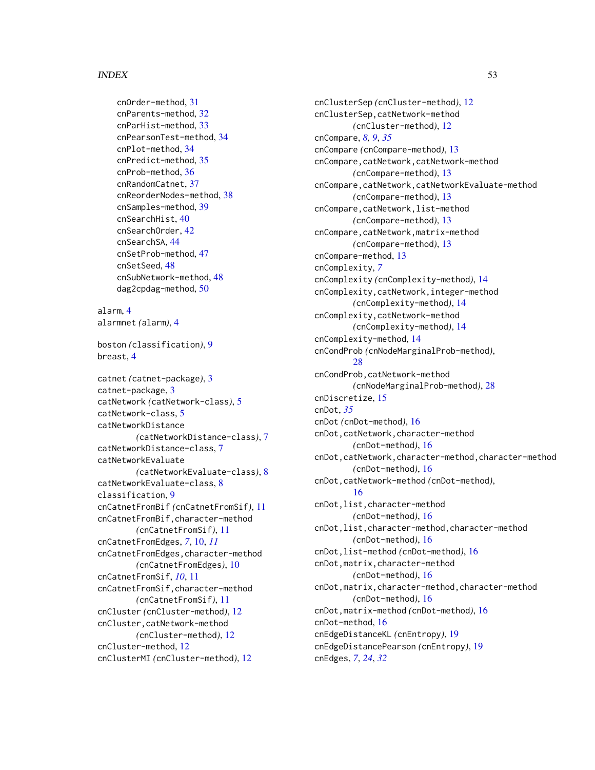cnOrder-method, 31
cnParents-method, 32
cnParHist-method, 33
cnPearsonTest-method, 34
cnPlot-method, 34
cnPredict-method, 35
cnProb-method, 36
cnRandomCatnet, 37
cnReorderNodes-method, 38
cnSamples-method, 39
cnSearchHist, 40
cnSearchOrder, 42
cnSearchSA, 44
cnSetProb-method, 47
cnSetSeed, 48
cnSubNetwork-method, 48
dag2cpdag-method, 50

alarm, 4
alarmnet *(alarm)*, 4

boston *(classification)*, 9
breast, 4

catnet *(catnet-package)*, 3
catnet-package, 3
catNetwork *(catNetwork-class)*, 5
catNetwork-class, 5
catNetworkDistance *(catNetworkDistance-class)*, 7
catNetworkDistance-class, 7
catNetworkEvaluate *(catNetworkEvaluate-class)*, 8
catNetworkEvaluate-class, 8
classification, 9
cnCatnetFromBif *(cnCatnetFromSif)*, 11
cnCatnetFromBif,character-method *(cnCatnetFromSif)*, 11
cnCatnetFromEdges, *7*, 10, *11*
cnCatnetFromEdges,character-method *(cnCatnetFromEdges)*, 10
cnCatnetFromSif, *10*, 11
cnCatnetFromSif,character-method *(cnCatnetFromSif)*, 11
cnCluster *(cnCluster-method)*, 12
cnCluster,catNetwork-method *(cnCluster-method)*, 12
cnCluster-method, 12
cnClusterMI *(cnCluster-method)*, 12
cnClusterSep *(cnCluster-method)*, 12
cnClusterSep,catNetwork-method *(cnCluster-method)*, 12
cnCompare, *8*, *9*, *35*
cnCompare *(cnCompare-method)*, 13
cnCompare,catNetwork,catNetwork-method *(cnCompare-method)*, 13
cnCompare,catNetwork,catNetworkEvaluate-method *(cnCompare-method)*, 13
cnCompare,catNetwork,list-method *(cnCompare-method)*, 13
cnCompare,catNetwork,matrix-method *(cnCompare-method)*, 13
cnCompare-method, 13
cnComplexity, *7*
cnComplexity *(cnComplexity-method)*, 14
cnComplexity,catNetwork,integer-method *(cnComplexity-method)*, 14
cnComplexity,catNetwork-method *(cnComplexity-method)*, 14
cnComplexity-method, 14
cnCondProb *(cnNodeMarginalProb-method)*, 28
cnCondProb,catNetwork-method *(cnNodeMarginalProb-method)*, 28
cnDiscretize, 15
cnDot, *35*
cnDot *(cnDot-method)*, 16
cnDot,catNetwork,character-method *(cnDot-method)*, 16
cnDot,catNetwork,character-method,character-method *(cnDot-method)*, 16
cnDot,catNetwork-method *(cnDot-method)*, 16
cnDot,list,character-method *(cnDot-method)*, 16
cnDot,list,character-method,character-method *(cnDot-method)*, 16
cnDot,list-method *(cnDot-method)*, 16
cnDot,matrix,character-method *(cnDot-method)*, 16
cnDot,matrix,character-method,character-method *(cnDot-method)*, 16
cnDot,matrix-method *(cnDot-method)*, 16
cnDot-method, 16
cnEdgeDistanceKL *(cnEntropy)*, 19
cnEdgeDistancePearson *(cnEntropy)*, 19
cnEdges, *7*, *24*, *32*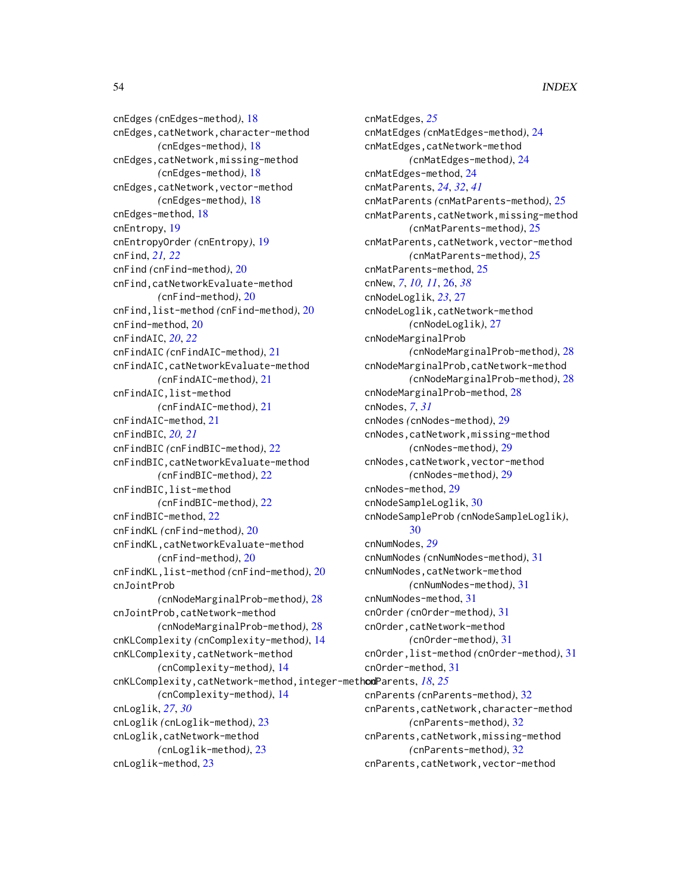cnEdges *(*cnEdges-method*)*, 18
cnEdges,catNetwork,character-method *(*cnEdges-method*)*, 18
cnEdges,catNetwork,missing-method *(*cnEdges-method*)*, 18
cnEdges,catNetwork,vector-method *(*cnEdges-method*)*, 18
cnEdges-method, 18
cnEntropy, 19
cnEntropyOrder *(*cnEntropy*)*, 19
cnFind, *21, 22*
cnFind *(*cnFind-method*)*, 20
cnFind,catNetworkEvaluate-method *(*cnFind-method*)*, 20
cnFind,list-method *(*cnFind-method*)*, 20
cnFind-method, 20
cnFindAIC, *20*, *22*
cnFindAIC *(*cnFindAIC-method*)*, 21
cnFindAIC,catNetworkEvaluate-method *(*cnFindAIC-method*)*, 21
cnFindAIC,list-method *(*cnFindAIC-method*)*, 21
cnFindAIC-method, 21
cnFindBIC, *20, 21*
cnFindBIC *(*cnFindBIC-method*)*, 22
cnFindBIC,catNetworkEvaluate-method *(*cnFindBIC-method*)*, 22
cnFindBIC,list-method *(*cnFindBIC-method*)*, 22
cnFindBIC-method, 22
cnFindKL *(*cnFind-method*)*, 20
cnFindKL,catNetworkEvaluate-method *(*cnFind-method*)*, 20
cnFindKL,list-method *(*cnFind-method*)*, 20
cnJointProb *(*cnNodeMarginalProb-method*)*, 28
cnJointProb,catNetwork-method *(*cnNodeMarginalProb-method*)*, 28
cnKLComplexity *(*cnComplexity-method*)*, 14
cnKLComplexity,catNetwork-method *(*cnComplexity-method*)*, 14
cnKLComplexity,catNetwork-method,integer-method *(*cnComplexity-method*)*, 14
cnLoglik, *27*, *30*
cnLoglik *(*cnLoglik-method*)*, 23
cnLoglik,catNetwork-method *(*cnLoglik-method*)*, 23
cnLoglik-method, 23
cnMatEdges, *25*
cnMatEdges *(*cnMatEdges-method*)*, 24
cnMatEdges,catNetwork-method *(*cnMatEdges-method*)*, 24
cnMatEdges-method, 24
cnMatParents, *24*, *32*, *41*
cnMatParents *(*cnMatParents-method*)*, 25
cnMatParents,catNetwork,missing-method *(*cnMatParents-method*)*, 25
cnMatParents,catNetwork,vector-method *(*cnMatParents-method*)*, 25
cnMatParents-method, 25
cnNew, *7*, *10, 11*, 26, *38*
cnNodeLoglik, *23*, 27
cnNodeLoglik,catNetwork-method *(*cnNodeLoglik*)*, 27
cnNodeMarginalProb *(*cnNodeMarginalProb-method*)*, 28
cnNodeMarginalProb,catNetwork-method *(*cnNodeMarginalProb-method*)*, 28
cnNodeMarginalProb-method, 28
cnNodes, *7*, *31*
cnNodes *(*cnNodes-method*)*, 29
cnNodes,catNetwork,missing-method *(*cnNodes-method*)*, 29
cnNodes,catNetwork,vector-method *(*cnNodes-method*)*, 29
cnNodes-method, 29
cnNodeSampleLoglik, 30
cnNodeSampleProb *(*cnNodeSampleLoglik*)*, 30
cnNumNodes, *29*
cnNumNodes *(*cnNumNodes-method*)*, 31
cnNumNodes,catNetwork-method *(*cnNumNodes-method*)*, 31
cnNumNodes-method, 31
cnOrder *(*cnOrder-method*)*, 31
cnOrder,catNetwork-method *(*cnOrder-method*)*, 31
cnOrder,list-method *(*cnOrder-method*)*, 31
cnOrder-method, 31
cnParents, *18*, *25*
cnParents *(*cnParents-method*)*, 32
cnParents,catNetwork,character-method *(*cnParents-method*)*, 32
cnParents,catNetwork,missing-method *(*cnParents-method*)*, 32
cnParents,catNetwork,vector-method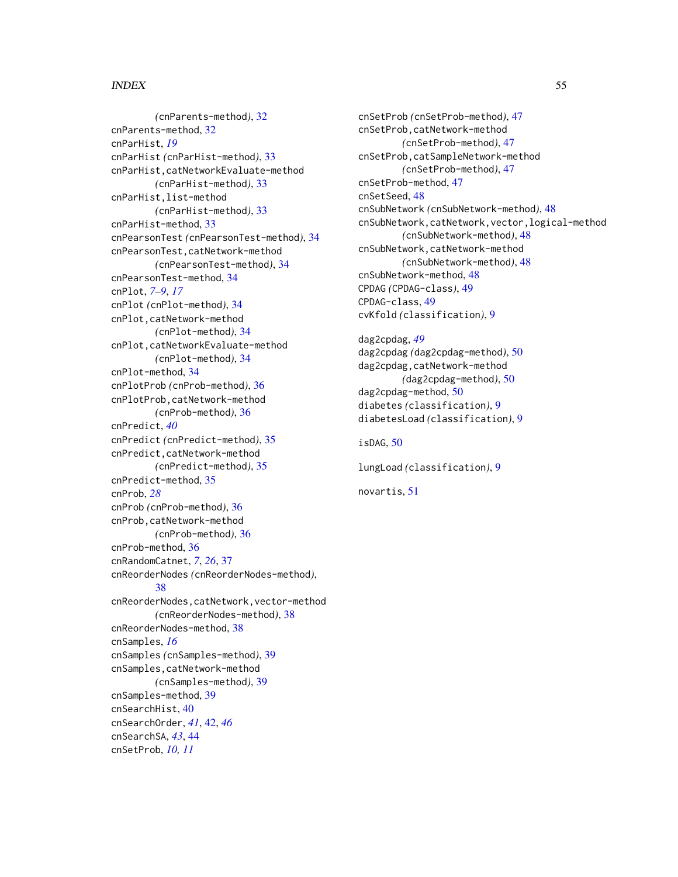(cnParents-method), 32
cnParents-method, 32
cnParHist, *19*
cnParHist (cnParHist-method), 33
cnParHist,catNetworkEvaluate-method
(cnParHist-method), 33
cnParHist,list-method
(cnParHist-method), 33
cnParHist-method, 33
cnPearsonTest (cnPearsonTest-method), 34
cnPearsonTest,catNetwork-method
(cnPearsonTest-method), 34
cnPearsonTest-method, 34
cnPlot, *7–9*, *17*
cnPlot (cnPlot-method), 34
cnPlot,catNetwork-method
(cnPlot-method), 34
cnPlot,catNetworkEvaluate-method
(cnPlot-method), 34
cnPlot-method, 34
cnPlotProb (cnProb-method), 36
cnPlotProb,catNetwork-method
(cnProb-method), 36
cnPredict, *40*
cnPredict (cnPredict-method), 35
cnPredict,catNetwork-method
(cnPredict-method), 35
cnPredict-method, 35
cnProb, *28*
cnProb (cnProb-method), 36
cnProb,catNetwork-method
(cnProb-method), 36
cnProb-method, 36
cnRandomCatnet, *7*, *26*, 37
cnReorderNodes (cnReorderNodes-method),
38
cnReorderNodes,catNetwork,vector-method
(cnReorderNodes-method), 38
cnReorderNodes-method, 38
cnSamples, *16*
cnSamples (cnSamples-method), 39
cnSamples,catNetwork-method
(cnSamples-method), 39
cnSamples-method, 39
cnSearchHist, 40
cnSearchOrder, *41*, 42, *46*
cnSearchSA, *43*, 44
cnSetProb, *10, 11*
cnSetProb (cnSetProb-method), 47
cnSetProb,catNetwork-method
(cnSetProb-method), 47
cnSetProb,catSampleNetwork-method
(cnSetProb-method), 47
cnSetProb-method, 47
cnSetSeed, 48
cnSubNetwork (cnSubNetwork-method), 48
cnSubNetwork,catNetwork,vector,logical-method
(cnSubNetwork-method), 48
cnSubNetwork,catNetwork-method
(cnSubNetwork-method), 48
cnSubNetwork-method, 48
CPDAG (CPDAG-class), 49
CPDAG-class, 49
cvKfold (classification), 9

dag2cpdag, *49*
dag2cpdag (dag2cpdag-method), 50
dag2cpdag,catNetwork-method
(dag2cpdag-method), 50
dag2cpdag-method, 50
diabetes (classification), 9
diabetesLoad (classification), 9

isDAG, 50

lungLoad (classification), 9

novartis, 51